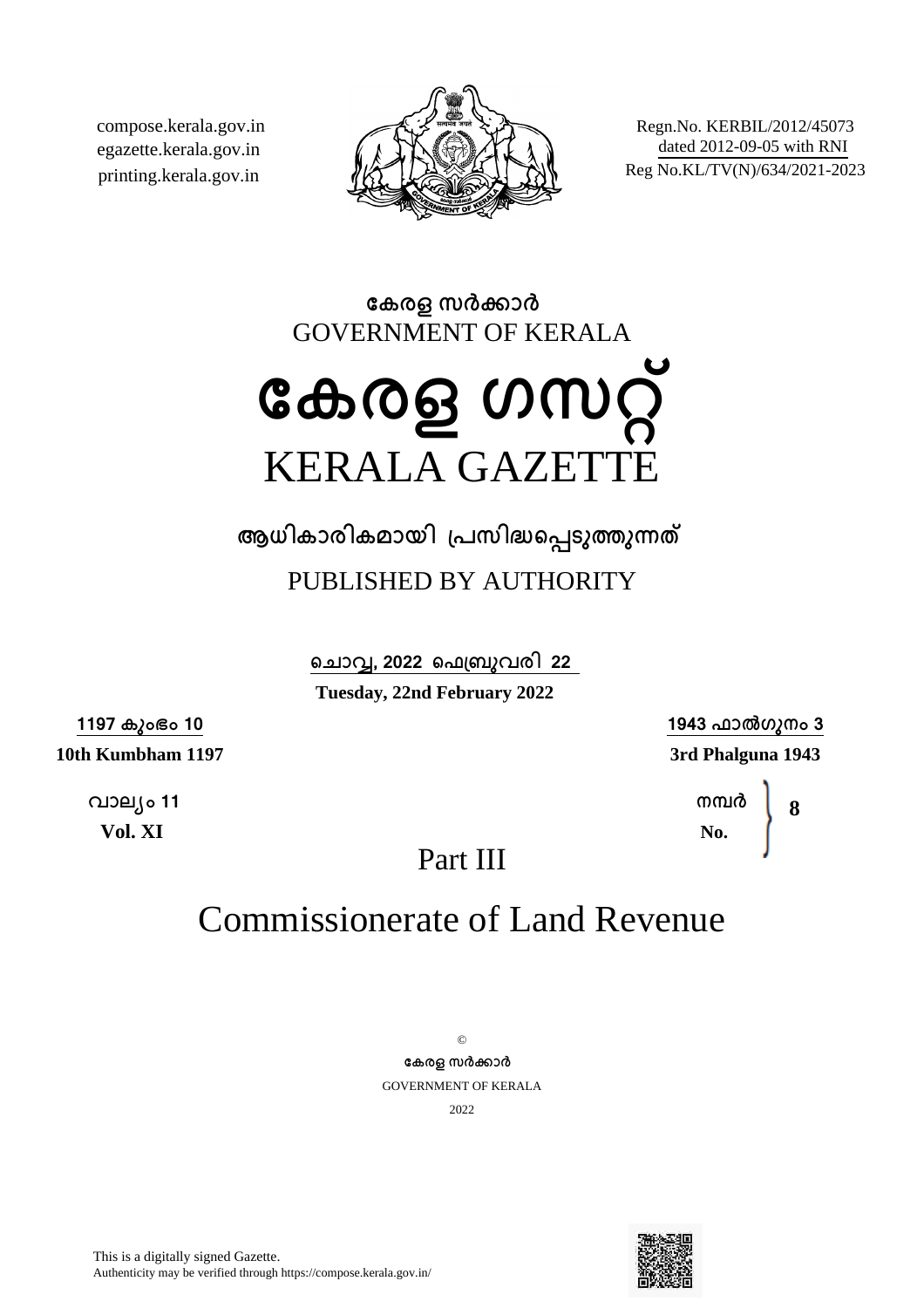compose.kerala.gov.in
egazette.kerala.gov.in
printing.kerala.gov.in

Regn.No. KERBIL/2012/45073
dated 2012-09-05 with RNI
Reg No.KL/TV(N)/634/2021-2023

**കേരള സർക്കാർ**

GOVERNMENT OF KERALA

# കേരള ഗസറ്റ്

# KERALA GAZETTE

**ആധികാരികമായി പ്രസിദ്ധപ്പെടുത്തുന്നത്**

PUBLISHED BY AUTHORITY

**ചൊവ്വ, 2022 ഫെബ്രുവരി 22**

**Tuesday, 22nd February 2022**

**1197 കുംഭം 10**
**10th Kumbham 1197**

**1943 ഫാൽഗുനം 3**
**3rd Phalguna 1943**

**വാല്യം 11**
**Vol. XI**

**നമ്പർ**
**No.** **8**

## Part III

# Commissionerate of Land Revenue

©

**കേരള സർക്കാർ**

GOVERNMENT OF KERALA

2022

This is a digitally signed Gazette.
Authenticity may be verified through https://compose.kerala.gov.in/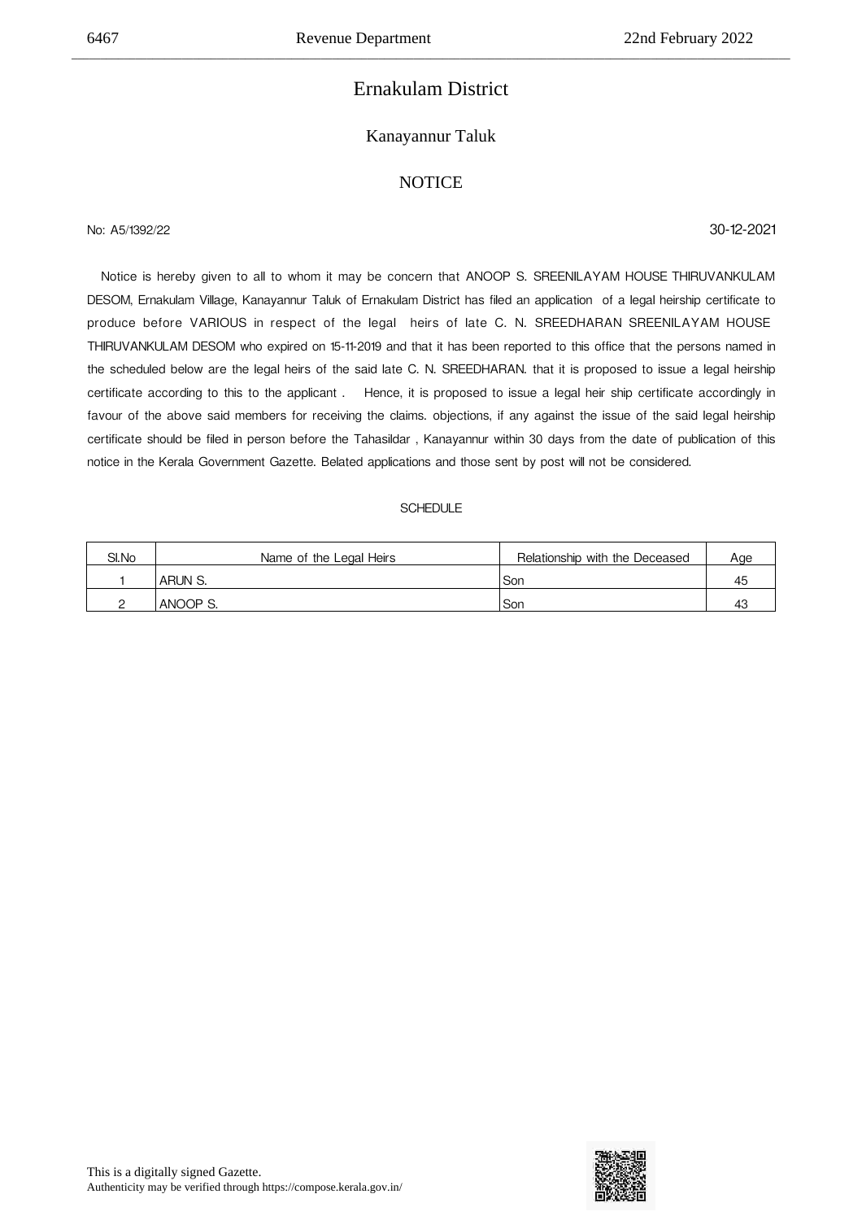# Ernakulam District

## Kanayannur Taluk

### NOTICE

No: A5/1392/22 30-12-2021

Notice is hereby given to all to whom it may be concern that ANOOP S. SREENILAYAM HOUSE THIRUVANKULAM DESOM, Ernakulam Village, Kanayannur Taluk of Ernakulam District has filed an application of a legal heirship certificate to produce before VARIOUS in respect of the legal heirs of late C. N. SREEDHARAN SREENILAYAM HOUSE THIRUVANKULAM DESOM who expired on 15-11-2019 and that it has been reported to this office that the persons named in the scheduled below are the legal heirs of the said late C. N. SREEDHARAN. that it is proposed to issue a legal heirship certificate according to this to the applicant . Hence, it is proposed to issue a legal heir ship certificate accordingly in favour of the above said members for receiving the claims. objections, if any against the issue of the said legal heirship certificate should be filed in person before the Tahasildar , Kanayannur within 30 days from the date of publication of this notice in the Kerala Government Gazette. Belated applications and those sent by post will not be considered.

SCHEDULE

| Sl.No | Name of the Legal Heirs | Relationship with the Deceased | Age |
|---|---|---|---|
| 1 | ARUN S. | Son | 45 |
| 2 | ANOOP S. | Son | 43 |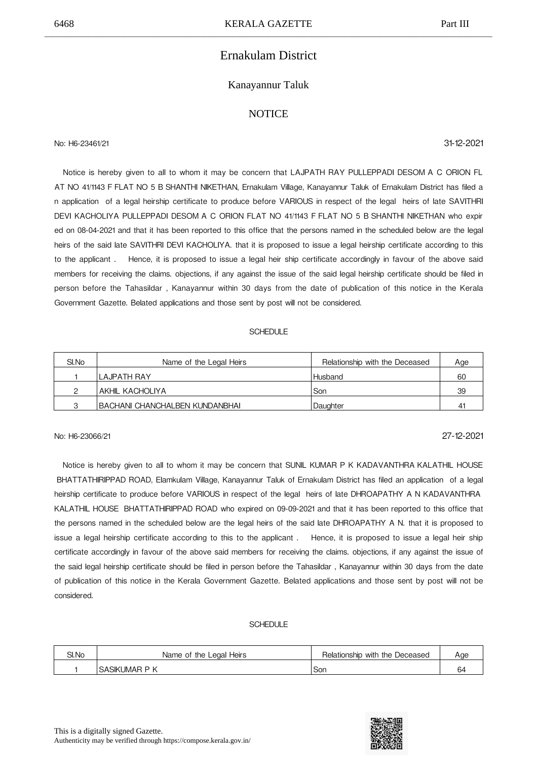# Ernakulam District

## Kanayannur Taluk

### NOTICE

No: H6-23461/21 31-12-2021

Notice is hereby given to all to whom it may be concern that LAJPATH RAY PULLEPPADI DESOM A C ORION FL AT NO 41/1143 F FLAT NO 5 B SHANTHI NIKETHAN, Ernakulam Village, Kanayannur Taluk of Ernakulam District has filed a n application of a legal heirship certificate to produce before VARIOUS in respect of the legal heirs of late SAVITHRI DEVI KACHOLIYA PULLEPPADI DESOM A C ORION FLAT NO 41/1143 F FLAT NO 5 B SHANTHI NIKETHAN who expir ed on 08-04-2021 and that it has been reported to this office that the persons named in the scheduled below are the legal heirs of the said late SAVITHRI DEVI KACHOLIYA. that it is proposed to issue a legal heirship certificate according to this to the applicant . Hence, it is proposed to issue a legal heir ship certificate accordingly in favour of the above said members for receiving the claims. objections, if any against the issue of the said legal heirship certificate should be filed in person before the Tahasildar , Kanayannur within 30 days from the date of publication of this notice in the Kerala Government Gazette. Belated applications and those sent by post will not be considered.

SCHEDULE

| Sl.No | Name of the Legal Heirs | Relationship with the Deceased | Age |
|---|---|---|---|
| 1 | LAJPATH RAY | Husband | 60 |
| 2 | AKHIL KACHOLIYA | Son | 39 |
| 3 | BACHANI CHANCHALBEN KUNDANBHAI | Daughter | 41 |

No: H6-23066/21 27-12-2021

Notice is hereby given to all to whom it may be concern that SUNIL KUMAR P K KADAVANTHRA KALATHIL HOUSE BHATTATHIRIPPAD ROAD, Elamkulam Village, Kanayannur Taluk of Ernakulam District has filed an application of a legal heirship certificate to produce before VARIOUS in respect of the legal heirs of late DHROAPATHY A N KADAVANTHRA KALATHIL HOUSE BHATTATHIRIPPAD ROAD who expired on 09-09-2021 and that it has been reported to this office that the persons named in the scheduled below are the legal heirs of the said late DHROAPATHY A N. that it is proposed to issue a legal heirship certificate according to this to the applicant . Hence, it is proposed to issue a legal heir ship certificate accordingly in favour of the above said members for receiving the claims. objections, if any against the issue of the said legal heirship certificate should be filed in person before the Tahasildar , Kanayannur within 30 days from the date of publication of this notice in the Kerala Government Gazette. Belated applications and those sent by post will not be considered.

SCHEDULE

| Sl.No | Name of the Legal Heirs | Relationship with the Deceased | Age |
|---|---|---|---|
| 1 | SASIKUMAR P K | Son | 64 |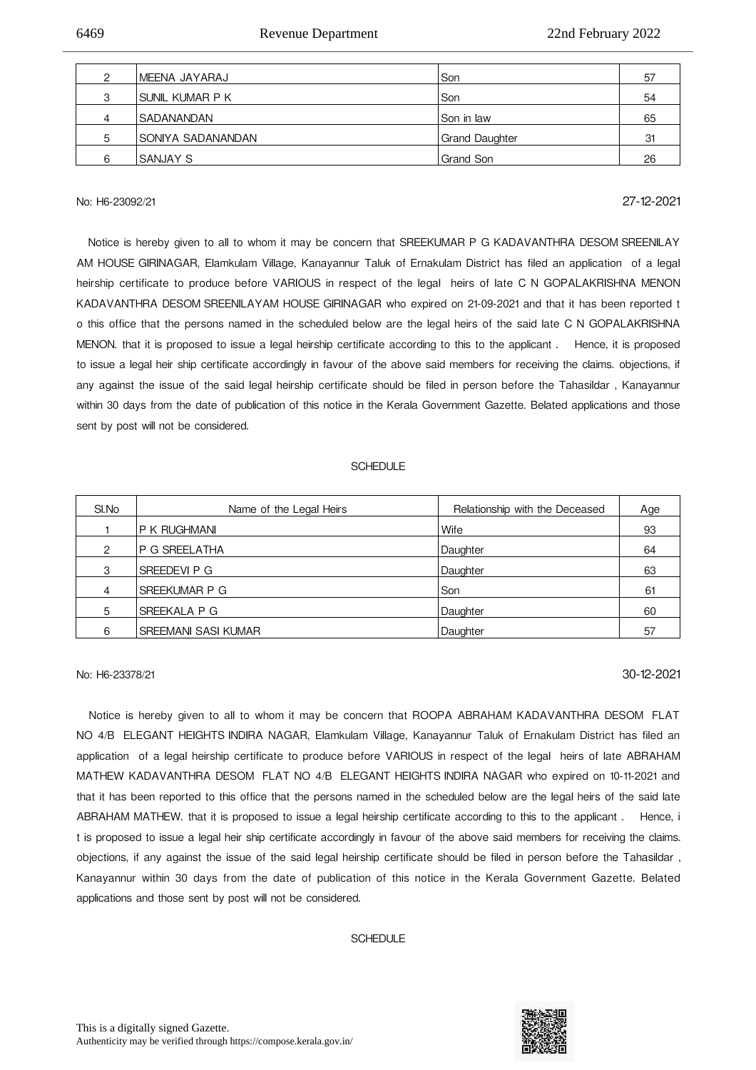| 2 | MEENA JAYARAJ | Son | 57 |
|---|---|---|---|
| 3 | SUNIL KUMAR P K | Son | 54 |
| 4 | SADANANDAN | Son in law | 65 |
| 5 | SONIYA SADANANDAN | Grand Daughter | 31 |
| 6 | SANJAY S | Grand Son | 26 |

No: H6-23092/21 27-12-2021

Notice is hereby given to all to whom it may be concern that SREEKUMAR P G KADAVANTHRA DESOM SREENILAY AM HOUSE GIRINAGAR, Elamkulam Village, Kanayannur Taluk of Ernakulam District has filed an application of a legal heirship certificate to produce before VARIOUS in respect of the legal heirs of late C N GOPALAKRISHNA MENON KADAVANTHRA DESOM SREENILAYAM HOUSE GIRINAGAR who expired on 21-09-2021 and that it has been reported t o this office that the persons named in the scheduled below are the legal heirs of the said late C N GOPALAKRISHNA MENON. that it is proposed to issue a legal heirship certificate according to this to the applicant . Hence, it is proposed to issue a legal heir ship certificate accordingly in favour of the above said members for receiving the claims. objections, if any against the issue of the said legal heirship certificate should be filed in person before the Tahasildar , Kanayannur within 30 days from the date of publication of this notice in the Kerala Government Gazette. Belated applications and those sent by post will not be considered.

SCHEDULE

| Sl.No | Name of the Legal Heirs | Relationship with the Deceased | Age |
|---|---|---|---|
| 1 | P K RUGHMANI | Wife | 93 |
| 2 | P G SREELATHA | Daughter | 64 |
| 3 | SREEDEVI P G | Daughter | 63 |
| 4 | SREEKUMAR P G | Son | 61 |
| 5 | SREEKALA P G | Daughter | 60 |
| 6 | SREEMANI SASI KUMAR | Daughter | 57 |

No: H6-23378/21 30-12-2021

Notice is hereby given to all to whom it may be concern that ROOPA ABRAHAM KADAVANTHRA DESOM FLAT NO 4/B ELEGANT HEIGHTS INDIRA NAGAR, Elamkulam Village, Kanayannur Taluk of Ernakulam District has filed an application of a legal heirship certificate to produce before VARIOUS in respect of the legal heirs of late ABRAHAM MATHEW KADAVANTHRA DESOM FLAT NO 4/B ELEGANT HEIGHTS INDIRA NAGAR who expired on 10-11-2021 and that it has been reported to this office that the persons named in the scheduled below are the legal heirs of the said late ABRAHAM MATHEW. that it is proposed to issue a legal heirship certificate according to this to the applicant . Hence, i t is proposed to issue a legal heir ship certificate accordingly in favour of the above said members for receiving the claims. objections, if any against the issue of the said legal heirship certificate should be filed in person before the Tahasildar , Kanayannur within 30 days from the date of publication of this notice in the Kerala Government Gazette. Belated applications and those sent by post will not be considered.

SCHEDULE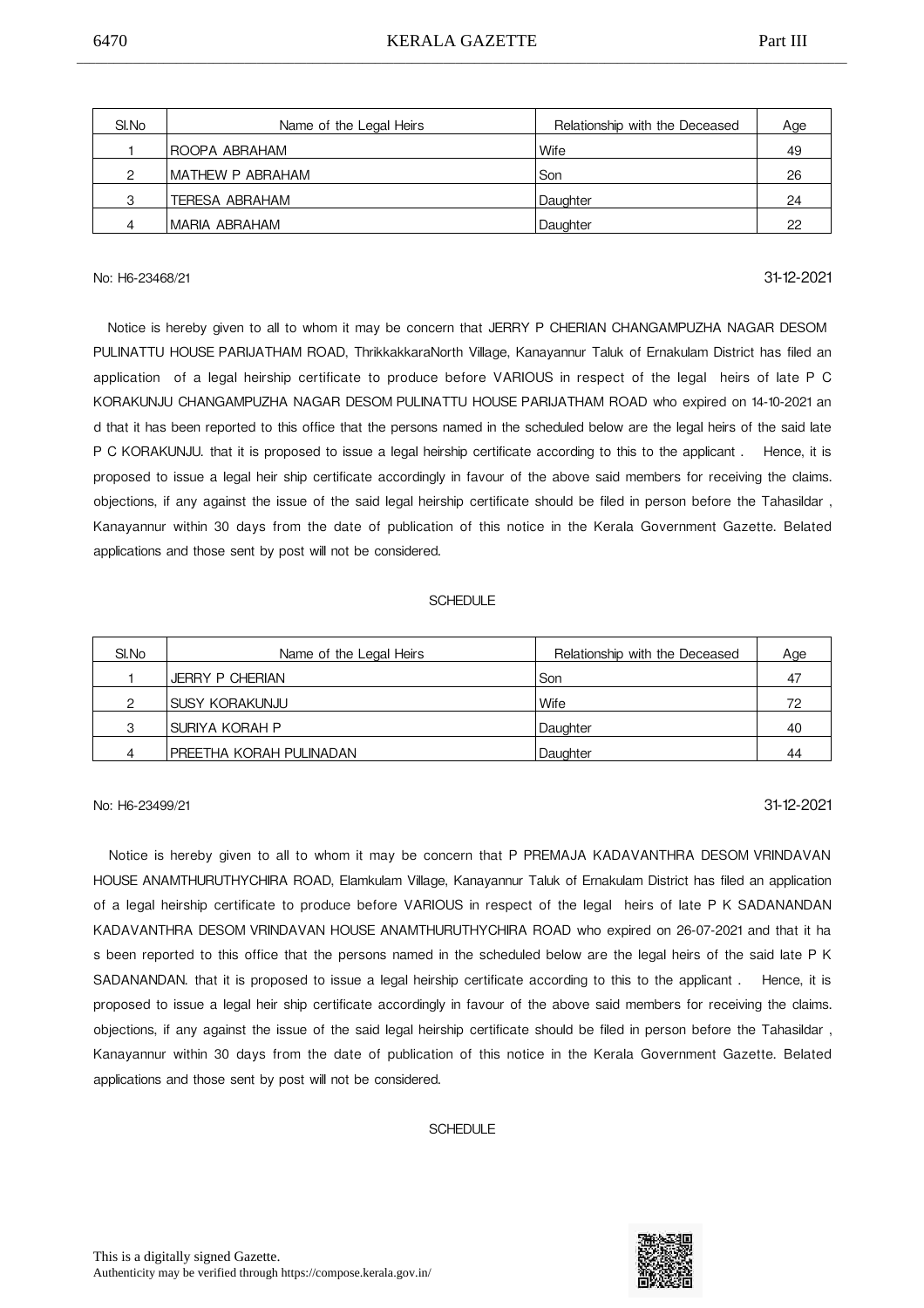| Sl.No | Name of the Legal Heirs | Relationship with the Deceased | Age |
|---|---|---|---|
| 1 | ROOPA ABRAHAM | Wife | 49 |
| 2 | MATHEW P ABRAHAM | Son | 26 |
| 3 | TERESA ABRAHAM | Daughter | 24 |
| 4 | MARIA ABRAHAM | Daughter | 22 |

No: H6-23468/21 31-12-2021

Notice is hereby given to all to whom it may be concern that JERRY P CHERIAN CHANGAMPUZHA NAGAR DESOM PULINATTU HOUSE PARIJATHAM ROAD, ThrikkakkaraNorth Village, Kanayannur Taluk of Ernakulam District has filed an application of a legal heirship certificate to produce before VARIOUS in respect of the legal heirs of late P C KORAKUNJU CHANGAMPUZHA NAGAR DESOM PULINATTU HOUSE PARIJATHAM ROAD who expired on 14-10-2021 an d that it has been reported to this office that the persons named in the scheduled below are the legal heirs of the said late P C KORAKUNJU. that it is proposed to issue a legal heirship certificate according to this to the applicant . Hence, it is proposed to issue a legal heir ship certificate accordingly in favour of the above said members for receiving the claims. objections, if any against the issue of the said legal heirship certificate should be filed in person before the Tahasildar , Kanayannur within 30 days from the date of publication of this notice in the Kerala Government Gazette. Belated applications and those sent by post will not be considered.

SCHEDULE

| Sl.No | Name of the Legal Heirs | Relationship with the Deceased | Age |
|---|---|---|---|
| 1 | JERRY P CHERIAN | Son | 47 |
| 2 | SUSY KORAKUNJU | Wife | 72 |
| 3 | SURIYA KORAH P | Daughter | 40 |
| 4 | PREETHA KORAH PULINADAN | Daughter | 44 |

No: H6-23499/21 31-12-2021

Notice is hereby given to all to whom it may be concern that P PREMAJA KADAVANTHRA DESOM VRINDAVAN HOUSE ANAMTHURUTHYCHIRA ROAD, Elamkulam Village, Kanayannur Taluk of Ernakulam District has filed an application of a legal heirship certificate to produce before VARIOUS in respect of the legal heirs of late P K SADANANDAN KADAVANTHRA DESOM VRINDAVAN HOUSE ANAMTHURUTHYCHIRA ROAD who expired on 26-07-2021 and that it ha s been reported to this office that the persons named in the scheduled below are the legal heirs of the said late P K SADANANDAN. that it is proposed to issue a legal heirship certificate according to this to the applicant . Hence, it is proposed to issue a legal heir ship certificate accordingly in favour of the above said members for receiving the claims. objections, if any against the issue of the said legal heirship certificate should be filed in person before the Tahasildar , Kanayannur within 30 days from the date of publication of this notice in the Kerala Government Gazette. Belated applications and those sent by post will not be considered.

SCHEDULE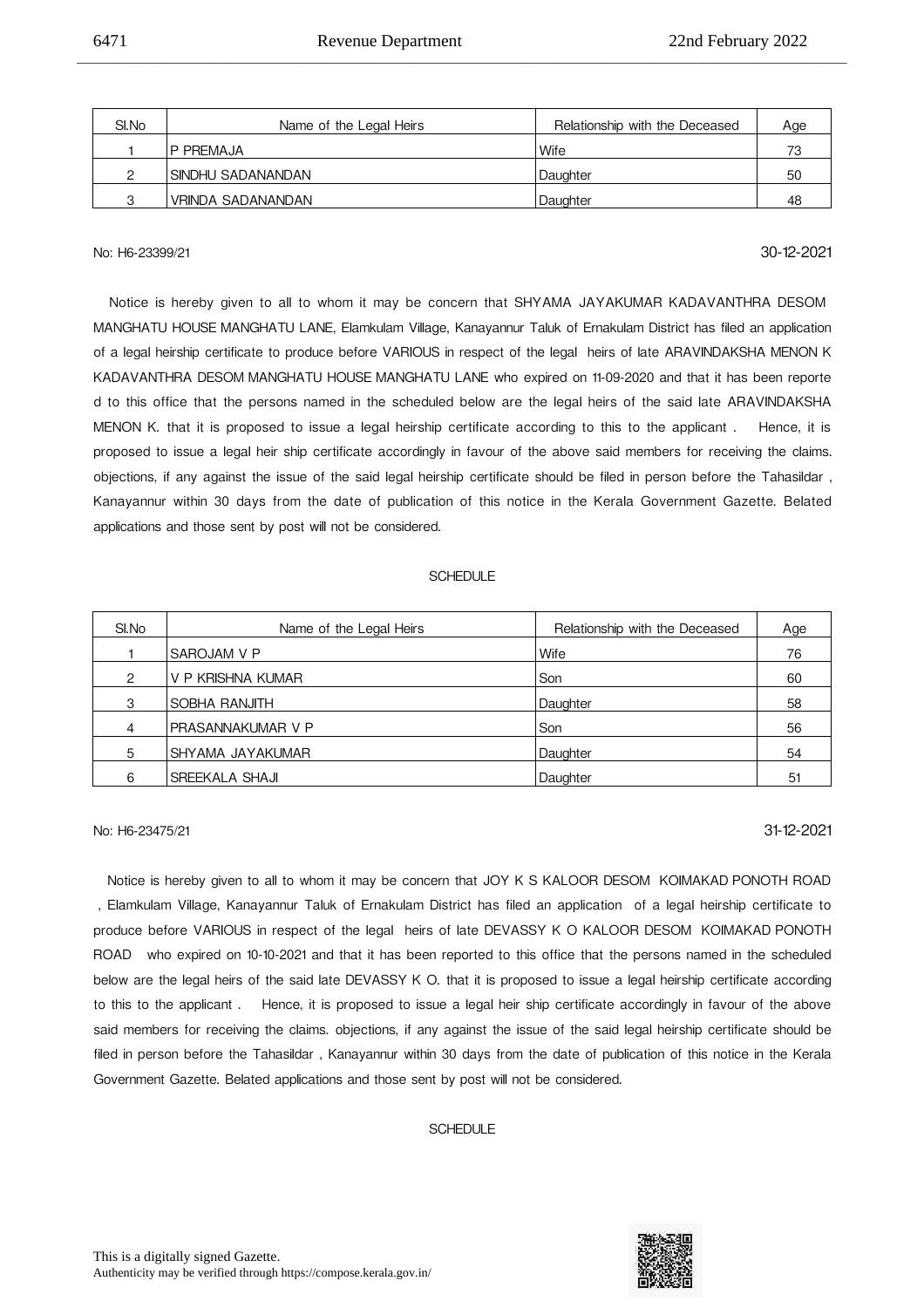| Sl.No | Name of the Legal Heirs | Relationship with the Deceased | Age |
|---|---|---|---|
| 1 | P PREMAJA | Wife | 73 |
| 2 | SINDHU SADANANDAN | Daughter | 50 |
| 3 | VRINDA SADANANDAN | Daughter | 48 |

No: H6-23399/21 30-12-2021

Notice is hereby given to all to whom it may be concern that SHYAMA JAYAKUMAR KADAVANTHRA DESOM MANGHATU HOUSE MANGHATU LANE, Elamkulam Village, Kanayannur Taluk of Ernakulam District has filed an application of a legal heirship certificate to produce before VARIOUS in respect of the legal heirs of late ARAVINDAKSHA MENON K KADAVANTHRA DESOM MANGHATU HOUSE MANGHATU LANE who expired on 11-09-2020 and that it has been reporte d to this office that the persons named in the scheduled below are the legal heirs of the said late ARAVINDAKSHA MENON K. that it is proposed to issue a legal heirship certificate according to this to the applicant . Hence, it is proposed to issue a legal heir ship certificate accordingly in favour of the above said members for receiving the claims. objections, if any against the issue of the said legal heirship certificate should be filed in person before the Tahasildar , Kanayannur within 30 days from the date of publication of this notice in the Kerala Government Gazette. Belated applications and those sent by post will not be considered.

SCHEDULE

| Sl.No | Name of the Legal Heirs | Relationship with the Deceased | Age |
|---|---|---|---|
| 1 | SAROJAM V P | Wife | 76 |
| 2 | V P KRISHNA KUMAR | Son | 60 |
| 3 | SOBHA RANJITH | Daughter | 58 |
| 4 | PRASANNAKUMAR V P | Son | 56 |
| 5 | SHYAMA JAYAKUMAR | Daughter | 54 |
| 6 | SREEKALA SHAJI | Daughter | 51 |

No: H6-23475/21 31-12-2021

Notice is hereby given to all to whom it may be concern that JOY K S KALOOR DESOM KOIMAKAD PONOTH ROAD , Elamkulam Village, Kanayannur Taluk of Ernakulam District has filed an application of a legal heirship certificate to produce before VARIOUS in respect of the legal heirs of late DEVASSY K O KALOOR DESOM KOIMAKAD PONOTH ROAD who expired on 10-10-2021 and that it has been reported to this office that the persons named in the scheduled below are the legal heirs of the said late DEVASSY K O. that it is proposed to issue a legal heirship certificate according to this to the applicant . Hence, it is proposed to issue a legal heir ship certificate accordingly in favour of the above said members for receiving the claims. objections, if any against the issue of the said legal heirship certificate should be filed in person before the Tahasildar , Kanayannur within 30 days from the date of publication of this notice in the Kerala Government Gazette. Belated applications and those sent by post will not be considered.

SCHEDULE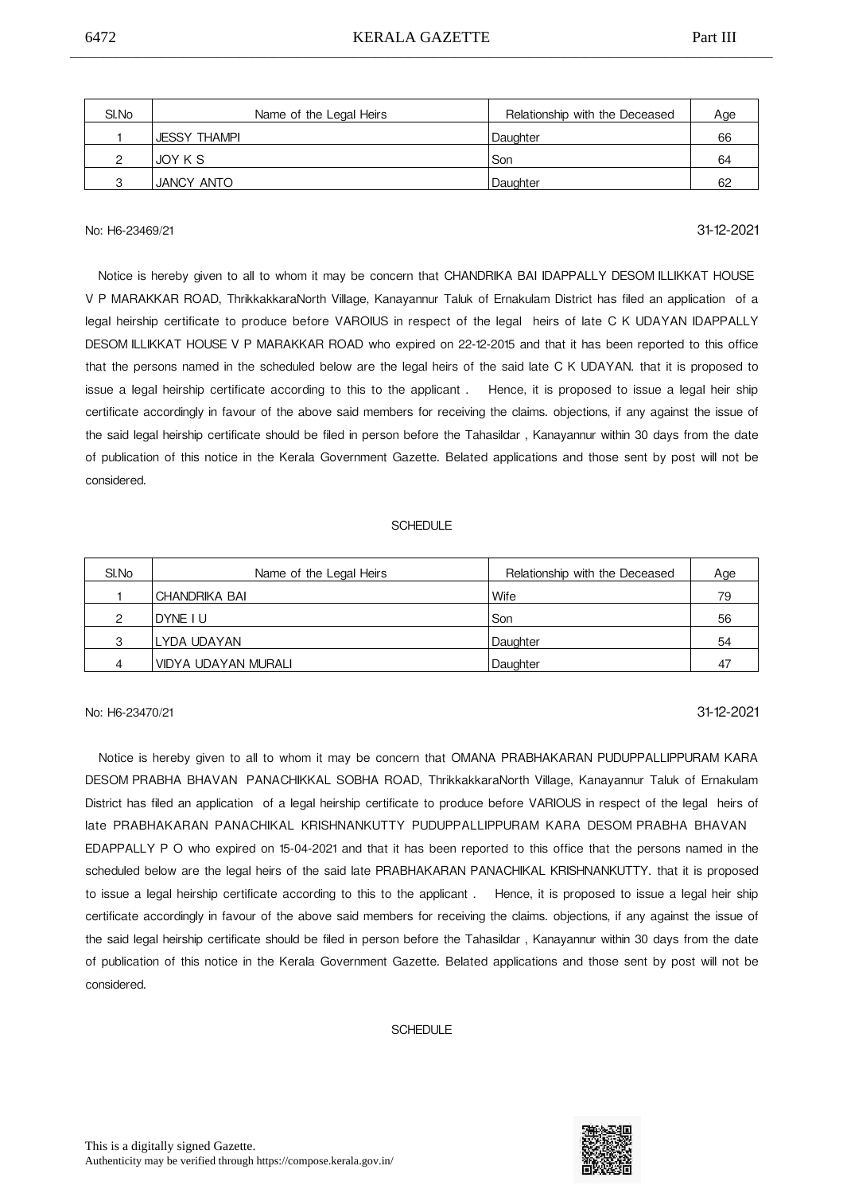| Sl.No | Name of the Legal Heirs | Relationship with the Deceased | Age |
|---|---|---|---|
| 1 | JESSY THAMPI | Daughter | 66 |
| 2 | JOY K S | Son | 64 |
| 3 | JANCY ANTO | Daughter | 62 |

No: H6-23469/21 31-12-2021

Notice is hereby given to all to whom it may be concern that CHANDRIKA BAI IDAPPALLY DESOM ILLIKKAT HOUSE V P MARAKKAR ROAD, ThrikkakkaraNorth Village, Kanayannur Taluk of Ernakulam District has filed an application of a legal heirship certificate to produce before VAROIUS in respect of the legal heirs of late C K UDAYAN IDAPPALLY DESOM ILLIKKAT HOUSE V P MARAKKAR ROAD who expired on 22-12-2015 and that it has been reported to this office that the persons named in the scheduled below are the legal heirs of the said late C K UDAYAN. that it is proposed to issue a legal heirship certificate according to this to the applicant . Hence, it is proposed to issue a legal heir ship certificate accordingly in favour of the above said members for receiving the claims. objections, if any against the issue of the said legal heirship certificate should be filed in person before the Tahasildar , Kanayannur within 30 days from the date of publication of this notice in the Kerala Government Gazette. Belated applications and those sent by post will not be considered.

SCHEDULE

| Sl.No | Name of the Legal Heirs | Relationship with the Deceased | Age |
|---|---|---|---|
| 1 | CHANDRIKA BAI | Wife | 79 |
| 2 | DYNE I U | Son | 56 |
| 3 | LYDA UDAYAN | Daughter | 54 |
| 4 | VIDYA UDAYAN MURALI | Daughter | 47 |

No: H6-23470/21 31-12-2021

Notice is hereby given to all to whom it may be concern that OMANA PRABHAKARAN PUDUPPALLIPPURAM KARA DESOM PRABHA BHAVAN PANACHIKKAL SOBHA ROAD, ThrikkakkaraNorth Village, Kanayannur Taluk of Ernakulam District has filed an application of a legal heirship certificate to produce before VARIOUS in respect of the legal heirs of late PRABHAKARAN PANACHIKAL KRISHNANKUTTY PUDUPPALLIPPURAM KARA DESOM PRABHA BHAVAN EDAPPALLY P O who expired on 15-04-2021 and that it has been reported to this office that the persons named in the scheduled below are the legal heirs of the said late PRABHAKARAN PANACHIKAL KRISHNANKUTTY. that it is proposed to issue a legal heirship certificate according to this to the applicant . Hence, it is proposed to issue a legal heir ship certificate accordingly in favour of the above said members for receiving the claims. objections, if any against the issue of the said legal heirship certificate should be filed in person before the Tahasildar , Kanayannur within 30 days from the date of publication of this notice in the Kerala Government Gazette. Belated applications and those sent by post will not be considered.

SCHEDULE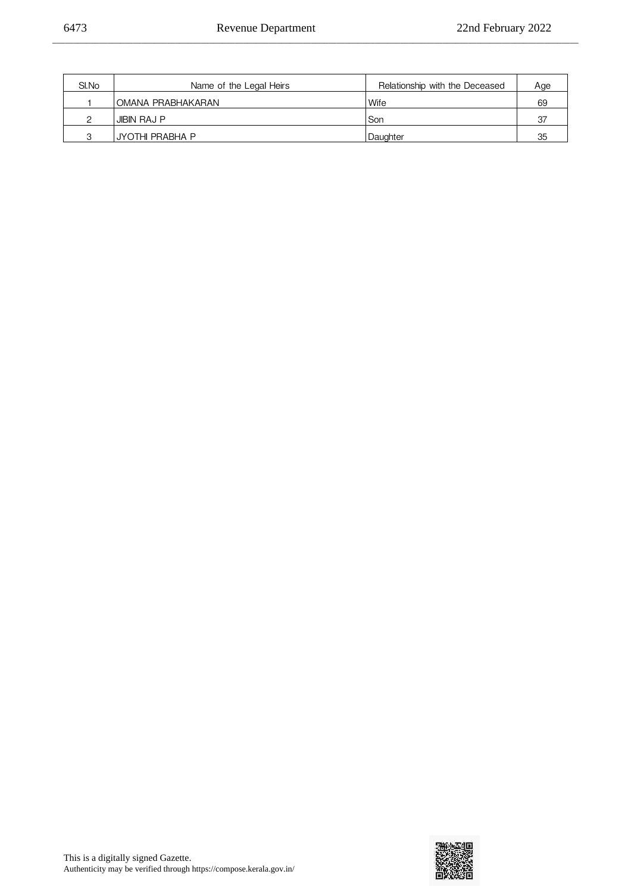| Sl.No | Name of the Legal Heirs | Relationship with the Deceased | Age |
|---|---|---|---|
| 1 | OMANA PRABHAKARAN | Wife | 69 |
| 2 | JIBIN RAJ P | Son | 37 |
| 3 | JYOTHI PRABHA P | Daughter | 35 |

This is a digitally signed Gazette.
Authenticity may be verified through https://compose.kerala.gov.in/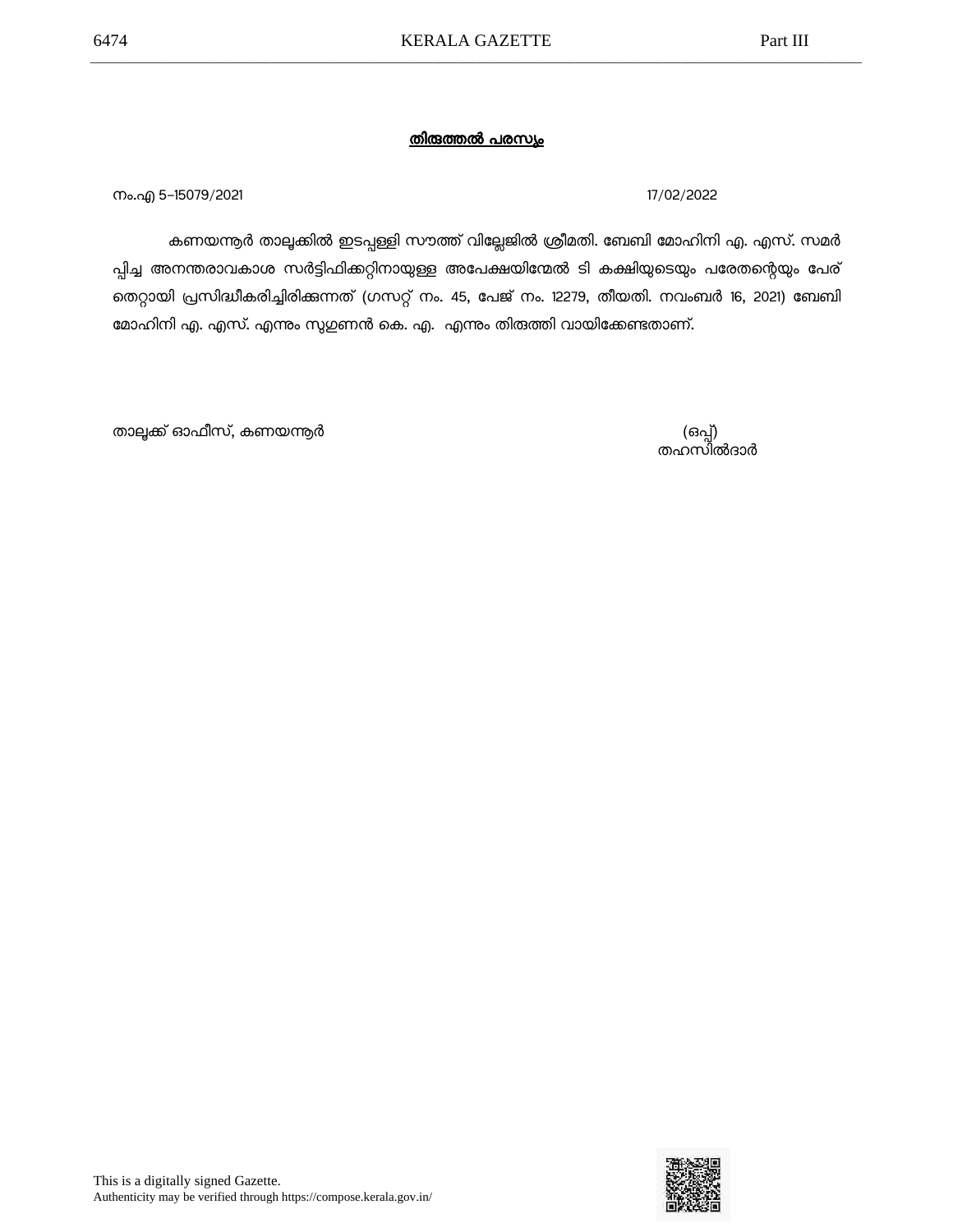## തിരുത്തൽ പരസ്യം

നം.എ 5-15079/2021 17/02/2022

കണയന്നൂർ താലൂക്കിൽ ഇടപ്പള്ളി സൗത്ത് വില്ലേജിൽ ശ്രീമതി. ബേബി മോഹിനി എ. എസ്. സമർപ്പിച്ച അനന്തരാവകാശ സർട്ടിഫിക്കറ്റിനായുള്ള അപേക്ഷയിന്മേൽ ടി കക്ഷിയുടെയും പരേതന്റെയും പേര് തെറ്റായി പ്രസിദ്ധീകരിച്ചിരിക്കുന്നത് (ഗസറ്റ് നം. 45, പേജ് നം. 12279, തീയതി. നവംബർ 16, 2021) ബേബി മോഹിനി എ. എസ്. എന്നും സുഗുണൻ കെ. എ. എന്നും തിരുത്തി വായിക്കേണ്ടതാണ്.

താലൂക്ക് ഓഫീസ്, കണയന്നൂർ

(ഒപ്പ്)
തഹസിൽദാർ

This is a digitally signed Gazette.
Authenticity may be verified through https://compose.kerala.gov.in/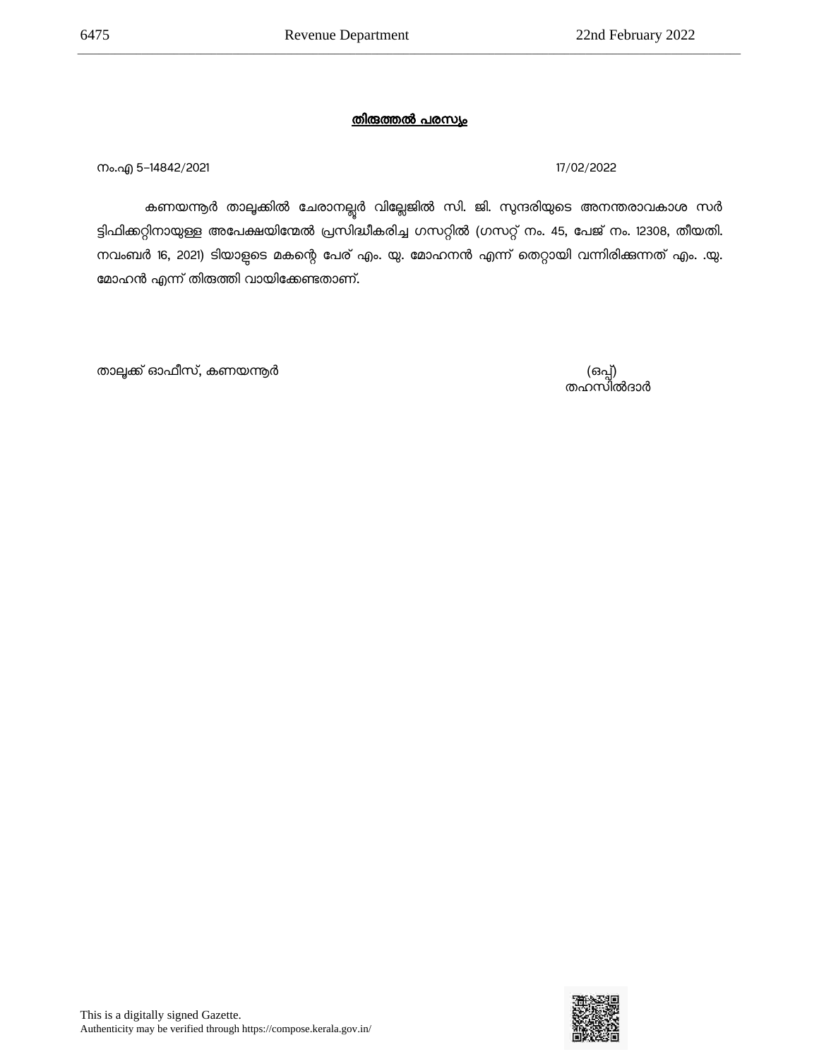## തിരുത്തൽ പരസ്യം

നം.എ 5–14842/2021 17/02/2022

കണയന്നൂർ താലൂക്കിൽ ചേരാനല്ലൂർ വില്ലേജിൽ സി. ജി. സുന്ദരിയുടെ അനന്തരാവകാശ സർട്ടിഫിക്കറ്റിനായുള്ള അപേക്ഷയിന്മേൽ പ്രസിദ്ധീകരിച്ച ഗസറ്റിൽ (ഗസറ്റ് നം. 45, പേജ് നം. 12308, തീയതി. നവംബർ 16, 2021) ടിയാളുടെ മകന്റെ പേര് എം. യു. മോഹനൻ എന്ന് തെറ്റായി വന്നിരിക്കുന്നത് എം. .യു. മോഹൻ എന്ന് തിരുത്തി വായിക്കേണ്ടതാണ്.

താലൂക്ക് ഓഫീസ്, കണയന്നൂർ

(ഒപ്പ്)
തഹസിൽദാർ

This is a digitally signed Gazette.
Authenticity may be verified through https://compose.kerala.gov.in/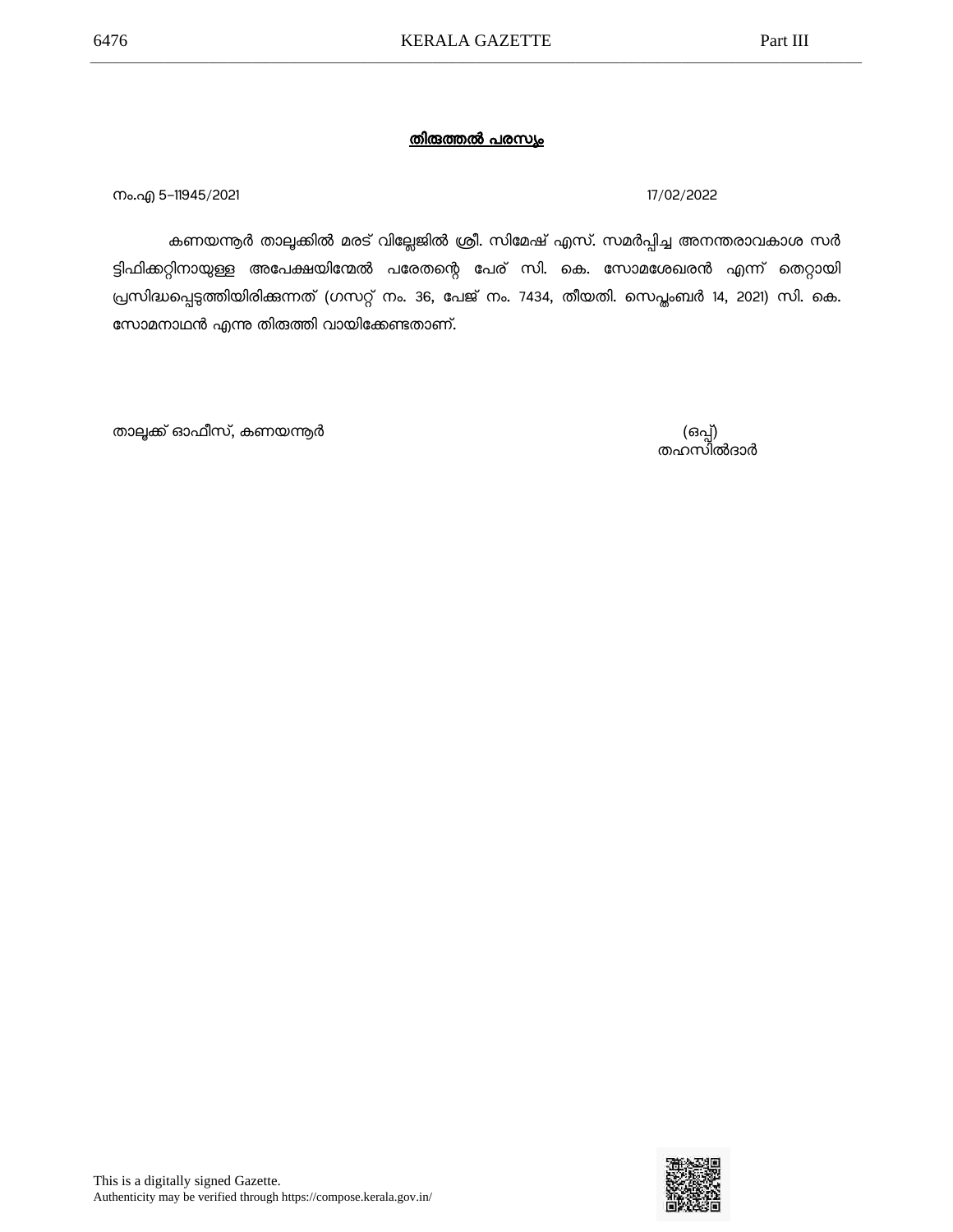**തിരുത്തൽ പരസ്യം**

നം.എ 5–11945/2021 17/02/2022

കണയന്നൂർ താലൂക്കിൽ മരട് വില്ലേജിൽ ശ്രീ. സിമേഷ് എസ്. സമർപ്പിച്ച അനന്തരാവകാശ സർട്ടിഫിക്കറ്റിനായുള്ള അപേക്ഷയിന്മേൽ പരേതന്റെ പേര് സി. കെ. സോമശേഖരൻ എന്ന് തെറ്റായി പ്രസിദ്ധപ്പെടുത്തിയിരിക്കുന്നത് (ഗസറ്റ് നം. 36, പേജ് നം. 7434, തീയതി. സെപ്തംബർ 14, 2021) സി. കെ. സോമനാഥൻ എന്നു തിരുത്തി വായിക്കേണ്ടതാണ്.

താലൂക്ക് ഓഫീസ്, കണയന്നൂർ

(ഒപ്പ്)
തഹസിൽദാർ

This is a digitally signed Gazette.
Authenticity may be verified through https://compose.kerala.gov.in/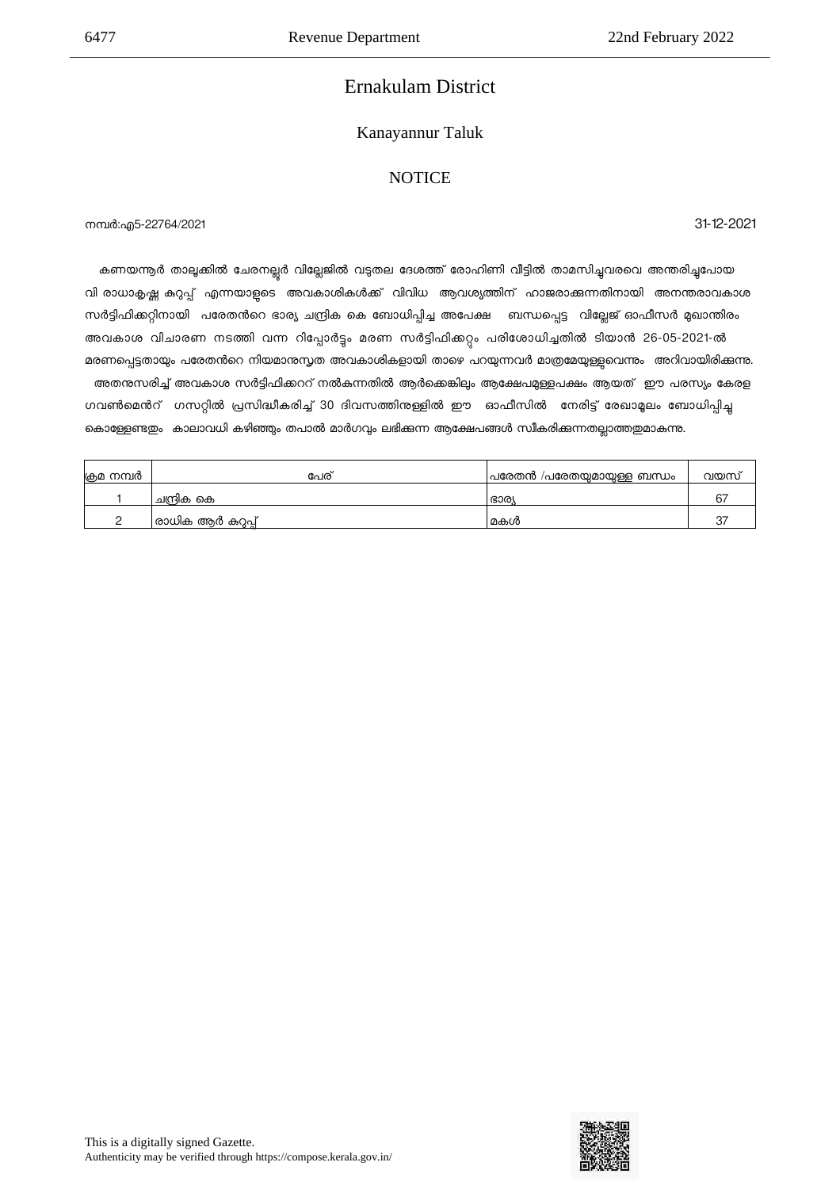## Ernakulam District

### Kanayannur Taluk

### NOTICE

നമ്പർ:എ5-22764/2021

31-12-2021

കണയന്നൂർ താലൂക്കിൽ ചേരനല്ലൂർ വില്ലേജിൽ വട്ടതല ദേശത്ത് രോഹിണി വീട്ടിൽ താമസിച്ചുവരവെ അന്തരിച്ചുപോയ വി രാധാകൃഷ്ണ കുറുപ്പ് എന്നയാളുടെ അവകാശികൾക്ക് വിവിധ ആവശ്യത്തിന് ഹാജരാക്കുന്നതിനായി അനന്തരാവകാശ സർട്ടിഫിക്കറ്റിനായി പരേതൻറെ ഭാര്യ ചന്ദ്രിക കെ ബോധിപ്പിച്ച അപേക്ഷ ബന്ധപ്പെട്ട വില്ലേജ് ഓഫീസർ മുഖാന്തിരം അവകാശ വിചാരണ നടത്തി വന്ന റിപ്പോർട്ടും മരണ സർട്ടിഫിക്കറ്റും പരിശോധിച്ചതിൽ ടിയാൻ 26-05-2021-ൽ മരണപ്പെട്ടതായും പരേതൻറെ നിയമാനുസൃത അവകാശികളായി താഴെ പറയുന്നവർ മാത്രമേയുള്ളുവെന്നും അറിവായിരിക്കുന്നു. അതനുസരിച്ച് അവകാശ സർട്ടിഫിക്കററ് നൽകുന്നതിൽ ആർക്കെങ്കിലും ആക്ഷേപമുള്ളപക്ഷം ആയത് ഈ പരസ്യം കേരള ഗവൺമെൻറ് ഗസറ്റിൽ പ്രസിദ്ധീകരിച്ച് 30 ദിവസത്തിനുള്ളിൽ ഈ ഓഫീസിൽ നേരിട്ട് രേഖാമൂലം ബോധിപ്പിച്ചു കൊള്ളേണ്ടതും കാലാവധി കഴിഞ്ഞും തപാൽ മാർഗവും ലഭിക്കുന്ന ആക്ഷേപങ്ങൾ സ്വീകരിക്കുന്നതല്ലാത്തതുമാകുന്നു.

| ക്രമ നമ്പർ | പേര് | പരേതൻ /പരേതയുമായുള്ള ബന്ധം | വയസ് |
|---|---|---|---|
| 1 | ചന്ദ്രിക കെ | ഭാര്യ | 67 |
| 2 | രാധിക ആർ കുറുപ്പ് | മകൾ | 37 |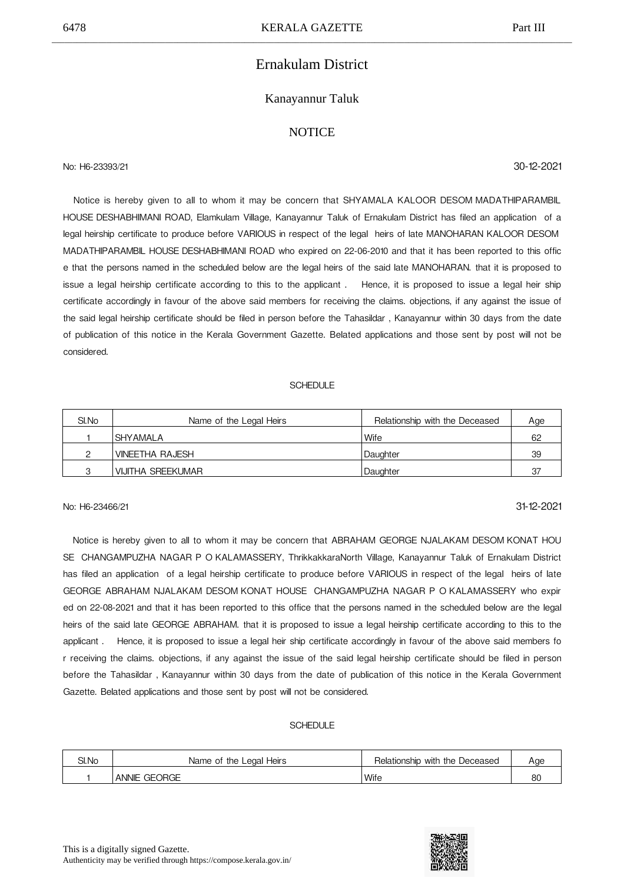## Ernakulam District

### Kanayannur Taluk

### NOTICE

No: H6-23393/21 30-12-2021

Notice is hereby given to all to whom it may be concern that SHYAMALA KALOOR DESOM MADATHIPARAMBIL HOUSE DESHABHIMANI ROAD, Elamkulam Village, Kanayannur Taluk of Ernakulam District has filed an application of a legal heirship certificate to produce before VARIOUS in respect of the legal heirs of late MANOHARAN KALOOR DESOM MADATHIPARAMBIL HOUSE DESHABHIMANI ROAD who expired on 22-06-2010 and that it has been reported to this offic e that the persons named in the scheduled below are the legal heirs of the said late MANOHARAN. that it is proposed to issue a legal heirship certificate according to this to the applicant . Hence, it is proposed to issue a legal heir ship certificate accordingly in favour of the above said members for receiving the claims. objections, if any against the issue of the said legal heirship certificate should be filed in person before the Tahasildar , Kanayannur within 30 days from the date of publication of this notice in the Kerala Government Gazette. Belated applications and those sent by post will not be considered.

SCHEDULE

| Sl.No | Name of the Legal Heirs | Relationship with the Deceased | Age |
|---|---|---|---|
| 1 | SHYAMALA | Wife | 62 |
| 2 | VINEETHA RAJESH | Daughter | 39 |
| 3 | VIJITHA SREEKUMAR | Daughter | 37 |

No: H6-23466/21 31-12-2021

Notice is hereby given to all to whom it may be concern that ABRAHAM GEORGE NJALAKAM DESOM KONAT HOU SE CHANGAMPUZHA NAGAR P O KALAMASSERY, ThrikkakkaraNorth Village, Kanayannur Taluk of Ernakulam District has filed an application of a legal heirship certificate to produce before VARIOUS in respect of the legal heirs of late GEORGE ABRAHAM NJALAKAM DESOM KONAT HOUSE CHANGAMPUZHA NAGAR P O KALAMASSERY who expir ed on 22-08-2021 and that it has been reported to this office that the persons named in the scheduled below are the legal heirs of the said late GEORGE ABRAHAM. that it is proposed to issue a legal heirship certificate according to this to the applicant . Hence, it is proposed to issue a legal heir ship certificate accordingly in favour of the above said members fo r receiving the claims. objections, if any against the issue of the said legal heirship certificate should be filed in person before the Tahasildar , Kanayannur within 30 days from the date of publication of this notice in the Kerala Government Gazette. Belated applications and those sent by post will not be considered.

SCHEDULE

| Sl.No | Name of the Legal Heirs | Relationship with the Deceased | Age |
|---|---|---|---|
| 1 | ANNIE GEORGE | Wife | 80 |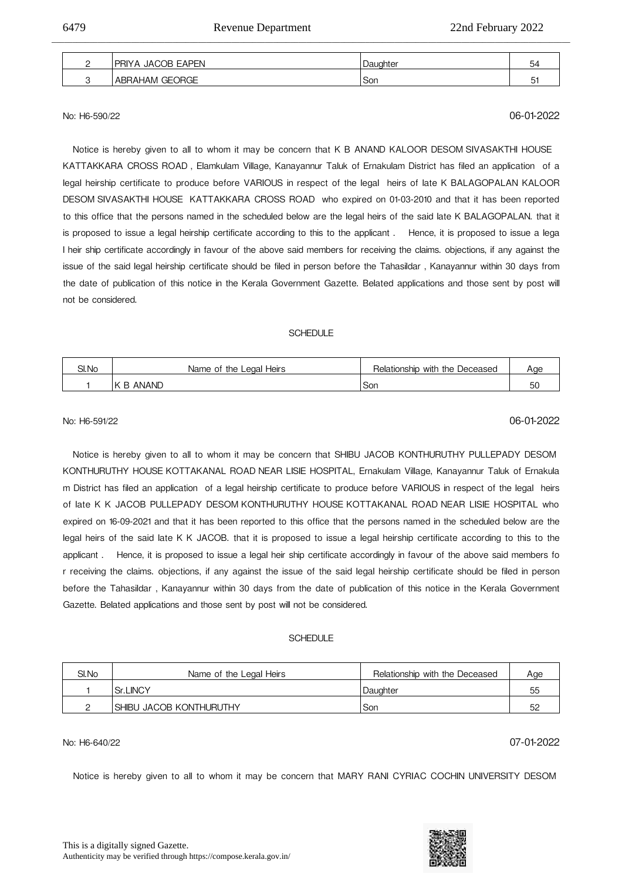| 2 | PRIYA JACOB EAPEN | Daughter | 54 |
|---|---|---|---|
| 3 | ABRAHAM GEORGE | Son | 51 |

No: H6-590/22 06-01-2022

Notice is hereby given to all to whom it may be concern that K B ANAND KALOOR DESOM SIVASAKTHI HOUSE KATTAKKARA CROSS ROAD , Elamkulam Village, Kanayannur Taluk of Ernakulam District has filed an application of a legal heirship certificate to produce before VARIOUS in respect of the legal heirs of late K BALAGOPALAN KALOOR DESOM SIVASAKTHI HOUSE KATTAKKARA CROSS ROAD who expired on 01-03-2010 and that it has been reported to this office that the persons named in the scheduled below are the legal heirs of the said late K BALAGOPALAN. that it is proposed to issue a legal heirship certificate according to this to the applicant . Hence, it is proposed to issue a lega l heir ship certificate accordingly in favour of the above said members for receiving the claims. objections, if any against the issue of the said legal heirship certificate should be filed in person before the Tahasildar , Kanayannur within 30 days from the date of publication of this notice in the Kerala Government Gazette. Belated applications and those sent by post will not be considered.

SCHEDULE

| Sl.No | Name of the Legal Heirs | Relationship with the Deceased | Age |
|---|---|---|---|
| 1 | K B ANAND | Son | 50 |

No: H6-591/22 06-01-2022

Notice is hereby given to all to whom it may be concern that SHIBU JACOB KONTHURUTHY PULLEPADY DESOM KONTHURUTHY HOUSE KOTTAKANAL ROAD NEAR LISIE HOSPITAL, Ernakulam Village, Kanayannur Taluk of Ernakula m District has filed an application of a legal heirship certificate to produce before VARIOUS in respect of the legal heirs of late K K JACOB PULLEPADY DESOM KONTHURUTHY HOUSE KOTTAKANAL ROAD NEAR LISIE HOSPITAL who expired on 16-09-2021 and that it has been reported to this office that the persons named in the scheduled below are the legal heirs of the said late K K JACOB. that it is proposed to issue a legal heirship certificate according to this to the applicant . Hence, it is proposed to issue a legal heir ship certificate accordingly in favour of the above said members fo r receiving the claims. objections, if any against the issue of the said legal heirship certificate should be filed in person before the Tahasildar , Kanayannur within 30 days from the date of publication of this notice in the Kerala Government Gazette. Belated applications and those sent by post will not be considered.

SCHEDULE

| Sl.No | Name of the Legal Heirs | Relationship with the Deceased | Age |
|---|---|---|---|
| 1 | Sr.LINCY | Daughter | 55 |
| 2 | SHIBU JACOB KONTHURUTHY | Son | 52 |

No: H6-640/22 07-01-2022

Notice is hereby given to all to whom it may be concern that MARY RANI CYRIAC COCHIN UNIVERSITY DESOM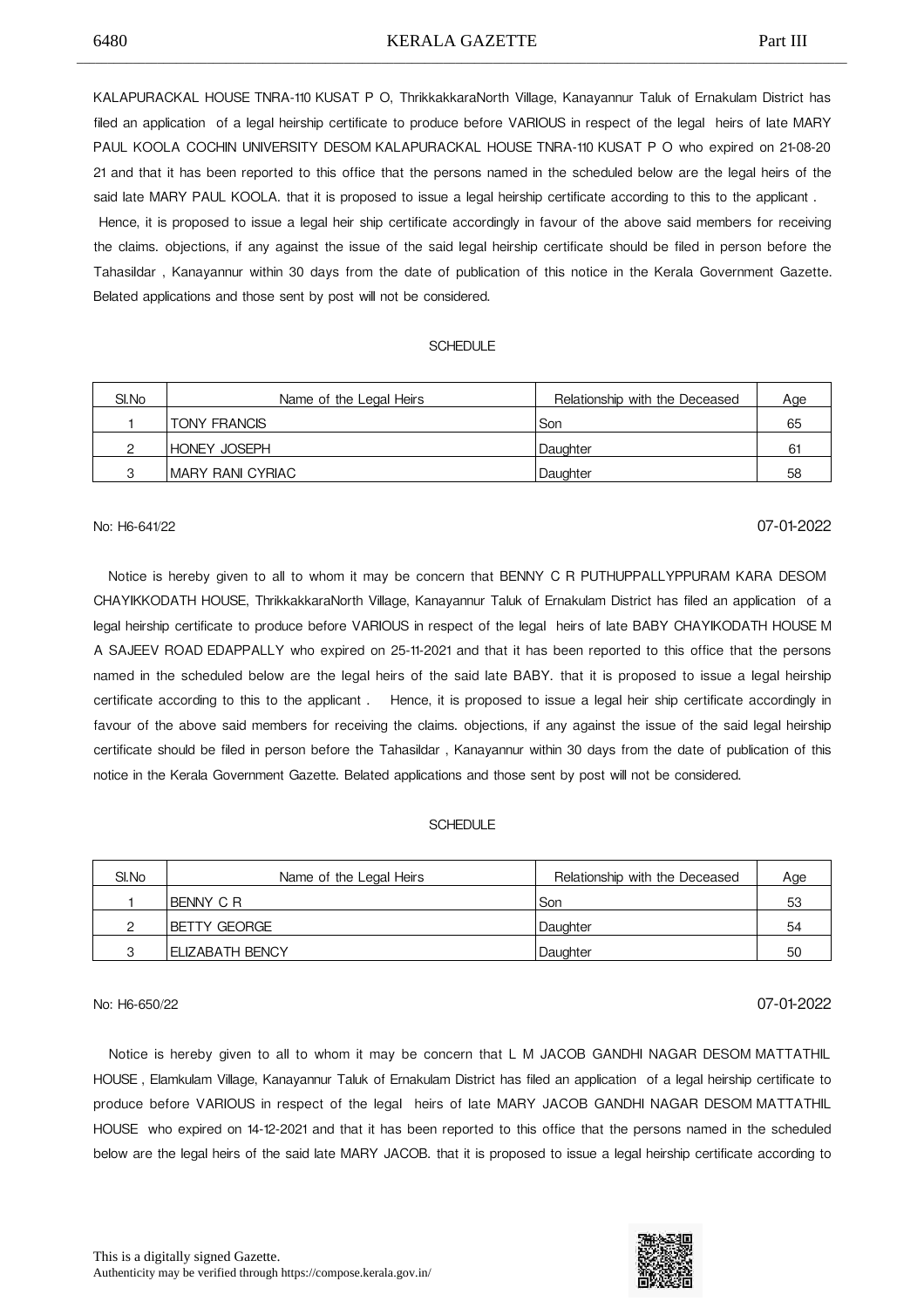KALAPURACKAL HOUSE TNRA-110 KUSAT P O, ThrikkakkaraNorth Village, Kanayannur Taluk of Ernakulam District has filed an application of a legal heirship certificate to produce before VARIOUS in respect of the legal heirs of late MARY PAUL KOOLA COCHIN UNIVERSITY DESOM KALAPURACKAL HOUSE TNRA-110 KUSAT P O who expired on 21-08-2021 and that it has been reported to this office that the persons named in the scheduled below are the legal heirs of the said late MARY PAUL KOOLA. that it is proposed to issue a legal heirship certificate according to this to the applicant .

Hence, it is proposed to issue a legal heir ship certificate accordingly in favour of the above said members for receiving the claims. objections, if any against the issue of the said legal heirship certificate should be filed in person before the Tahasildar , Kanayannur within 30 days from the date of publication of this notice in the Kerala Government Gazette. Belated applications and those sent by post will not be considered.

SCHEDULE

| Sl.No | Name of the Legal Heirs | Relationship with the Deceased | Age |
|---|---|---|---|
| 1 | TONY FRANCIS | Son | 65 |
| 2 | HONEY JOSEPH | Daughter | 61 |
| 3 | MARY RANI CYRIAC | Daughter | 58 |

No: H6-641/22 07-01-2022

Notice is hereby given to all to whom it may be concern that BENNY C R PUTHUPPALLYPPURAM KARA DESOM CHAYIKKODATH HOUSE, ThrikkakkaraNorth Village, Kanayannur Taluk of Ernakulam District has filed an application of a legal heirship certificate to produce before VARIOUS in respect of the legal heirs of late BABY CHAYIKODATH HOUSE M A SAJEEV ROAD EDAPPALLY who expired on 25-11-2021 and that it has been reported to this office that the persons named in the scheduled below are the legal heirs of the said late BABY. that it is proposed to issue a legal heirship certificate according to this to the applicant . Hence, it is proposed to issue a legal heir ship certificate accordingly in favour of the above said members for receiving the claims. objections, if any against the issue of the said legal heirship certificate should be filed in person before the Tahasildar , Kanayannur within 30 days from the date of publication of this notice in the Kerala Government Gazette. Belated applications and those sent by post will not be considered.

SCHEDULE

| Sl.No | Name of the Legal Heirs | Relationship with the Deceased | Age |
|---|---|---|---|
| 1 | BENNY C R | Son | 53 |
| 2 | BETTY GEORGE | Daughter | 54 |
| 3 | ELIZABATH BENCY | Daughter | 50 |

No: H6-650/22 07-01-2022

Notice is hereby given to all to whom it may be concern that L M JACOB GANDHI NAGAR DESOM MATTATHIL HOUSE , Elamkulam Village, Kanayannur Taluk of Ernakulam District has filed an application of a legal heirship certificate to produce before VARIOUS in respect of the legal heirs of late MARY JACOB GANDHI NAGAR DESOM MATTATHIL HOUSE who expired on 14-12-2021 and that it has been reported to this office that the persons named in the scheduled below are the legal heirs of the said late MARY JACOB. that it is proposed to issue a legal heirship certificate according to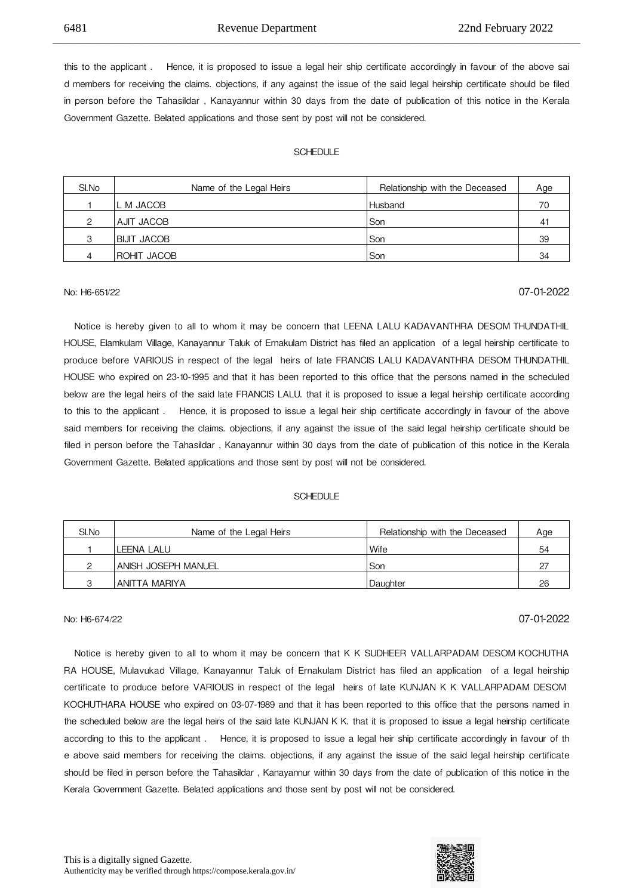this to the applicant . Hence, it is proposed to issue a legal heir ship certificate accordingly in favour of the above sai d members for receiving the claims. objections, if any against the issue of the said legal heirship certificate should be filed in person before the Tahasildar , Kanayannur within 30 days from the date of publication of this notice in the Kerala Government Gazette. Belated applications and those sent by post will not be considered.

SCHEDULE

| Sl.No | Name of the Legal Heirs | Relationship with the Deceased | Age |
|---|---|---|---|
| 1 | L M JACOB | Husband | 70 |
| 2 | AJIT JACOB | Son | 41 |
| 3 | BIJIT JACOB | Son | 39 |
| 4 | ROHIT JACOB | Son | 34 |

No: H6-651/22 07-01-2022

Notice is hereby given to all to whom it may be concern that LEENA LALU KADAVANTHRA DESOM THUNDATHIL HOUSE, Elamkulam Village, Kanayannur Taluk of Ernakulam District has filed an application of a legal heirship certificate to produce before VARIOUS in respect of the legal heirs of late FRANCIS LALU KADAVANTHRA DESOM THUNDATHIL HOUSE who expired on 23-10-1995 and that it has been reported to this office that the persons named in the scheduled below are the legal heirs of the said late FRANCIS LALU. that it is proposed to issue a legal heirship certificate according to this to the applicant . Hence, it is proposed to issue a legal heir ship certificate accordingly in favour of the above said members for receiving the claims. objections, if any against the issue of the said legal heirship certificate should be filed in person before the Tahasildar , Kanayannur within 30 days from the date of publication of this notice in the Kerala Government Gazette. Belated applications and those sent by post will not be considered.

SCHEDULE

| Sl.No | Name of the Legal Heirs | Relationship with the Deceased | Age |
|---|---|---|---|
| 1 | LEENA LALU | Wife | 54 |
| 2 | ANISH JOSEPH MANUEL | Son | 27 |
| 3 | ANITTA MARIYA | Daughter | 26 |

No: H6-674/22 07-01-2022

Notice is hereby given to all to whom it may be concern that K K SUDHEER VALLARPADAM DESOM KOCHUTHA RA HOUSE, Mulavukad Village, Kanayannur Taluk of Ernakulam District has filed an application of a legal heirship certificate to produce before VARIOUS in respect of the legal heirs of late KUNJAN K K VALLARPADAM DESOM KOCHUTHARA HOUSE who expired on 03-07-1989 and that it has been reported to this office that the persons named in the scheduled below are the legal heirs of the said late KUNJAN K K. that it is proposed to issue a legal heirship certificate according to this to the applicant . Hence, it is proposed to issue a legal heir ship certificate accordingly in favour of th e above said members for receiving the claims. objections, if any against the issue of the said legal heirship certificate should be filed in person before the Tahasildar , Kanayannur within 30 days from the date of publication of this notice in the Kerala Government Gazette. Belated applications and those sent by post will not be considered.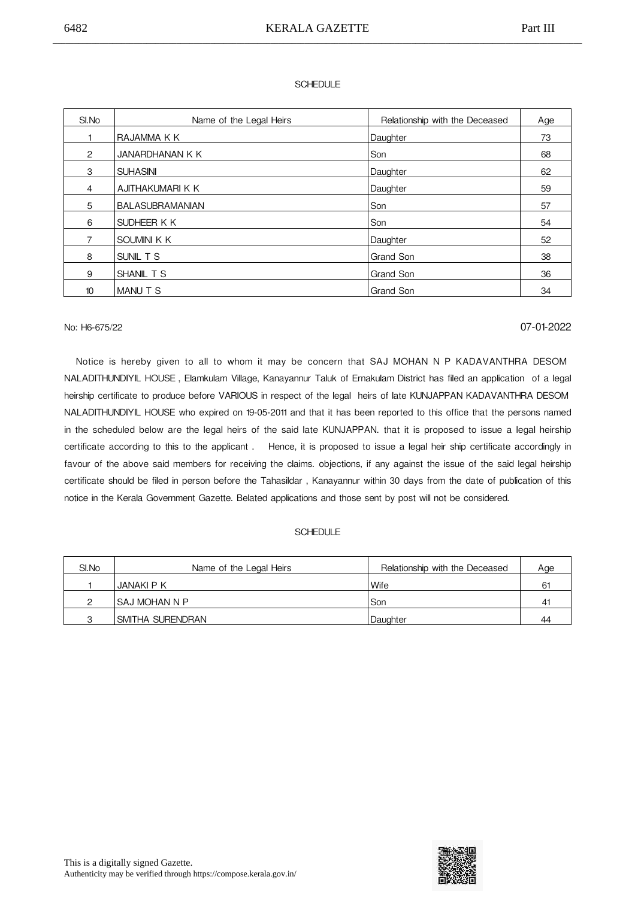SCHEDULE

| Sl.No | Name of the Legal Heirs | Relationship with the Deceased | Age |
|---|---|---|---|
| 1 | RAJAMMA K K | Daughter | 73 |
| 2 | JANARDHANAN K K | Son | 68 |
| 3 | SUHASINI | Daughter | 62 |
| 4 | AJITHAKUMARI K K | Daughter | 59 |
| 5 | BALASUBRAMANIAN | Son | 57 |
| 6 | SUDHEER K K | Son | 54 |
| 7 | SOUMINI K K | Daughter | 52 |
| 8 | SUNIL T S | Grand Son | 38 |
| 9 | SHANIL T S | Grand Son | 36 |
| 10 | MANU T S | Grand Son | 34 |

No: H6-675/22

07-01-2022

Notice is hereby given to all to whom it may be concern that SAJ MOHAN N P KADAVANTHRA DESOM NALADITHUNDIYIL HOUSE , Elamkulam Village, Kanayannur Taluk of Ernakulam District has filed an application of a legal heirship certificate to produce before VARIOUS in respect of the legal heirs of late KUNJAPPAN KADAVANTHRA DESOM NALADITHUNDIYIL HOUSE who expired on 19-05-2011 and that it has been reported to this office that the persons named in the scheduled below are the legal heirs of the said late KUNJAPPAN. that it is proposed to issue a legal heirship certificate according to this to the applicant . Hence, it is proposed to issue a legal heir ship certificate accordingly in favour of the above said members for receiving the claims. objections, if any against the issue of the said legal heirship certificate should be filed in person before the Tahasildar , Kanayannur within 30 days from the date of publication of this notice in the Kerala Government Gazette. Belated applications and those sent by post will not be considered.

SCHEDULE

| Sl.No | Name of the Legal Heirs | Relationship with the Deceased | Age |
|---|---|---|---|
| 1 | JANAKI P K | Wife | 61 |
| 2 | SAJ MOHAN N P | Son | 41 |
| 3 | SMITHA SURENDRAN | Daughter | 44 |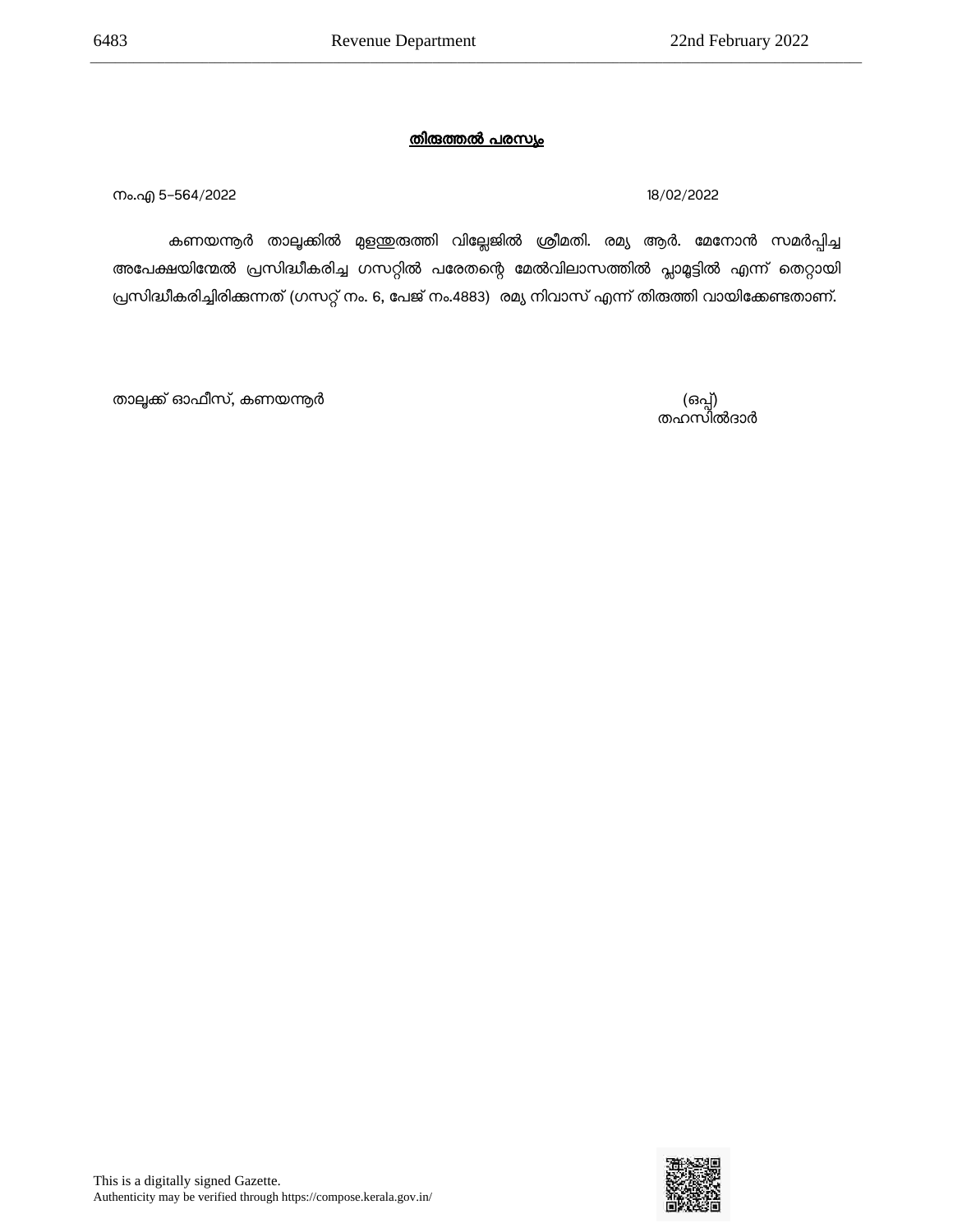**<u>തിരുത്തൽ പരസ്യം</u>**

നം.എ 5-564/2022 18/02/2022

കണയന്നൂർ താലൂക്കിൽ മുളന്തുരുത്തി വില്ലേജിൽ ശ്രീമതി. രമ്യ ആർ. മേനോൻ സമർപ്പിച്ച അപേക്ഷയിന്മേൽ പ്രസിദ്ധീകരിച്ച ഗസറ്റിൽ പരേതന്റെ മേൽവിലാസത്തിൽ പ്ലാമൂട്ടിൽ എന്ന് തെറ്റായി പ്രസിദ്ധീകരിച്ചിരിക്കുന്നത് (ഗസറ്റ് നം. 6, പേജ് നം.4883) രമ്യ നിവാസ് എന്ന് തിരുത്തി വായിക്കേണ്ടതാണ്.

താലൂക്ക് ഓഫീസ്, കണയന്നൂർ

(ഒപ്പ്)
തഹസിൽദാർ

This is a digitally signed Gazette.
Authenticity may be verified through https://compose.kerala.gov.in/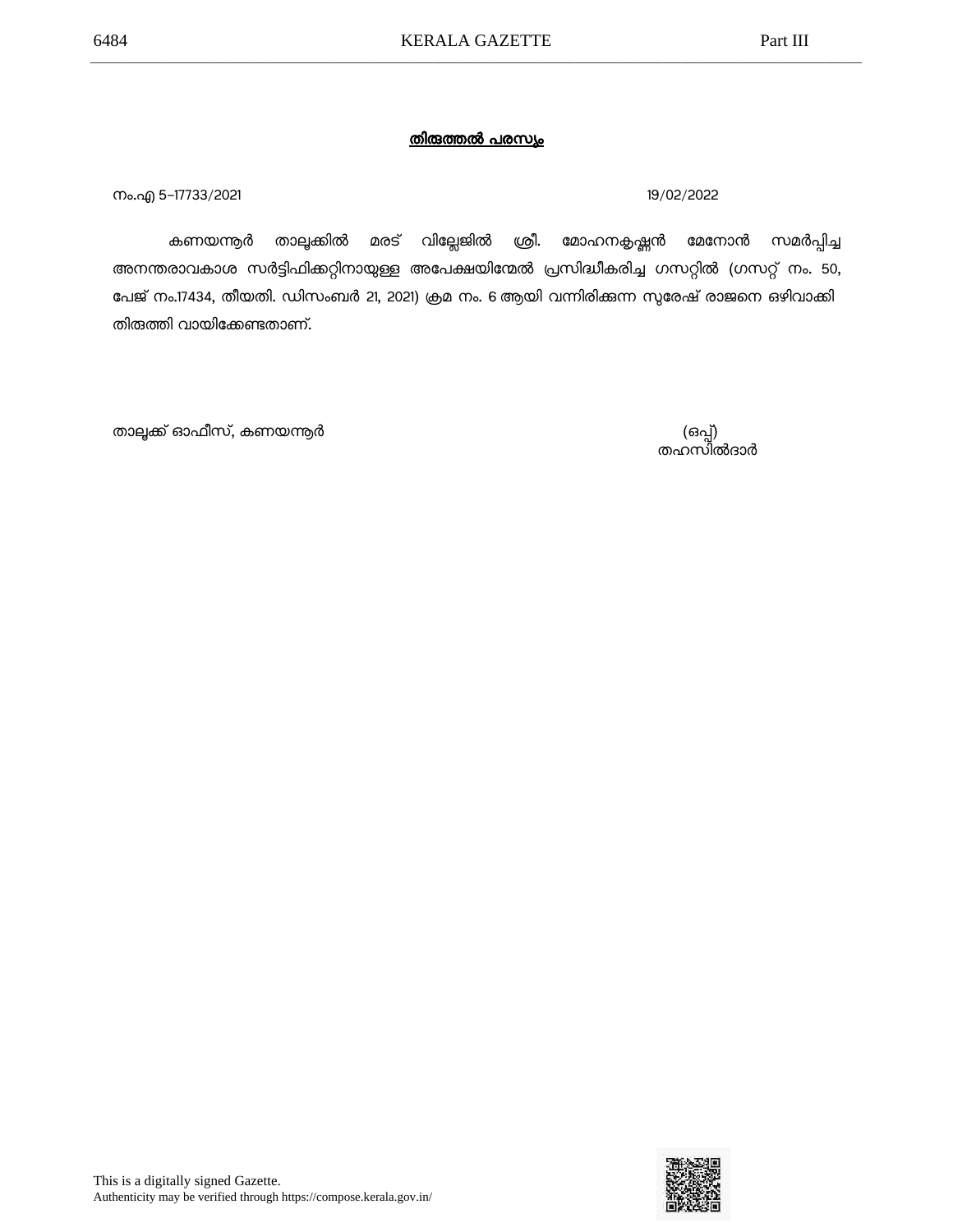**തിരുത്തൽ പരസ്യം**

നം.എ 5–17733/2021 19/02/2022

കണയന്നൂർ താലൂക്കിൽ മരട് വില്ലേജിൽ ശ്രീ. മോഹനകൃഷ്ണൻ മേനോൻ സമർപ്പിച്ച അനന്തരാവകാശ സർട്ടിഫിക്കറ്റിനായുള്ള അപേക്ഷയിന്മേൽ പ്രസിദ്ധീകരിച്ച ഗസറ്റിൽ (ഗസറ്റ് നം. 50, പേജ് നം.17434, തീയതി. ഡിസംബർ 21, 2021) ക്രമ നം. 6 ആയി വന്നിരിക്കുന്ന സുരേഷ് രാജനെ ഒഴിവാക്കി തിരുത്തി വായിക്കേണ്ടതാണ്.

താലൂക്ക് ഓഫീസ്, കണയന്നൂർ

(ഒപ്പ്)
തഹസിൽദാർ

This is a digitally signed Gazette.
Authenticity may be verified through https://compose.kerala.gov.in/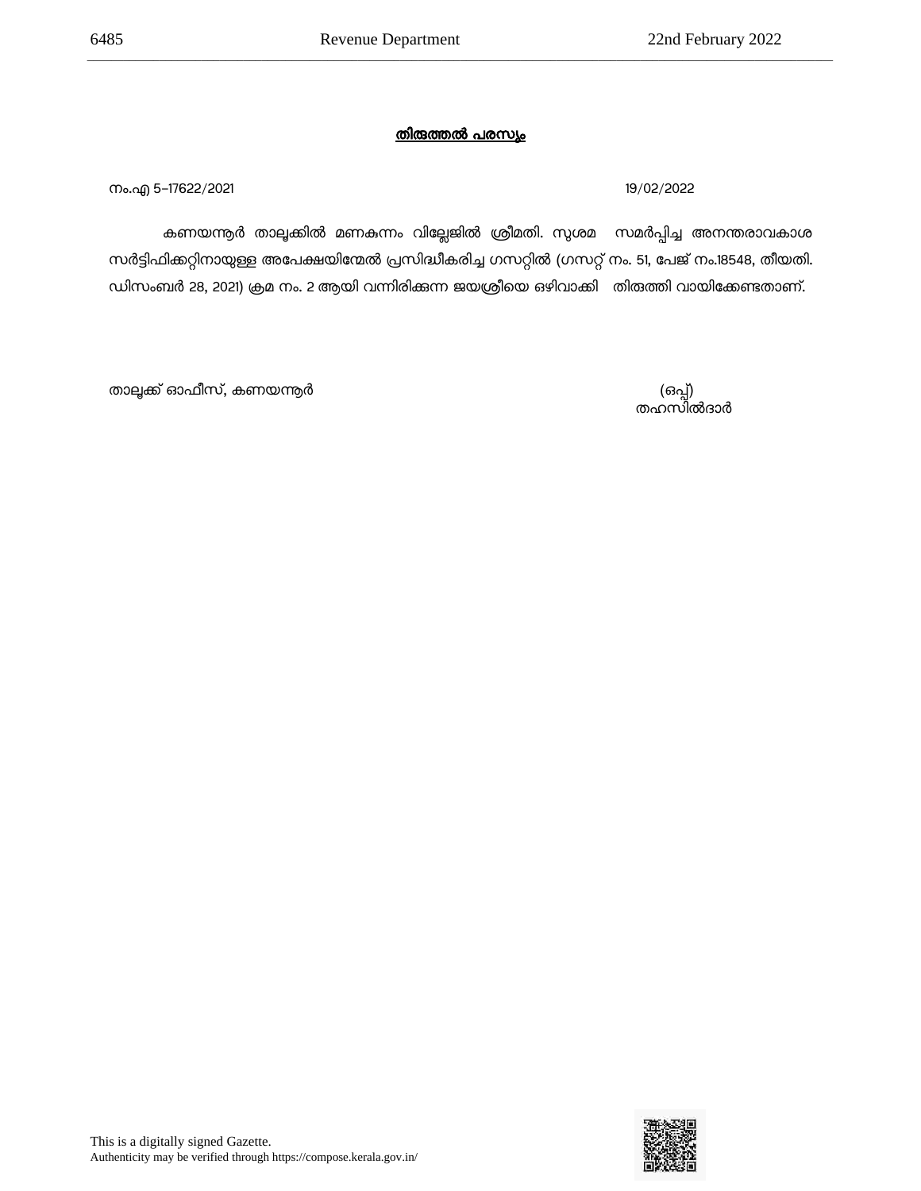**തിരുത്തൽ പരസ്യം**

നം.എ 5–17622/2021 19/02/2022

കണയന്നൂർ താലൂക്കിൽ മണകുന്നം വില്ലേജിൽ ശ്രീമതി. സുശമ സമർപ്പിച്ച അനന്തരാവകാശ സർട്ടിഫിക്കറ്റിനായുള്ള അപേക്ഷയിന്മേൽ പ്രസിദ്ധീകരിച്ച ഗസറ്റിൽ (ഗസറ്റ് നം. 51, പേജ് നം.18548, തീയതി. ഡിസംബർ 28, 2021) ക്രമ നം. 2 ആയി വന്നിരിക്കുന്ന ജയശ്രീയെ ഒഴിവാക്കി തിരുത്തി വായിക്കേണ്ടതാണ്.

താലൂക്ക് ഓഫീസ്, കണയന്നൂർ

(ഒപ്പ്)
തഹസിൽദാർ

This is a digitally signed Gazette.
Authenticity may be verified through https://compose.kerala.gov.in/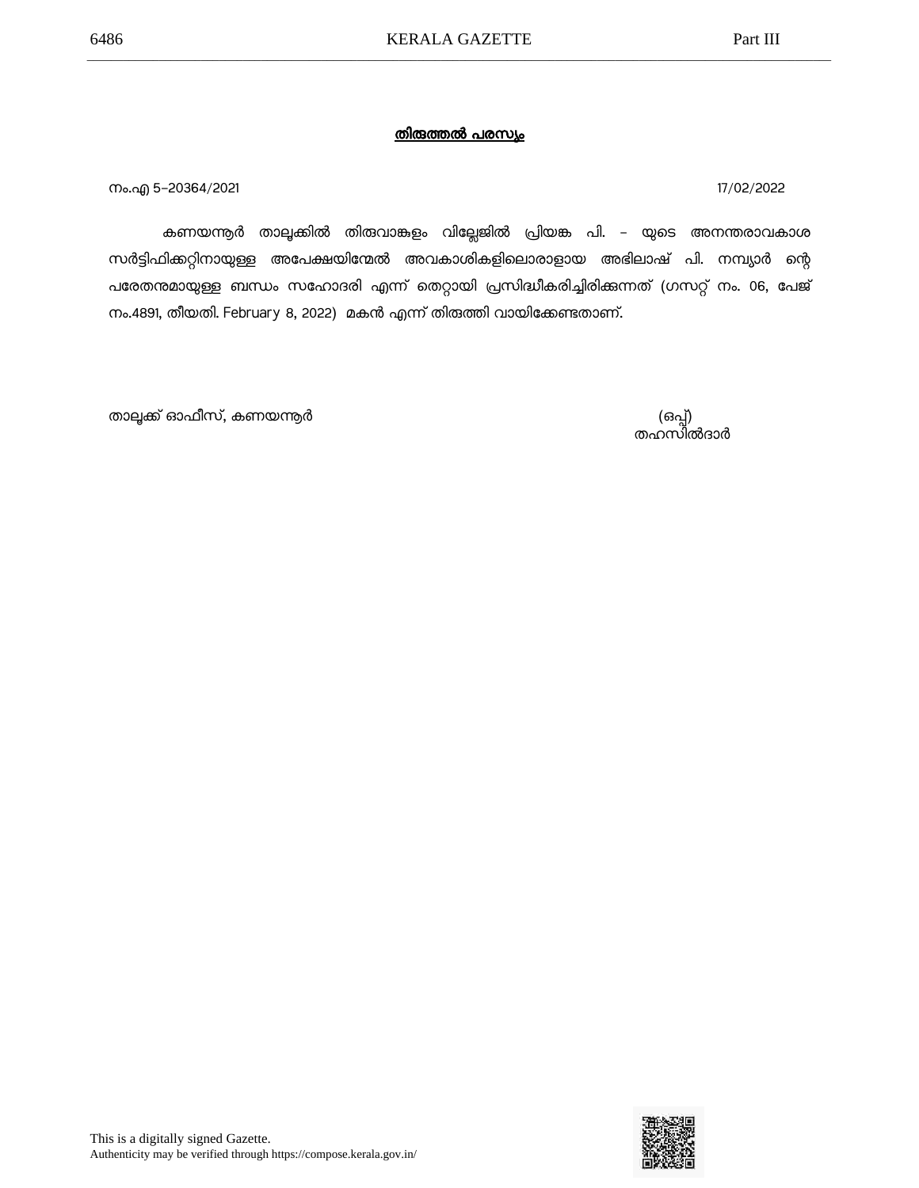**തിരുത്തൽ പരസ്യം**

നം.എ 5-20364/2021 17/02/2022

കണയന്നൂർ താലൂക്കിൽ തിരുവാങ്കുളം വില്ലേജിൽ പ്രിയങ്ക പി. - യുടെ അനന്തരാവകാശ സർട്ടിഫിക്കറ്റിനായുള്ള അപേക്ഷയിന്മേൽ അവകാശികളിലൊരാളായ അഭിലാഷ് പി. നമ്പ്യാർ ന്റെ പരേതനുമായുള്ള ബന്ധം സഹോദരി എന്ന് തെറ്റായി പ്രസിദ്ധീകരിച്ചിരിക്കുന്നത് (ഗസറ്റ് നം. 06, പേജ് നം.4891, തീയതി. February 8, 2022) മകൻ എന്ന് തിരുത്തി വായിക്കേണ്ടതാണ്.

താലൂക്ക് ഓഫീസ്, കണയന്നൂർ

(ഒപ്പ്)
തഹസിൽദാർ

This is a digitally signed Gazette.
Authenticity may be verified through https://compose.kerala.gov.in/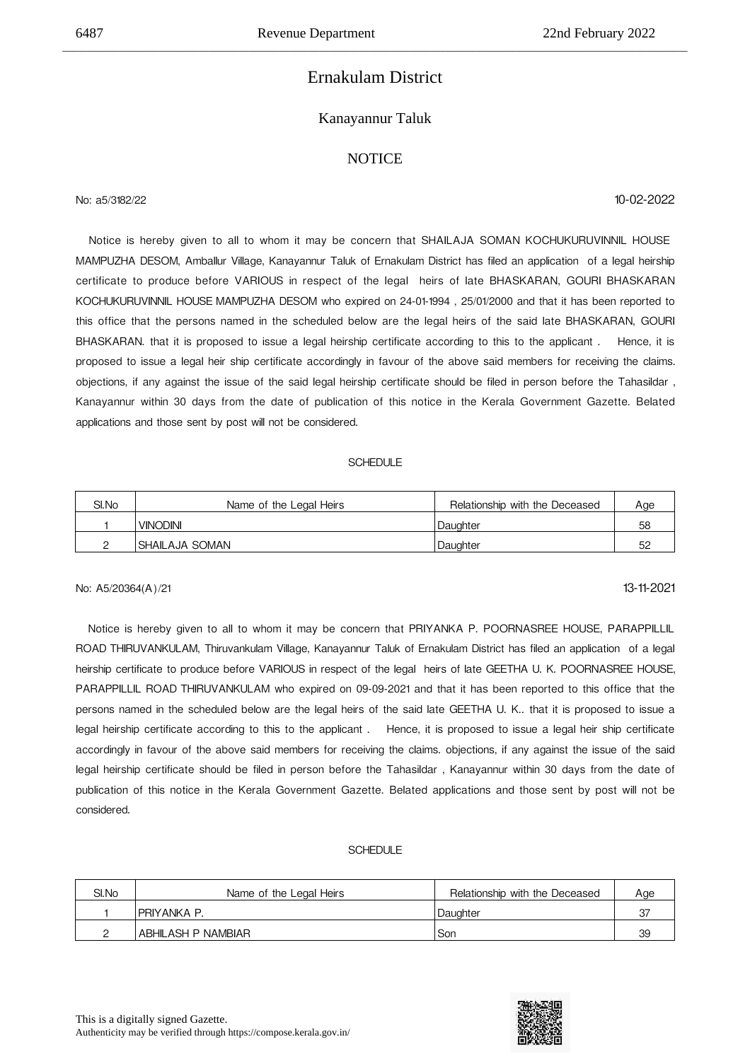# Ernakulam District

## Kanayannur Taluk

### NOTICE

No: a5/3182/22 10-02-2022

Notice is hereby given to all to whom it may be concern that SHAILAJA SOMAN KOCHUKURUVINNIL HOUSE MAMPUZHA DESOM, Amballur Village, Kanayannur Taluk of Ernakulam District has filed an application of a legal heirship certificate to produce before VARIOUS in respect of the legal heirs of late BHASKARAN, GOURI BHASKARAN KOCHUKURUVINNIL HOUSE MAMPUZHA DESOM who expired on 24-01-1994 , 25/01/2000 and that it has been reported to this office that the persons named in the scheduled below are the legal heirs of the said late BHASKARAN, GOURI BHASKARAN. that it is proposed to issue a legal heirship certificate according to this to the applicant . Hence, it is proposed to issue a legal heir ship certificate accordingly in favour of the above said members for receiving the claims. objections, if any against the issue of the said legal heirship certificate should be filed in person before the Tahasildar , Kanayannur within 30 days from the date of publication of this notice in the Kerala Government Gazette. Belated applications and those sent by post will not be considered.

SCHEDULE

| Sl.No | Name of the Legal Heirs | Relationship with the Deceased | Age |
|---|---|---|---|
| 1 | VINODINI | Daughter | 58 |
| 2 | SHAILAJA SOMAN | Daughter | 52 |

No: A5/20364(A)/21 13-11-2021

Notice is hereby given to all to whom it may be concern that PRIYANKA P. POORNASREE HOUSE, PARAPPILLIL ROAD THIRUVANKULAM, Thiruvankulam Village, Kanayannur Taluk of Ernakulam District has filed an application of a legal heirship certificate to produce before VARIOUS in respect of the legal heirs of late GEETHA U. K. POORNASREE HOUSE, PARAPPILLIL ROAD THIRUVANKULAM who expired on 09-09-2021 and that it has been reported to this office that the persons named in the scheduled below are the legal heirs of the said late GEETHA U. K.. that it is proposed to issue a legal heirship certificate according to this to the applicant . Hence, it is proposed to issue a legal heir ship certificate accordingly in favour of the above said members for receiving the claims. objections, if any against the issue of the said legal heirship certificate should be filed in person before the Tahasildar , Kanayannur within 30 days from the date of publication of this notice in the Kerala Government Gazette. Belated applications and those sent by post will not be considered.

SCHEDULE

| Sl.No | Name of the Legal Heirs | Relationship with the Deceased | Age |
|---|---|---|---|
| 1 | PRIYANKA P. | Daughter | 37 |
| 2 | ABHILASH P NAMBIAR | Son | 39 |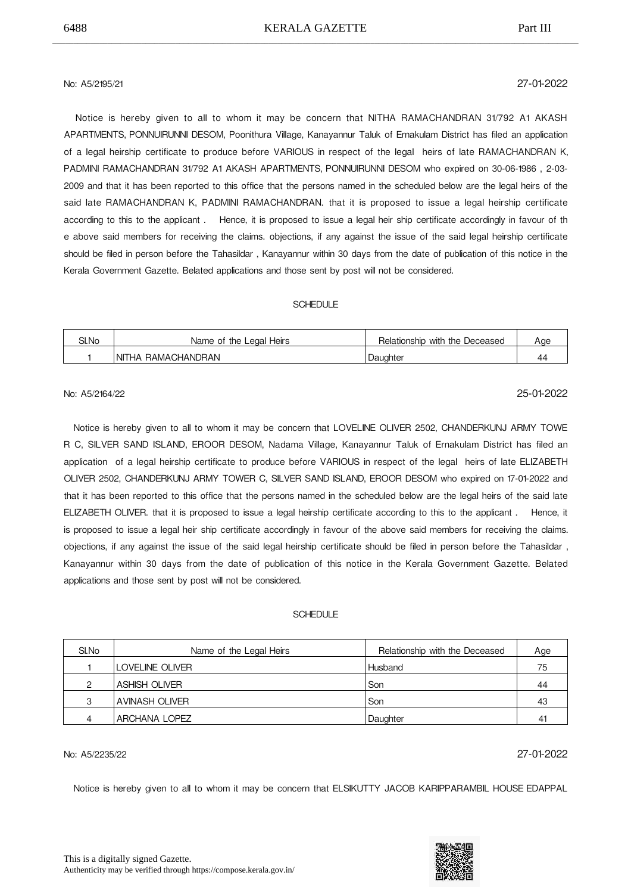No: A5/2195/21 27-01-2022

Notice is hereby given to all to whom it may be concern that NITHA RAMACHANDRAN 31/792 A1 AKASH APARTMENTS, PONNUIRUNNI DESOM, Poonithura Village, Kanayannur Taluk of Ernakulam District has filed an application of a legal heirship certificate to produce before VARIOUS in respect of the legal heirs of late RAMACHANDRAN K, PADMINI RAMACHANDRAN 31/792 A1 AKASH APARTMENTS, PONNUIRUNNI DESOM who expired on 30-06-1986 , 2-03-2009 and that it has been reported to this office that the persons named in the scheduled below are the legal heirs of the said late RAMACHANDRAN K, PADMINI RAMACHANDRAN. that it is proposed to issue a legal heirship certificate according to this to the applicant . Hence, it is proposed to issue a legal heir ship certificate accordingly in favour of th e above said members for receiving the claims. objections, if any against the issue of the said legal heirship certificate should be filed in person before the Tahasildar , Kanayannur within 30 days from the date of publication of this notice in the Kerala Government Gazette. Belated applications and those sent by post will not be considered.

SCHEDULE

| Sl.No | Name of the Legal Heirs | Relationship with the Deceased | Age |
|---|---|---|---|
| 1 | NITHA RAMACHANDRAN | Daughter | 44 |

No: A5/2164/22 25-01-2022

Notice is hereby given to all to whom it may be concern that LOVELINE OLIVER 2502, CHANDERKUNJ ARMY TOWE R C, SILVER SAND ISLAND, EROOR DESOM, Nadama Village, Kanayannur Taluk of Ernakulam District has filed an application of a legal heirship certificate to produce before VARIOUS in respect of the legal heirs of late ELIZABETH OLIVER 2502, CHANDERKUNJ ARMY TOWER C, SILVER SAND ISLAND, EROOR DESOM who expired on 17-01-2022 and that it has been reported to this office that the persons named in the scheduled below are the legal heirs of the said late ELIZABETH OLIVER. that it is proposed to issue a legal heirship certificate according to this to the applicant . Hence, it is proposed to issue a legal heir ship certificate accordingly in favour of the above said members for receiving the claims. objections, if any against the issue of the said legal heirship certificate should be filed in person before the Tahasildar , Kanayannur within 30 days from the date of publication of this notice in the Kerala Government Gazette. Belated applications and those sent by post will not be considered.

SCHEDULE

| Sl.No | Name of the Legal Heirs | Relationship with the Deceased | Age |
|---|---|---|---|
| 1 | LOVELINE OLIVER | Husband | 75 |
| 2 | ASHISH OLIVER | Son | 44 |
| 3 | AVINASH OLIVER | Son | 43 |
| 4 | ARCHANA LOPEZ | Daughter | 41 |

No: A5/2235/22 27-01-2022

Notice is hereby given to all to whom it may be concern that ELSIKUTTY JACOB KARIPPARAMBIL HOUSE EDAPPAL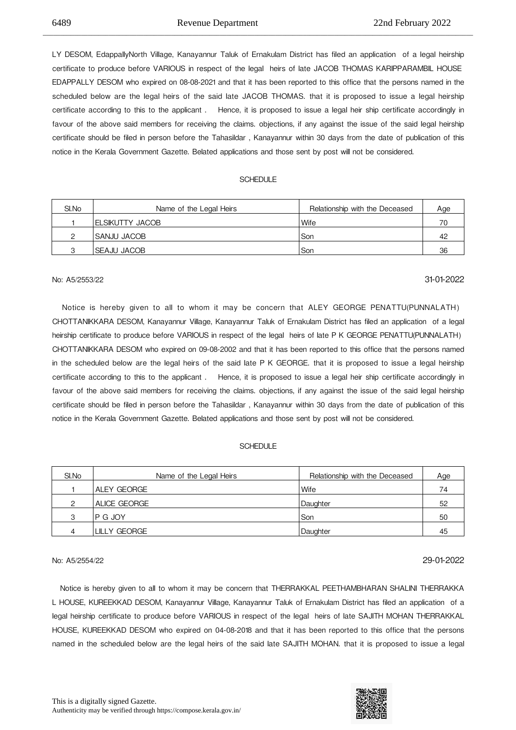LY DESOM, EdappallyNorth Village, Kanayannur Taluk of Ernakulam District has filed an application of a legal heirship certificate to produce before VARIOUS in respect of the legal heirs of late JACOB THOMAS KARIPPARAMBIL HOUSE EDAPPALLY DESOM who expired on 08-08-2021 and that it has been reported to this office that the persons named in the scheduled below are the legal heirs of the said late JACOB THOMAS. that it is proposed to issue a legal heirship certificate according to this to the applicant . Hence, it is proposed to issue a legal heir ship certificate accordingly in favour of the above said members for receiving the claims. objections, if any against the issue of the said legal heirship certificate should be filed in person before the Tahasildar , Kanayannur within 30 days from the date of publication of this notice in the Kerala Government Gazette. Belated applications and those sent by post will not be considered.

SCHEDULE

| Sl.No | Name of the Legal Heirs | Relationship with the Deceased | Age |
|---|---|---|---|
| 1 | ELSIKUTTY JACOB | Wife | 70 |
| 2 | SANJU JACOB | Son | 42 |
| 3 | SEAJU JACOB | Son | 36 |

No: A5/2553/22 31-01-2022

Notice is hereby given to all to whom it may be concern that ALEY GEORGE PENATTU(PUNNALATH) CHOTTANIKKARA DESOM, Kanayannur Village, Kanayannur Taluk of Ernakulam District has filed an application of a legal heirship certificate to produce before VARIOUS in respect of the legal heirs of late P K GEORGE PENATTU(PUNNALATH) CHOTTANIKKARA DESOM who expired on 09-08-2002 and that it has been reported to this office that the persons named in the scheduled below are the legal heirs of the said late P K GEORGE. that it is proposed to issue a legal heirship certificate according to this to the applicant . Hence, it is proposed to issue a legal heir ship certificate accordingly in favour of the above said members for receiving the claims. objections, if any against the issue of the said legal heirship certificate should be filed in person before the Tahasildar , Kanayannur within 30 days from the date of publication of this notice in the Kerala Government Gazette. Belated applications and those sent by post will not be considered.

SCHEDULE

| Sl.No | Name of the Legal Heirs | Relationship with the Deceased | Age |
|---|---|---|---|
| 1 | ALEY GEORGE | Wife | 74 |
| 2 | ALICE GEORGE | Daughter | 52 |
| 3 | P G JOY | Son | 50 |
| 4 | LILLY GEORGE | Daughter | 45 |

No: A5/2554/22 29-01-2022

Notice is hereby given to all to whom it may be concern that THERRAKKAL PEETHAMBHARAN SHALINI THERRAKKA L HOUSE, KUREEKKAD DESOM, Kanayannur Village, Kanayannur Taluk of Ernakulam District has filed an application of a legal heirship certificate to produce before VARIOUS in respect of the legal heirs of late SAJITH MOHAN THERRAKKAL HOUSE, KUREEKKAD DESOM who expired on 04-08-2018 and that it has been reported to this office that the persons named in the scheduled below are the legal heirs of the said late SAJITH MOHAN. that it is proposed to issue a legal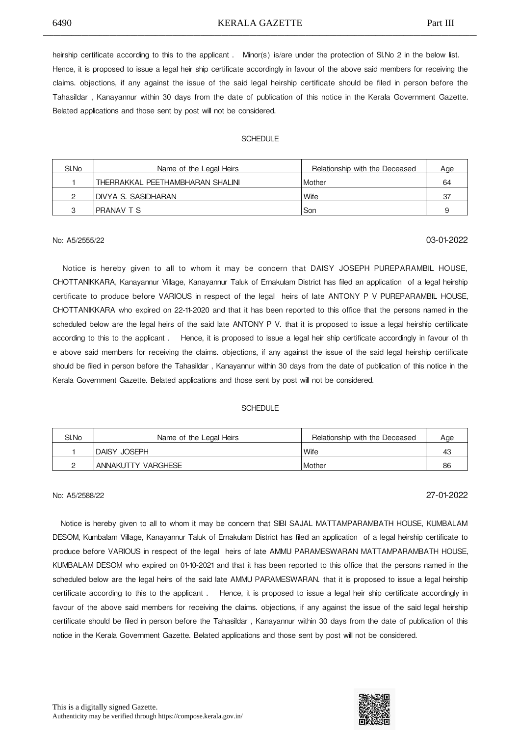heirship certificate according to this to the applicant . Minor(s) is/are under the protection of Sl.No 2 in the below list. Hence, it is proposed to issue a legal heir ship certificate accordingly in favour of the above said members for receiving the claims. objections, if any against the issue of the said legal heirship certificate should be filed in person before the Tahasildar , Kanayannur within 30 days from the date of publication of this notice in the Kerala Government Gazette. Belated applications and those sent by post will not be considered.

SCHEDULE

| Sl.No | Name of the Legal Heirs | Relationship with the Deceased | Age |
|---|---|---|---|
| 1 | THERRAKKAL PEETHAMBHARAN SHALINI | Mother | 64 |
| 2 | DIVYA S. SASIDHARAN | Wife | 37 |
| 3 | PRANAV T S | Son | 9 |

No: A5/2555/22 03-01-2022

Notice is hereby given to all to whom it may be concern that DAISY JOSEPH PUREPARAMBIL HOUSE, CHOTTANIKKARA, Kanayannur Village, Kanayannur Taluk of Ernakulam District has filed an application of a legal heirship certificate to produce before VARIOUS in respect of the legal heirs of late ANTONY P V PUREPARAMBIL HOUSE, CHOTTANIKKARA who expired on 22-11-2020 and that it has been reported to this office that the persons named in the scheduled below are the legal heirs of the said late ANTONY P V. that it is proposed to issue a legal heirship certificate according to this to the applicant . Hence, it is proposed to issue a legal heir ship certificate accordingly in favour of th e above said members for receiving the claims. objections, if any against the issue of the said legal heirship certificate should be filed in person before the Tahasildar , Kanayannur within 30 days from the date of publication of this notice in the Kerala Government Gazette. Belated applications and those sent by post will not be considered.

SCHEDULE

| Sl.No | Name of the Legal Heirs | Relationship with the Deceased | Age |
|---|---|---|---|
| 1 | DAISY JOSEPH | Wife | 43 |
| 2 | ANNAKUTTY VARGHESE | Mother | 86 |

No: A5/2588/22 27-01-2022

Notice is hereby given to all to whom it may be concern that SIBI SAJAL MATTAMPARAMBATH HOUSE, KUMBALAM DESOM, Kumbalam Village, Kanayannur Taluk of Ernakulam District has filed an application of a legal heirship certificate to produce before VARIOUS in respect of the legal heirs of late AMMU PARAMESWARAN MATTAMPARAMBATH HOUSE, KUMBALAM DESOM who expired on 01-10-2021 and that it has been reported to this office that the persons named in the scheduled below are the legal heirs of the said late AMMU PARAMESWARAN. that it is proposed to issue a legal heirship certificate according to this to the applicant . Hence, it is proposed to issue a legal heir ship certificate accordingly in favour of the above said members for receiving the claims. objections, if any against the issue of the said legal heirship certificate should be filed in person before the Tahasildar , Kanayannur within 30 days from the date of publication of this notice in the Kerala Government Gazette. Belated applications and those sent by post will not be considered.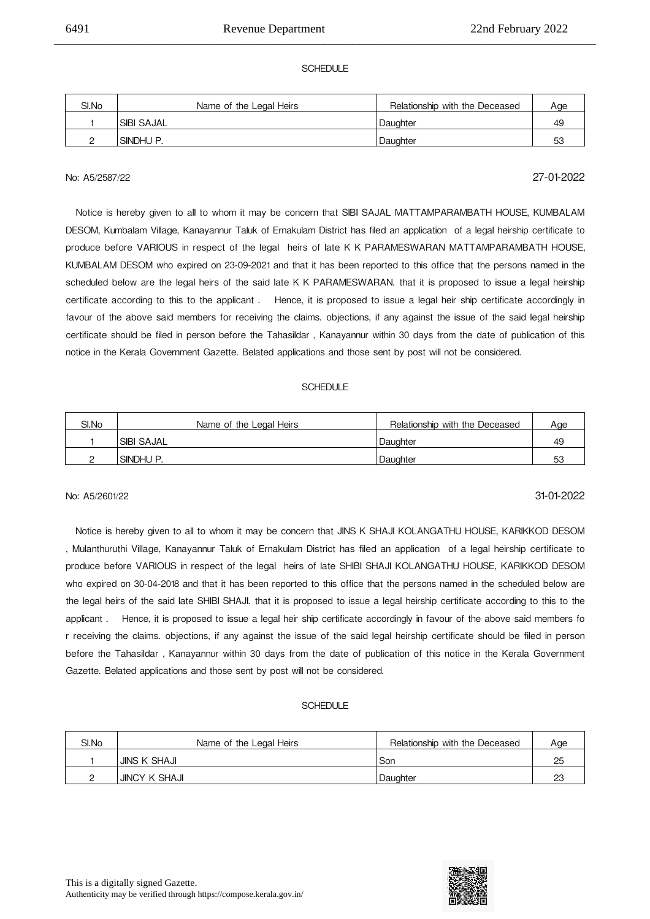SCHEDULE

| Sl.No | Name of the Legal Heirs | Relationship with the Deceased | Age |
|---|---|---|---|
| 1 | SIBI SAJAL | Daughter | 49 |
| 2 | SINDHU P. | Daughter | 53 |

No: A5/2587/22 27-01-2022

Notice is hereby given to all to whom it may be concern that SIBI SAJAL MATTAMPARAMBATH HOUSE, KUMBALAM DESOM, Kumbalam Village, Kanayannur Taluk of Ernakulam District has filed an application of a legal heirship certificate to produce before VARIOUS in respect of the legal heirs of late K K PARAMESWARAN MATTAMPARAMBATH HOUSE, KUMBALAM DESOM who expired on 23-09-2021 and that it has been reported to this office that the persons named in the scheduled below are the legal heirs of the said late K K PARAMESWARAN. that it is proposed to issue a legal heirship certificate according to this to the applicant . Hence, it is proposed to issue a legal heir ship certificate accordingly in favour of the above said members for receiving the claims. objections, if any against the issue of the said legal heirship certificate should be filed in person before the Tahasildar , Kanayannur within 30 days from the date of publication of this notice in the Kerala Government Gazette. Belated applications and those sent by post will not be considered.

SCHEDULE

| Sl.No | Name of the Legal Heirs | Relationship with the Deceased | Age |
|---|---|---|---|
| 1 | SIBI SAJAL | Daughter | 49 |
| 2 | SINDHU P. | Daughter | 53 |

No: A5/2601/22 31-01-2022

Notice is hereby given to all to whom it may be concern that JINS K SHAJI KOLANGATHU HOUSE, KARIKKOD DESOM , Mulanthuruthi Village, Kanayannur Taluk of Ernakulam District has filed an application of a legal heirship certificate to produce before VARIOUS in respect of the legal heirs of late SHIBI SHAJI KOLANGATHU HOUSE, KARIKKOD DESOM who expired on 30-04-2018 and that it has been reported to this office that the persons named in the scheduled below are the legal heirs of the said late SHIBI SHAJI. that it is proposed to issue a legal heirship certificate according to this to the applicant . Hence, it is proposed to issue a legal heir ship certificate accordingly in favour of the above said members fo r receiving the claims. objections, if any against the issue of the said legal heirship certificate should be filed in person before the Tahasildar , Kanayannur within 30 days from the date of publication of this notice in the Kerala Government Gazette. Belated applications and those sent by post will not be considered.

SCHEDULE

| Sl.No | Name of the Legal Heirs | Relationship with the Deceased | Age |
|---|---|---|---|
| 1 | JINS K SHAJI | Son | 25 |
| 2 | JINCY K SHAJI | Daughter | 23 |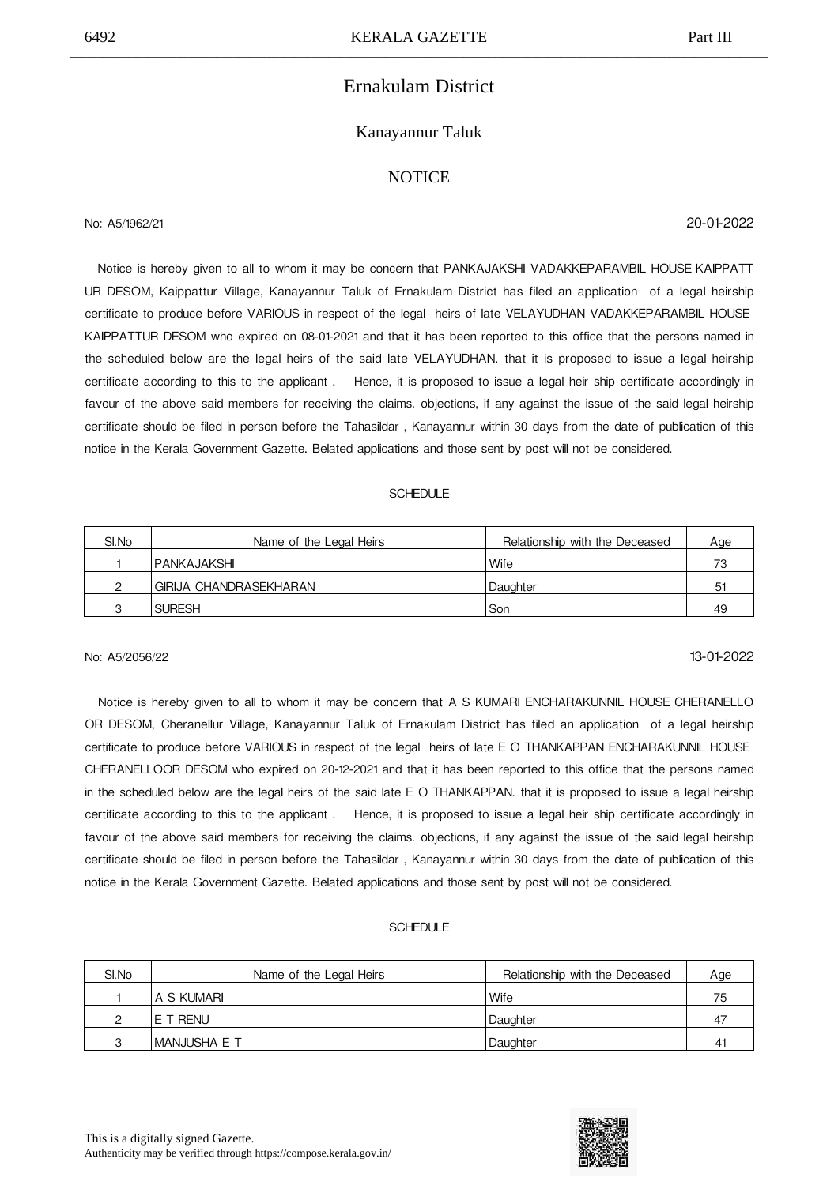# Ernakulam District

## Kanayannur Taluk

### NOTICE

No: A5/1962/21 20-01-2022

Notice is hereby given to all to whom it may be concern that PANKAJAKSHI VADAKKEPARAMBIL HOUSE KAIPPATT UR DESOM, Kaippattur Village, Kanayannur Taluk of Ernakulam District has filed an application of a legal heirship certificate to produce before VARIOUS in respect of the legal heirs of late VELAYUDHAN VADAKKEPARAMBIL HOUSE KAIPPATTUR DESOM who expired on 08-01-2021 and that it has been reported to this office that the persons named in the scheduled below are the legal heirs of the said late VELAYUDHAN. that it is proposed to issue a legal heirship certificate according to this to the applicant . Hence, it is proposed to issue a legal heir ship certificate accordingly in favour of the above said members for receiving the claims. objections, if any against the issue of the said legal heirship certificate should be filed in person before the Tahasildar , Kanayannur within 30 days from the date of publication of this notice in the Kerala Government Gazette. Belated applications and those sent by post will not be considered.

SCHEDULE

| Sl.No | Name of the Legal Heirs | Relationship with the Deceased | Age |
|---|---|---|---|
| 1 | PANKAJAKSHI | Wife | 73 |
| 2 | GIRIJA CHANDRASEKHARAN | Daughter | 51 |
| 3 | SURESH | Son | 49 |

No: A5/2056/22 13-01-2022

Notice is hereby given to all to whom it may be concern that A S KUMARI ENCHARAKUNNIL HOUSE CHERANELLO OR DESOM, Cheranellur Village, Kanayannur Taluk of Ernakulam District has filed an application of a legal heirship certificate to produce before VARIOUS in respect of the legal heirs of late E O THANKAPPAN ENCHARAKUNNIL HOUSE CHERANELLOOR DESOM who expired on 20-12-2021 and that it has been reported to this office that the persons named in the scheduled below are the legal heirs of the said late E O THANKAPPAN. that it is proposed to issue a legal heirship certificate according to this to the applicant . Hence, it is proposed to issue a legal heir ship certificate accordingly in favour of the above said members for receiving the claims. objections, if any against the issue of the said legal heirship certificate should be filed in person before the Tahasildar , Kanayannur within 30 days from the date of publication of this notice in the Kerala Government Gazette. Belated applications and those sent by post will not be considered.

SCHEDULE

| Sl.No | Name of the Legal Heirs | Relationship with the Deceased | Age |
|---|---|---|---|
| 1 | A S KUMARI | Wife | 75 |
| 2 | E T RENU | Daughter | 47 |
| 3 | MANJUSHA E T | Daughter | 41 |

This is a digitally signed Gazette.
Authenticity may be verified through https://compose.kerala.gov.in/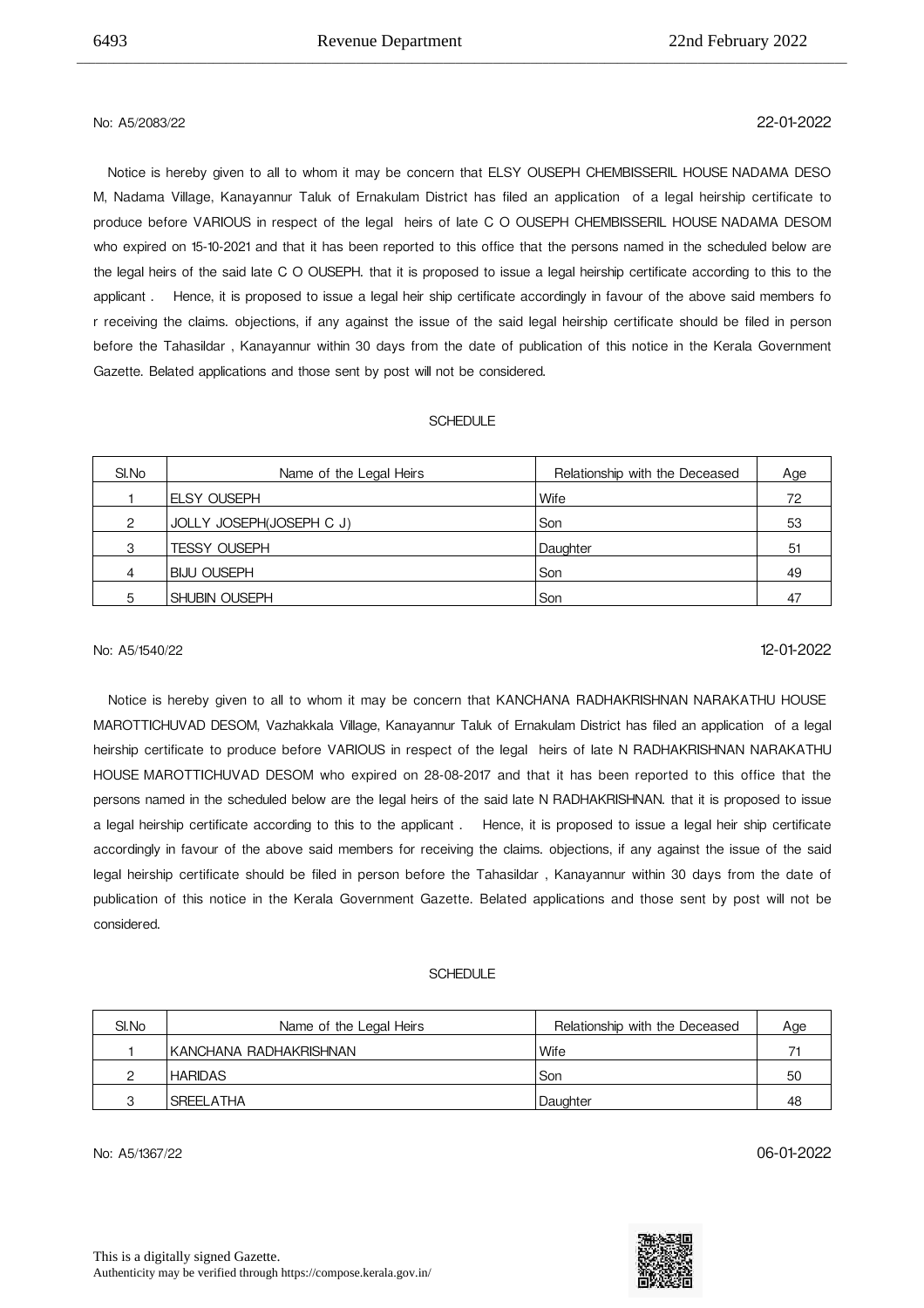No: A5/2083/22 22-01-2022

Notice is hereby given to all to whom it may be concern that ELSY OUSEPH CHEMBISSERIL HOUSE NADAMA DESO M, Nadama Village, Kanayannur Taluk of Ernakulam District has filed an application of a legal heirship certificate to produce before VARIOUS in respect of the legal heirs of late C O OUSEPH CHEMBISSERIL HOUSE NADAMA DESOM who expired on 15-10-2021 and that it has been reported to this office that the persons named in the scheduled below are the legal heirs of the said late C O OUSEPH. that it is proposed to issue a legal heirship certificate according to this to the applicant . Hence, it is proposed to issue a legal heir ship certificate accordingly in favour of the above said members fo r receiving the claims. objections, if any against the issue of the said legal heirship certificate should be filed in person before the Tahasildar , Kanayannur within 30 days from the date of publication of this notice in the Kerala Government Gazette. Belated applications and those sent by post will not be considered.

SCHEDULE

| Sl.No | Name of the Legal Heirs | Relationship with the Deceased | Age |
|---|---|---|---|
| 1 | ELSY OUSEPH | Wife | 72 |
| 2 | JOLLY JOSEPH(JOSEPH C J) | Son | 53 |
| 3 | TESSY OUSEPH | Daughter | 51 |
| 4 | BIJU OUSEPH | Son | 49 |
| 5 | SHUBIN OUSEPH | Son | 47 |

No: A5/1540/22 12-01-2022

Notice is hereby given to all to whom it may be concern that KANCHANA RADHAKRISHNAN NARAKATHU HOUSE MAROTTICHUVAD DESOM, Vazhakkala Village, Kanayannur Taluk of Ernakulam District has filed an application of a legal heirship certificate to produce before VARIOUS in respect of the legal heirs of late N RADHAKRISHNAN NARAKATHU HOUSE MAROTTICHUVAD DESOM who expired on 28-08-2017 and that it has been reported to this office that the persons named in the scheduled below are the legal heirs of the said late N RADHAKRISHNAN. that it is proposed to issue a legal heirship certificate according to this to the applicant . Hence, it is proposed to issue a legal heir ship certificate accordingly in favour of the above said members for receiving the claims. objections, if any against the issue of the said legal heirship certificate should be filed in person before the Tahasildar , Kanayannur within 30 days from the date of publication of this notice in the Kerala Government Gazette. Belated applications and those sent by post will not be considered.

SCHEDULE

| Sl.No | Name of the Legal Heirs | Relationship with the Deceased | Age |
|---|---|---|---|
| 1 | KANCHANA RADHAKRISHNAN | Wife | 71 |
| 2 | HARIDAS | Son | 50 |
| 3 | SREELATHA | Daughter | 48 |

No: A5/1367/22 06-01-2022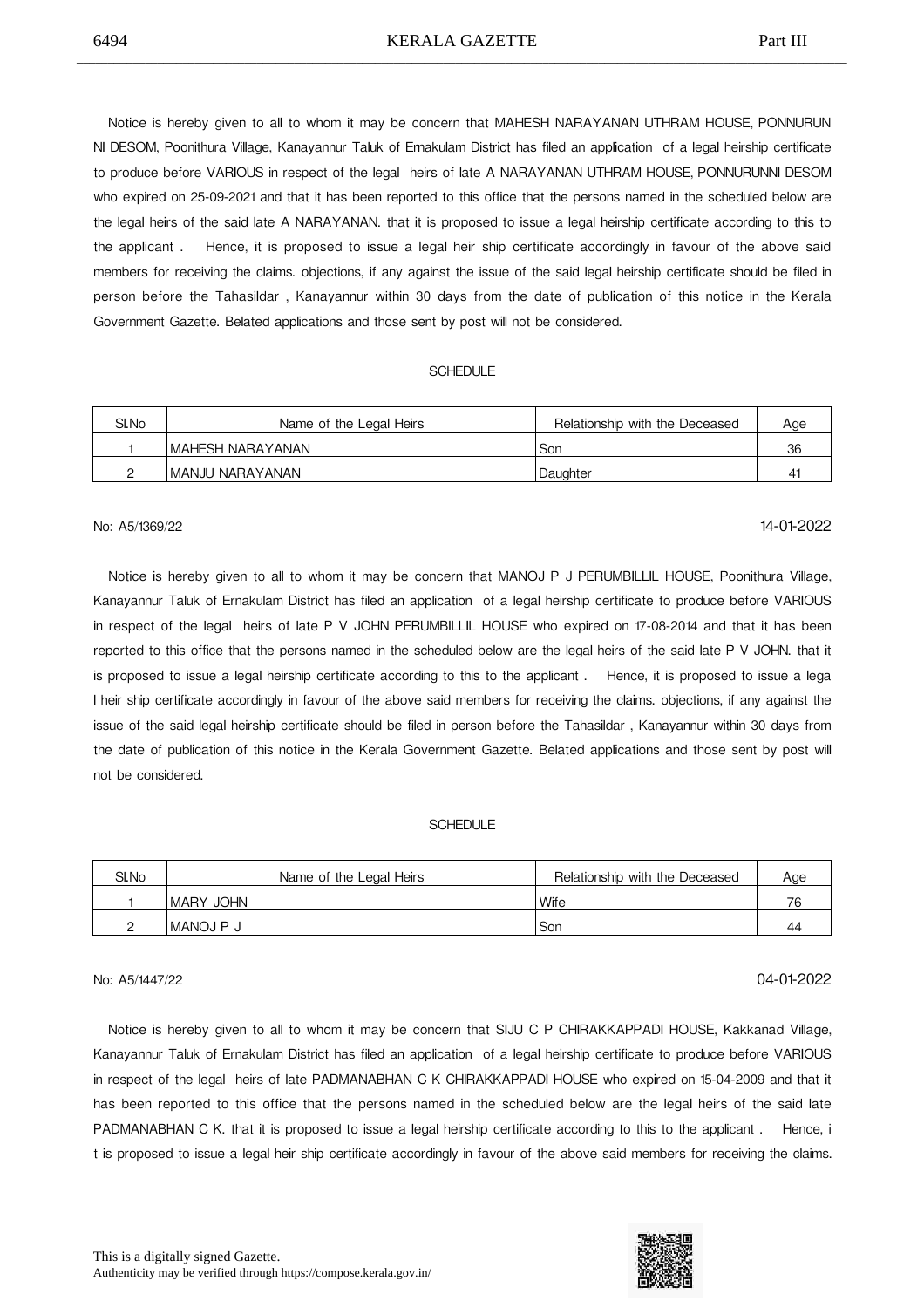Notice is hereby given to all to whom it may be concern that MAHESH NARAYANAN UTHRAM HOUSE, PONNURUN NI DESOM, Poonithura Village, Kanayannur Taluk of Ernakulam District has filed an application of a legal heirship certificate to produce before VARIOUS in respect of the legal heirs of late A NARAYANAN UTHRAM HOUSE, PONNURUNNI DESOM who expired on 25-09-2021 and that it has been reported to this office that the persons named in the scheduled below are the legal heirs of the said late A NARAYANAN. that it is proposed to issue a legal heirship certificate according to this to the applicant . Hence, it is proposed to issue a legal heir ship certificate accordingly in favour of the above said members for receiving the claims. objections, if any against the issue of the said legal heirship certificate should be filed in person before the Tahasildar , Kanayannur within 30 days from the date of publication of this notice in the Kerala Government Gazette. Belated applications and those sent by post will not be considered.

SCHEDULE

| Sl.No | Name of the Legal Heirs | Relationship with the Deceased | Age |
|---|---|---|---|
| 1 | MAHESH NARAYANAN | Son | 36 |
| 2 | MANJU NARAYANAN | Daughter | 41 |

No: A5/1369/22 14-01-2022

Notice is hereby given to all to whom it may be concern that MANOJ P J PERUMBILLIL HOUSE, Poonithura Village, Kanayannur Taluk of Ernakulam District has filed an application of a legal heirship certificate to produce before VARIOUS in respect of the legal heirs of late P V JOHN PERUMBILLIL HOUSE who expired on 17-08-2014 and that it has been reported to this office that the persons named in the scheduled below are the legal heirs of the said late P V JOHN. that it is proposed to issue a legal heirship certificate according to this to the applicant . Hence, it is proposed to issue a lega l heir ship certificate accordingly in favour of the above said members for receiving the claims. objections, if any against the issue of the said legal heirship certificate should be filed in person before the Tahasildar , Kanayannur within 30 days from the date of publication of this notice in the Kerala Government Gazette. Belated applications and those sent by post will not be considered.

SCHEDULE

| Sl.No | Name of the Legal Heirs | Relationship with the Deceased | Age |
|---|---|---|---|
| 1 | MARY JOHN | Wife | 76 |
| 2 | MANOJ P J | Son | 44 |

No: A5/1447/22 04-01-2022

Notice is hereby given to all to whom it may be concern that SIJU C P CHIRAKKAPPADI HOUSE, Kakkanad Village, Kanayannur Taluk of Ernakulam District has filed an application of a legal heirship certificate to produce before VARIOUS in respect of the legal heirs of late PADMANABHAN C K CHIRAKKAPPADI HOUSE who expired on 15-04-2009 and that it has been reported to this office that the persons named in the scheduled below are the legal heirs of the said late PADMANABHAN C K. that it is proposed to issue a legal heirship certificate according to this to the applicant . Hence, i t is proposed to issue a legal heir ship certificate accordingly in favour of the above said members for receiving the claims.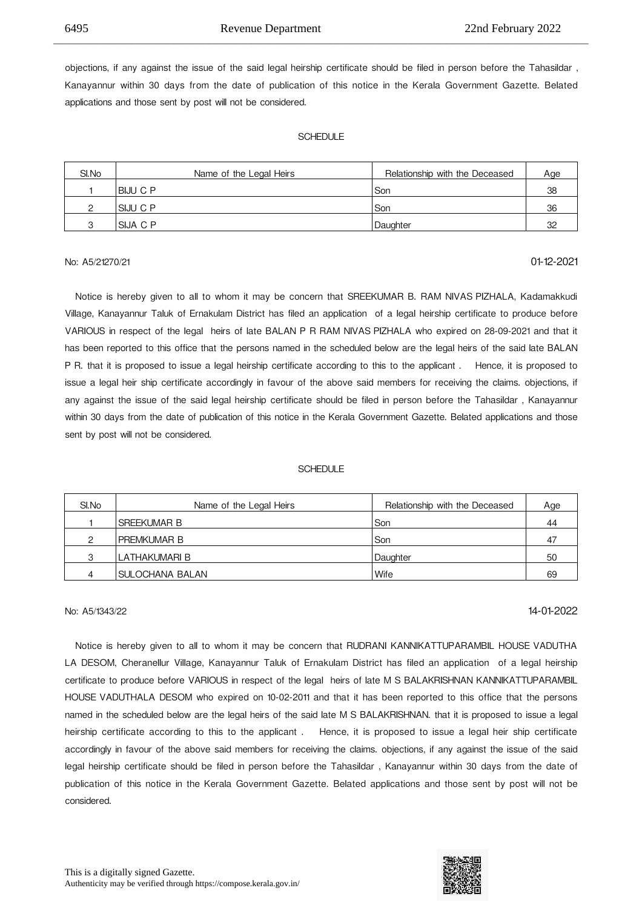objections, if any against the issue of the said legal heirship certificate should be filed in person before the Tahasildar , Kanayannur within 30 days from the date of publication of this notice in the Kerala Government Gazette. Belated applications and those sent by post will not be considered.

SCHEDULE

| Sl.No | Name of the Legal Heirs | Relationship with the Deceased | Age |
|---|---|---|---|
| 1 | BIJU C P | Son | 38 |
| 2 | SIJU C P | Son | 36 |
| 3 | SIJA C P | Daughter | 32 |

No: A5/21270/21 01-12-2021

Notice is hereby given to all to whom it may be concern that SREEKUMAR B. RAM NIVAS PIZHALA, Kadamakkudi Village, Kanayannur Taluk of Ernakulam District has filed an application of a legal heirship certificate to produce before VARIOUS in respect of the legal heirs of late BALAN P R RAM NIVAS PIZHALA who expired on 28-09-2021 and that it has been reported to this office that the persons named in the scheduled below are the legal heirs of the said late BALAN P R. that it is proposed to issue a legal heirship certificate according to this to the applicant . Hence, it is proposed to issue a legal heir ship certificate accordingly in favour of the above said members for receiving the claims. objections, if any against the issue of the said legal heirship certificate should be filed in person before the Tahasildar , Kanayannur within 30 days from the date of publication of this notice in the Kerala Government Gazette. Belated applications and those sent by post will not be considered.

SCHEDULE

| Sl.No | Name of the Legal Heirs | Relationship with the Deceased | Age |
|---|---|---|---|
| 1 | SREEKUMAR B | Son | 44 |
| 2 | PREMKUMAR B | Son | 47 |
| 3 | LATHAKUMARI B | Daughter | 50 |
| 4 | SULOCHANA BALAN | Wife | 69 |

No: A5/1343/22 14-01-2022

Notice is hereby given to all to whom it may be concern that RUDRANI KANNIKATTUPARAMBIL HOUSE VADUTHA LA DESOM, Cheranellur Village, Kanayannur Taluk of Ernakulam District has filed an application of a legal heirship certificate to produce before VARIOUS in respect of the legal heirs of late M S BALAKRISHNAN KANNIKATTUPARAMBIL HOUSE VADUTHALA DESOM who expired on 10-02-2011 and that it has been reported to this office that the persons named in the scheduled below are the legal heirs of the said late M S BALAKRISHNAN. that it is proposed to issue a legal heirship certificate according to this to the applicant . Hence, it is proposed to issue a legal heir ship certificate accordingly in favour of the above said members for receiving the claims. objections, if any against the issue of the said legal heirship certificate should be filed in person before the Tahasildar , Kanayannur within 30 days from the date of publication of this notice in the Kerala Government Gazette. Belated applications and those sent by post will not be considered.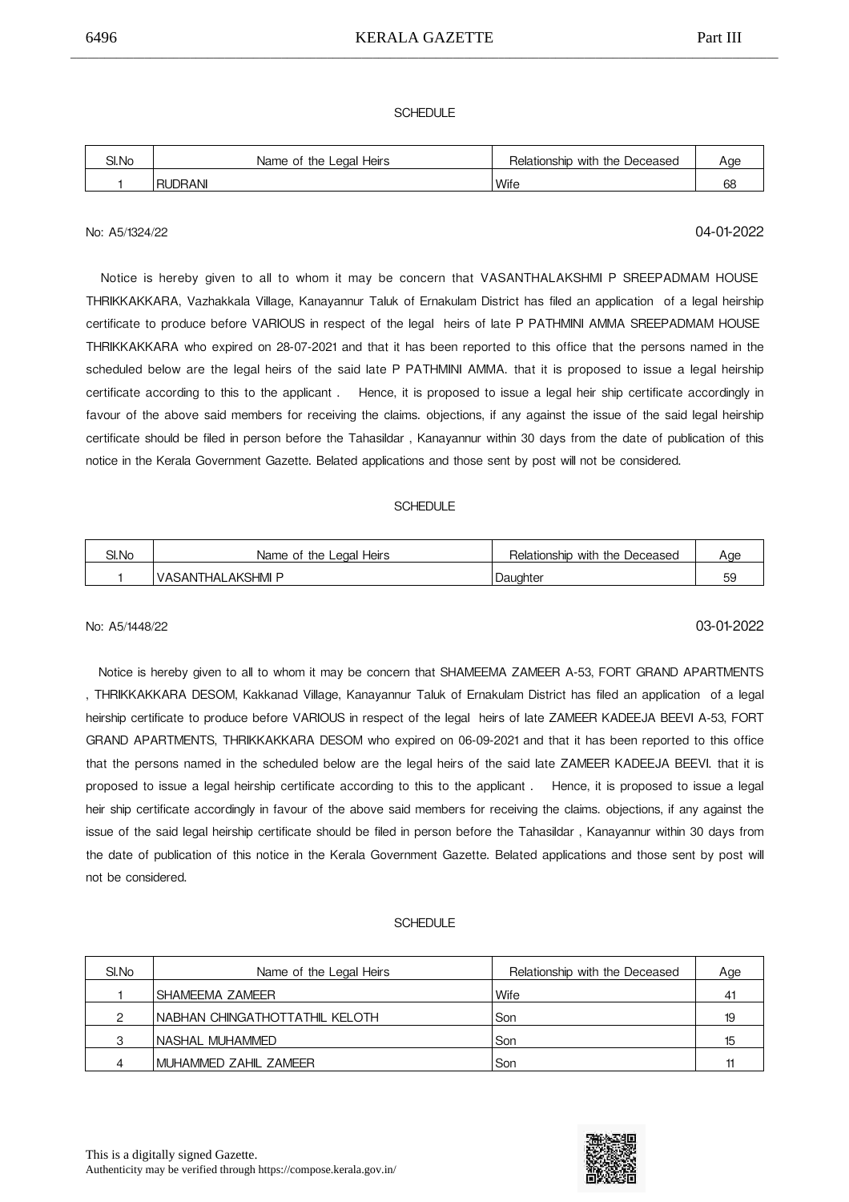SCHEDULE

| Sl.No | Name of the Legal Heirs | Relationship with the Deceased | Age |
|---|---|---|---|
| 1 | RUDRANI | Wife | 68 |

No: A5/1324/22

04-01-2022

Notice is hereby given to all to whom it may be concern that VASANTHALAKSHMI P SREEPADMAM HOUSE THRIKKAKKARA, Vazhakkala Village, Kanayannur Taluk of Ernakulam District has filed an application of a legal heirship certificate to produce before VARIOUS in respect of the legal heirs of late P PATHMINI AMMA SREEPADMAM HOUSE THRIKKAKKARA who expired on 28-07-2021 and that it has been reported to this office that the persons named in the scheduled below are the legal heirs of the said late P PATHMINI AMMA. that it is proposed to issue a legal heirship certificate according to this to the applicant . Hence, it is proposed to issue a legal heir ship certificate accordingly in favour of the above said members for receiving the claims. objections, if any against the issue of the said legal heirship certificate should be filed in person before the Tahasildar , Kanayannur within 30 days from the date of publication of this notice in the Kerala Government Gazette. Belated applications and those sent by post will not be considered.

SCHEDULE

| Sl.No | Name of the Legal Heirs | Relationship with the Deceased | Age |
|---|---|---|---|
| 1 | VASANTHALAKSHMI P | Daughter | 59 |

No: A5/1448/22

03-01-2022

Notice is hereby given to all to whom it may be concern that SHAMEEMA ZAMEER A-53, FORT GRAND APARTMENTS , THRIKKAKKARA DESOM, Kakkanad Village, Kanayannur Taluk of Ernakulam District has filed an application of a legal heirship certificate to produce before VARIOUS in respect of the legal heirs of late ZAMEER KADEEJA BEEVI A-53, FORT GRAND APARTMENTS, THRIKKAKKARA DESOM who expired on 06-09-2021 and that it has been reported to this office that the persons named in the scheduled below are the legal heirs of the said late ZAMEER KADEEJA BEEVI. that it is proposed to issue a legal heirship certificate according to this to the applicant . Hence, it is proposed to issue a legal heir ship certificate accordingly in favour of the above said members for receiving the claims. objections, if any against the issue of the said legal heirship certificate should be filed in person before the Tahasildar , Kanayannur within 30 days from the date of publication of this notice in the Kerala Government Gazette. Belated applications and those sent by post will not be considered.

SCHEDULE

| Sl.No | Name of the Legal Heirs | Relationship with the Deceased | Age |
|---|---|---|---|
| 1 | SHAMEEMA ZAMEER | Wife | 41 |
| 2 | NABHAN CHINGATHOTTATHIL KELOTH | Son | 19 |
| 3 | NASHAL MUHAMMED | Son | 15 |
| 4 | MUHAMMED ZAHIL ZAMEER | Son | 11 |

This is a digitally signed Gazette.
Authenticity may be verified through https://compose.kerala.gov.in/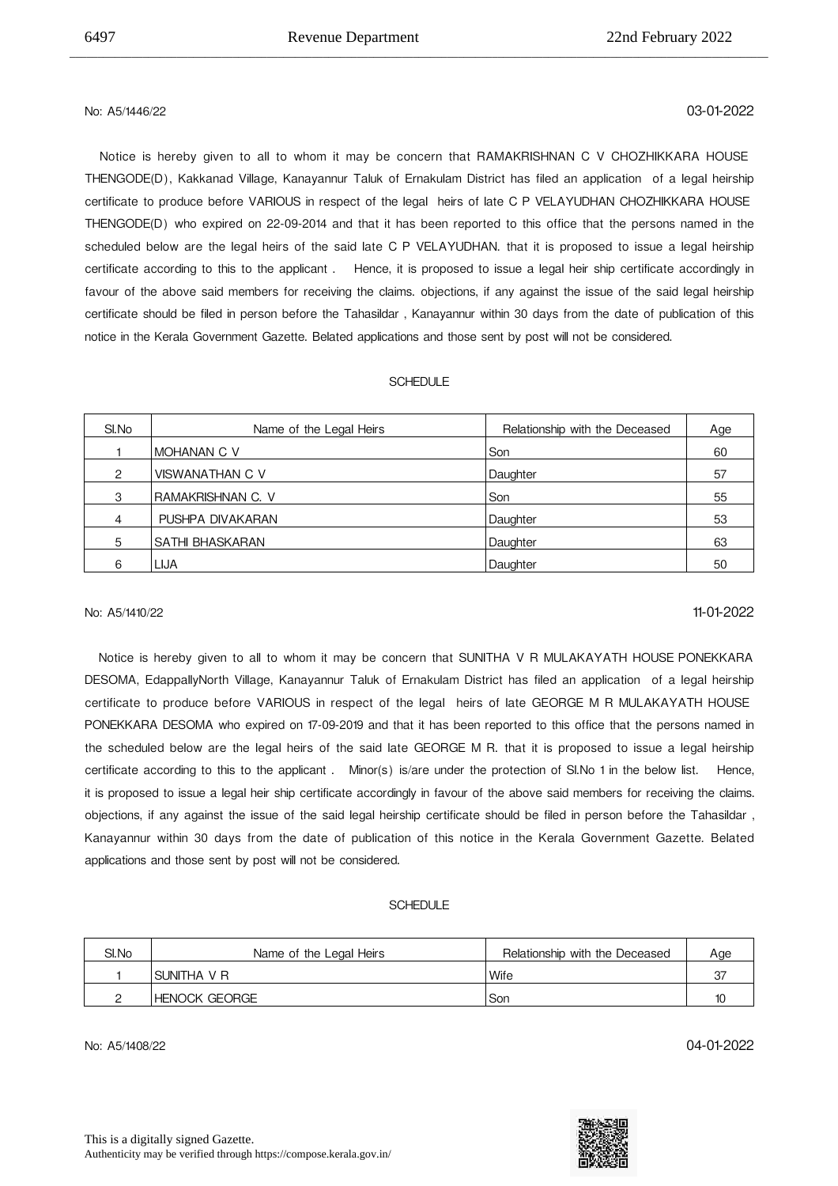No: A5/1446/22 03-01-2022

Notice is hereby given to all to whom it may be concern that RAMAKRISHNAN C V CHOZHIKKARA HOUSE THENGODE(D), Kakkanad Village, Kanayannur Taluk of Ernakulam District has filed an application of a legal heirship certificate to produce before VARIOUS in respect of the legal heirs of late C P VELAYUDHAN CHOZHIKKARA HOUSE THENGODE(D) who expired on 22-09-2014 and that it has been reported to this office that the persons named in the scheduled below are the legal heirs of the said late C P VELAYUDHAN. that it is proposed to issue a legal heirship certificate according to this to the applicant . Hence, it is proposed to issue a legal heir ship certificate accordingly in favour of the above said members for receiving the claims. objections, if any against the issue of the said legal heirship certificate should be filed in person before the Tahasildar , Kanayannur within 30 days from the date of publication of this notice in the Kerala Government Gazette. Belated applications and those sent by post will not be considered.

SCHEDULE

| Sl.No | Name of the Legal Heirs | Relationship with the Deceased | Age |
|---|---|---|---|
| 1 | MOHANAN C V | Son | 60 |
| 2 | VISWANATHAN C V | Daughter | 57 |
| 3 | RAMAKRISHNAN C. V | Son | 55 |
| 4 | PUSHPA DIVAKARAN | Daughter | 53 |
| 5 | SATHI BHASKARAN | Daughter | 63 |
| 6 | LIJA | Daughter | 50 |

No: A5/1410/22 11-01-2022

Notice is hereby given to all to whom it may be concern that SUNITHA V R MULAKAYATH HOUSE PONEKKARA DESOMA, EdappallyNorth Village, Kanayannur Taluk of Ernakulam District has filed an application of a legal heirship certificate to produce before VARIOUS in respect of the legal heirs of late GEORGE M R MULAKAYATH HOUSE PONEKKARA DESOMA who expired on 17-09-2019 and that it has been reported to this office that the persons named in the scheduled below are the legal heirs of the said late GEORGE M R. that it is proposed to issue a legal heirship certificate according to this to the applicant . Minor(s) is/are under the protection of Sl.No 1 in the below list. Hence, it is proposed to issue a legal heir ship certificate accordingly in favour of the above said members for receiving the claims. objections, if any against the issue of the said legal heirship certificate should be filed in person before the Tahasildar , Kanayannur within 30 days from the date of publication of this notice in the Kerala Government Gazette. Belated applications and those sent by post will not be considered.

SCHEDULE

| Sl.No | Name of the Legal Heirs | Relationship with the Deceased | Age |
|---|---|---|---|
| 1 | SUNITHA V R | Wife | 37 |
| 2 | HENOCK GEORGE | Son | 10 |

No: A5/1408/22 04-01-2022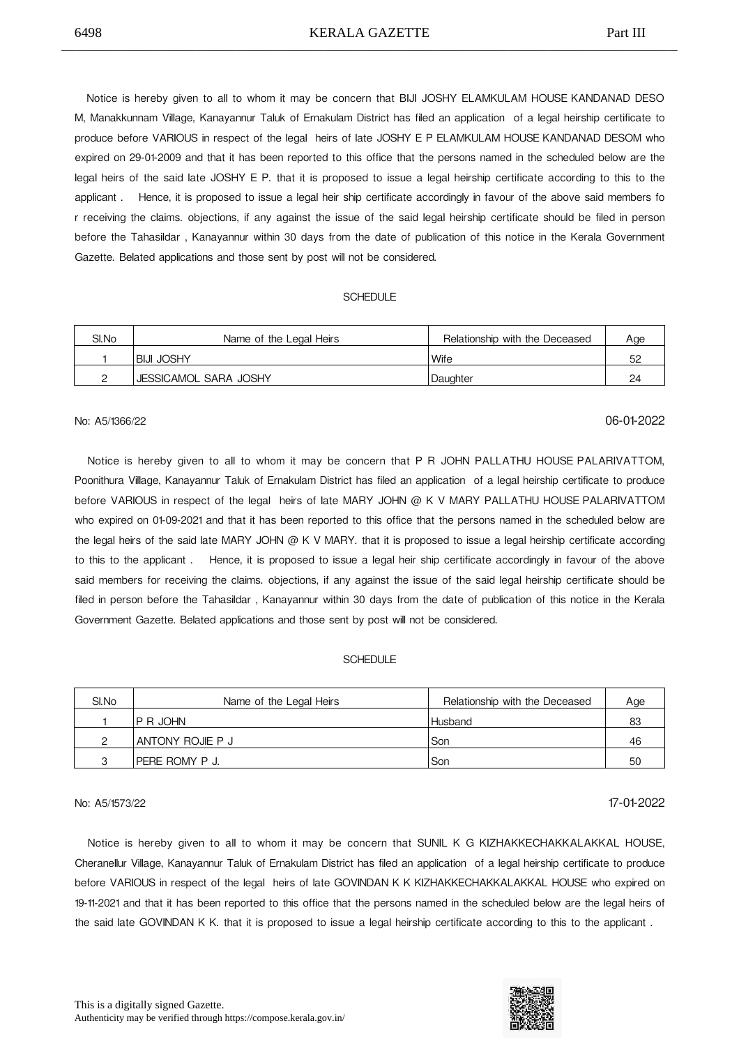Notice is hereby given to all to whom it may be concern that BIJI JOSHY ELAMKULAM HOUSE KANDANAD DESO M, Manakkunnam Village, Kanayannur Taluk of Ernakulam District has filed an application of a legal heirship certificate to produce before VARIOUS in respect of the legal heirs of late JOSHY E P ELAMKULAM HOUSE KANDANAD DESOM who expired on 29-01-2009 and that it has been reported to this office that the persons named in the scheduled below are the legal heirs of the said late JOSHY E P. that it is proposed to issue a legal heirship certificate according to this to the applicant . Hence, it is proposed to issue a legal heir ship certificate accordingly in favour of the above said members fo r receiving the claims. objections, if any against the issue of the said legal heirship certificate should be filed in person before the Tahasildar , Kanayannur within 30 days from the date of publication of this notice in the Kerala Government Gazette. Belated applications and those sent by post will not be considered.

SCHEDULE

| Sl.No | Name of the Legal Heirs | Relationship with the Deceased | Age |
|---|---|---|---|
| 1 | BIJI JOSHY | Wife | 52 |
| 2 | JESSICAMOL SARA JOSHY | Daughter | 24 |

No: A5/1366/22 06-01-2022

Notice is hereby given to all to whom it may be concern that P R JOHN PALLATHU HOUSE PALARIVATTOM, Poonithura Village, Kanayannur Taluk of Ernakulam District has filed an application of a legal heirship certificate to produce before VARIOUS in respect of the legal heirs of late MARY JOHN @ K V MARY PALLATHU HOUSE PALARIVATTOM who expired on 01-09-2021 and that it has been reported to this office that the persons named in the scheduled below are the legal heirs of the said late MARY JOHN @ K V MARY. that it is proposed to issue a legal heirship certificate according to this to the applicant . Hence, it is proposed to issue a legal heir ship certificate accordingly in favour of the above said members for receiving the claims. objections, if any against the issue of the said legal heirship certificate should be filed in person before the Tahasildar , Kanayannur within 30 days from the date of publication of this notice in the Kerala Government Gazette. Belated applications and those sent by post will not be considered.

SCHEDULE

| Sl.No | Name of the Legal Heirs | Relationship with the Deceased | Age |
|---|---|---|---|
| 1 | P R JOHN | Husband | 83 |
| 2 | ANTONY ROJIE P J | Son | 46 |
| 3 | PERE ROMY P J. | Son | 50 |

No: A5/1573/22 17-01-2022

Notice is hereby given to all to whom it may be concern that SUNIL K G KIZHAKKECHAKKALAKKAL HOUSE, Cheranellur Village, Kanayannur Taluk of Ernakulam District has filed an application of a legal heirship certificate to produce before VARIOUS in respect of the legal heirs of late GOVINDAN K K KIZHAKKECHAKKALAKKAL HOUSE who expired on 19-11-2021 and that it has been reported to this office that the persons named in the scheduled below are the legal heirs of the said late GOVINDAN K K. that it is proposed to issue a legal heirship certificate according to this to the applicant .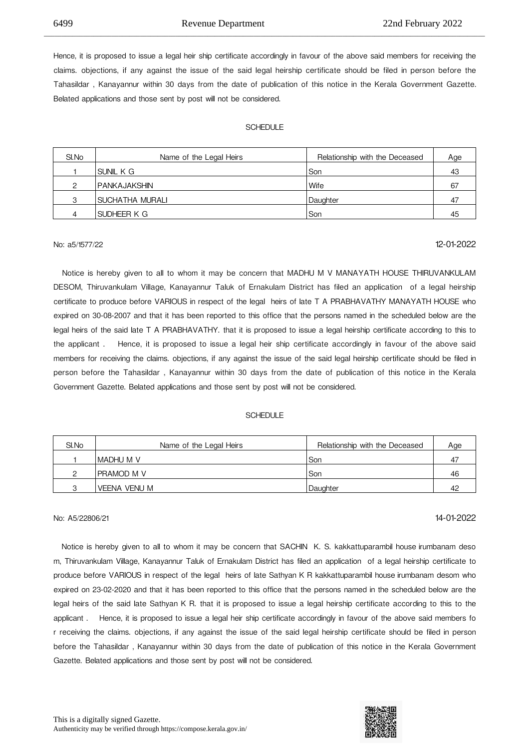Hence, it is proposed to issue a legal heir ship certificate accordingly in favour of the above said members for receiving the claims. objections, if any against the issue of the said legal heirship certificate should be filed in person before the Tahasildar , Kanayannur within 30 days from the date of publication of this notice in the Kerala Government Gazette. Belated applications and those sent by post will not be considered.

SCHEDULE

| Sl.No | Name of the Legal Heirs | Relationship with the Deceased | Age |
|---|---|---|---|
| 1 | SUNIL K G | Son | 43 |
| 2 | PANKAJAKSHIN | Wife | 67 |
| 3 | SUCHATHA MURALI | Daughter | 47 |
| 4 | SUDHEER K G | Son | 45 |

No: a5/1577/22 12-01-2022

Notice is hereby given to all to whom it may be concern that MADHU M V MANAYATH HOUSE THIRUVANKULAM DESOM, Thiruvankulam Village, Kanayannur Taluk of Ernakulam District has filed an application of a legal heirship certificate to produce before VARIOUS in respect of the legal heirs of late T A PRABHAVATHY MANAYATH HOUSE who expired on 30-08-2007 and that it has been reported to this office that the persons named in the scheduled below are the legal heirs of the said late T A PRABHAVATHY. that it is proposed to issue a legal heirship certificate according to this to the applicant . Hence, it is proposed to issue a legal heir ship certificate accordingly in favour of the above said members for receiving the claims. objections, if any against the issue of the said legal heirship certificate should be filed in person before the Tahasildar , Kanayannur within 30 days from the date of publication of this notice in the Kerala Government Gazette. Belated applications and those sent by post will not be considered.

SCHEDULE

| Sl.No | Name of the Legal Heirs | Relationship with the Deceased | Age |
|---|---|---|---|
| 1 | MADHU M V | Son | 47 |
| 2 | PRAMOD M V | Son | 46 |
| 3 | VEENA VENU M | Daughter | 42 |

No: A5/22806/21 14-01-2022

Notice is hereby given to all to whom it may be concern that SACHIN K. S. kakkattuparambil house irumbanam deso m, Thiruvankulam Village, Kanayannur Taluk of Ernakulam District has filed an application of a legal heirship certificate to produce before VARIOUS in respect of the legal heirs of late Sathyan K R kakkattuparambil house irumbanam desom who expired on 23-02-2020 and that it has been reported to this office that the persons named in the scheduled below are the legal heirs of the said late Sathyan K R. that it is proposed to issue a legal heirship certificate according to this to the applicant . Hence, it is proposed to issue a legal heir ship certificate accordingly in favour of the above said members fo r receiving the claims. objections, if any against the issue of the said legal heirship certificate should be filed in person before the Tahasildar , Kanayannur within 30 days from the date of publication of this notice in the Kerala Government Gazette. Belated applications and those sent by post will not be considered.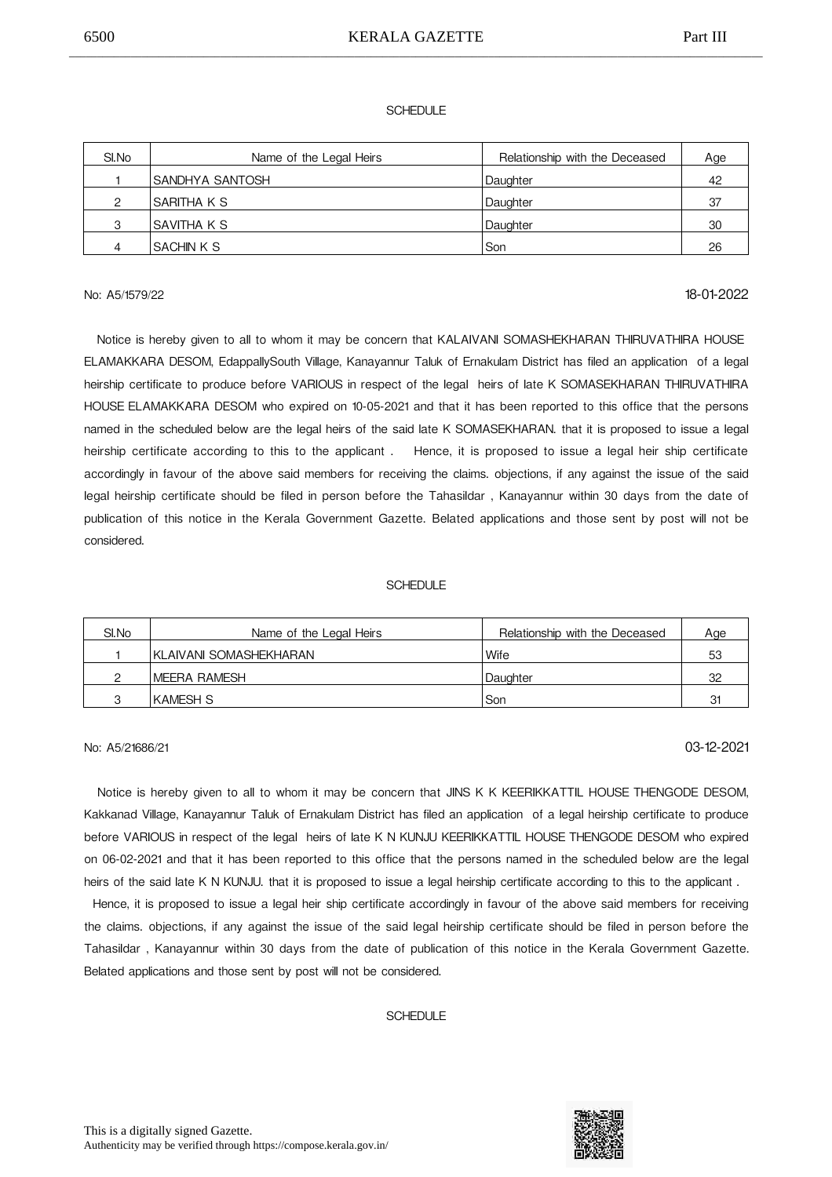SCHEDULE

| Sl.No | Name of the Legal Heirs | Relationship with the Deceased | Age |
|---|---|---|---|
| 1 | SANDHYA SANTOSH | Daughter | 42 |
| 2 | SARITHA K S | Daughter | 37 |
| 3 | SAVITHA K S | Daughter | 30 |
| 4 | SACHIN K S | Son | 26 |

No: A5/1579/22 18-01-2022

Notice is hereby given to all to whom it may be concern that KALAIVANI SOMASHEKHARAN THIRUVATHIRA HOUSE ELAMAKKARA DESOM, EdappallySouth Village, Kanayannur Taluk of Ernakulam District has filed an application of a legal heirship certificate to produce before VARIOUS in respect of the legal heirs of late K SOMASEKHARAN THIRUVATHIRA HOUSE ELAMAKKARA DESOM who expired on 10-05-2021 and that it has been reported to this office that the persons named in the scheduled below are the legal heirs of the said late K SOMASEKHARAN. that it is proposed to issue a legal heirship certificate according to this to the applicant . Hence, it is proposed to issue a legal heir ship certificate accordingly in favour of the above said members for receiving the claims. objections, if any against the issue of the said legal heirship certificate should be filed in person before the Tahasildar , Kanayannur within 30 days from the date of publication of this notice in the Kerala Government Gazette. Belated applications and those sent by post will not be considered.

SCHEDULE

| Sl.No | Name of the Legal Heirs | Relationship with the Deceased | Age |
|---|---|---|---|
| 1 | KLAIVANI SOMASHEKHARAN | Wife | 53 |
| 2 | MEERA RAMESH | Daughter | 32 |
| 3 | KAMESH S | Son | 31 |

No: A5/21686/21 03-12-2021

Notice is hereby given to all to whom it may be concern that JINS K K KEERIKKATTIL HOUSE THENGODE DESOM, Kakkanad Village, Kanayannur Taluk of Ernakulam District has filed an application of a legal heirship certificate to produce before VARIOUS in respect of the legal heirs of late K N KUNJU KEERIKKATTIL HOUSE THENGODE DESOM who expired on 06-02-2021 and that it has been reported to this office that the persons named in the scheduled below are the legal heirs of the said late K N KUNJU. that it is proposed to issue a legal heirship certificate according to this to the applicant .

Hence, it is proposed to issue a legal heir ship certificate accordingly in favour of the above said members for receiving the claims. objections, if any against the issue of the said legal heirship certificate should be filed in person before the Tahasildar , Kanayannur within 30 days from the date of publication of this notice in the Kerala Government Gazette. Belated applications and those sent by post will not be considered.

SCHEDULE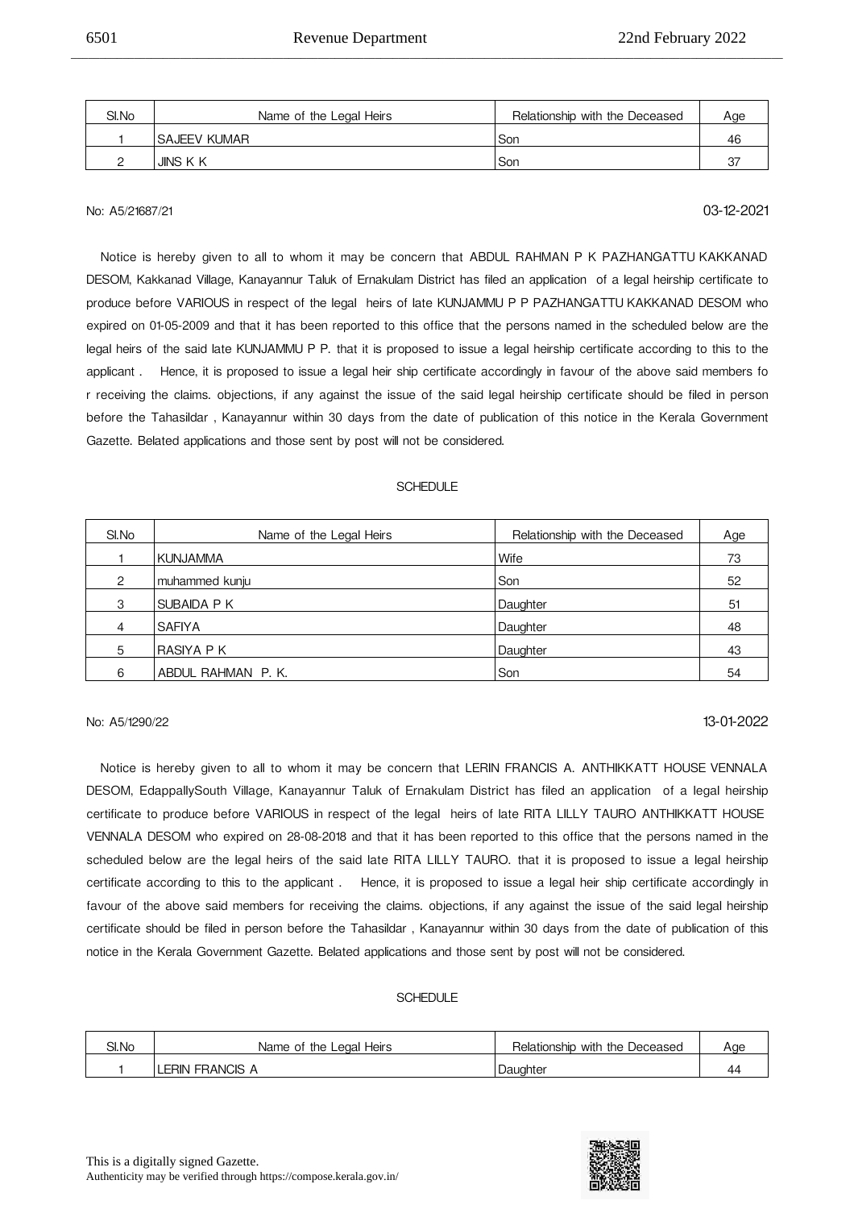| Sl.No | Name of the Legal Heirs | Relationship with the Deceased | Age |
|---|---|---|---|
| 1 | SAJEEV KUMAR | Son | 46 |
| 2 | JINS K K | Son | 37 |

No: A5/21687/21 03-12-2021

Notice is hereby given to all to whom it may be concern that ABDUL RAHMAN P K PAZHANGATTU KAKKANAD DESOM, Kakkanad Village, Kanayannur Taluk of Ernakulam District has filed an application of a legal heirship certificate to produce before VARIOUS in respect of the legal heirs of late KUNJAMMU P P PAZHANGATTU KAKKANAD DESOM who expired on 01-05-2009 and that it has been reported to this office that the persons named in the scheduled below are the legal heirs of the said late KUNJAMMU P P. that it is proposed to issue a legal heirship certificate according to this to the applicant . Hence, it is proposed to issue a legal heir ship certificate accordingly in favour of the above said members fo r receiving the claims. objections, if any against the issue of the said legal heirship certificate should be filed in person before the Tahasildar , Kanayannur within 30 days from the date of publication of this notice in the Kerala Government Gazette. Belated applications and those sent by post will not be considered.

SCHEDULE

| Sl.No | Name of the Legal Heirs | Relationship with the Deceased | Age |
|---|---|---|---|
| 1 | KUNJAMMA | Wife | 73 |
| 2 | muhammed kunju | Son | 52 |
| 3 | SUBAIDA P K | Daughter | 51 |
| 4 | SAFIYA | Daughter | 48 |
| 5 | RASIYA P K | Daughter | 43 |
| 6 | ABDUL RAHMAN P. K. | Son | 54 |

No: A5/1290/22 13-01-2022

Notice is hereby given to all to whom it may be concern that LERIN FRANCIS A. ANTHIKKATT HOUSE VENNALA DESOM, EdappallySouth Village, Kanayannur Taluk of Ernakulam District has filed an application of a legal heirship certificate to produce before VARIOUS in respect of the legal heirs of late RITA LILLY TAURO ANTHIKKATT HOUSE VENNALA DESOM who expired on 28-08-2018 and that it has been reported to this office that the persons named in the scheduled below are the legal heirs of the said late RITA LILLY TAURO. that it is proposed to issue a legal heirship certificate according to this to the applicant . Hence, it is proposed to issue a legal heir ship certificate accordingly in favour of the above said members for receiving the claims. objections, if any against the issue of the said legal heirship certificate should be filed in person before the Tahasildar , Kanayannur within 30 days from the date of publication of this notice in the Kerala Government Gazette. Belated applications and those sent by post will not be considered.

SCHEDULE

| Sl.No | Name of the Legal Heirs | Relationship with the Deceased | Age |
|---|---|---|---|
| 1 | LERIN FRANCIS A | Daughter | 44 |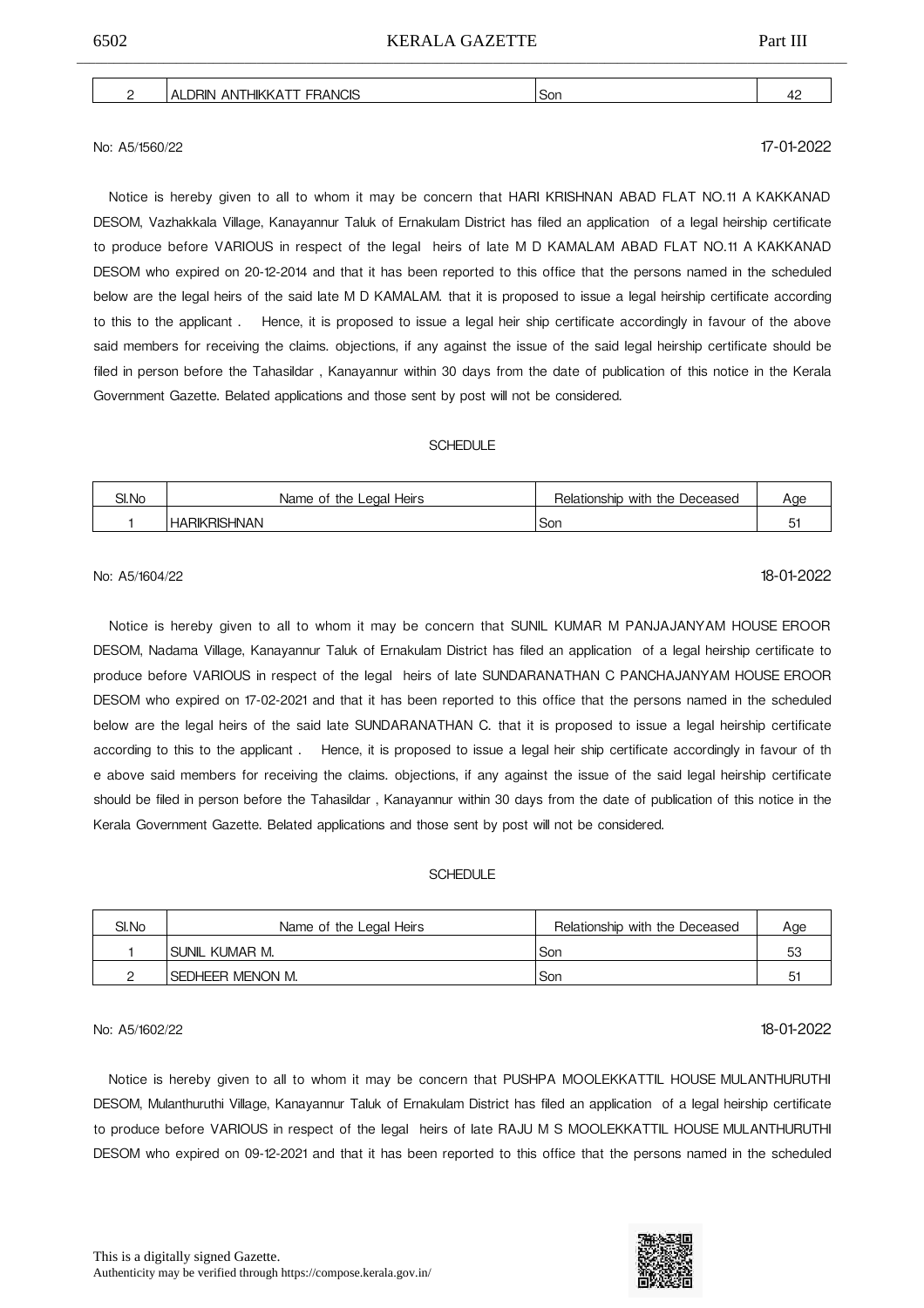| 2 | ALDRIN ANTHIKKATT FRANCIS | Son | 42 |
|---|---|---|---|

No: A5/1560/22 17-01-2022

Notice is hereby given to all to whom it may be concern that HARI KRISHNAN ABAD FLAT NO.11 A KAKKANAD DESOM, Vazhakkala Village, Kanayannur Taluk of Ernakulam District has filed an application of a legal heirship certificate to produce before VARIOUS in respect of the legal heirs of late M D KAMALAM ABAD FLAT NO.11 A KAKKANAD DESOM who expired on 20-12-2014 and that it has been reported to this office that the persons named in the scheduled below are the legal heirs of the said late M D KAMALAM. that it is proposed to issue a legal heirship certificate according to this to the applicant . Hence, it is proposed to issue a legal heir ship certificate accordingly in favour of the above said members for receiving the claims. objections, if any against the issue of the said legal heirship certificate should be filed in person before the Tahasildar , Kanayannur within 30 days from the date of publication of this notice in the Kerala Government Gazette. Belated applications and those sent by post will not be considered.

SCHEDULE

| Sl.No | Name of the Legal Heirs | Relationship with the Deceased | Age |
|---|---|---|---|
| 1 | HARIKRISHNAN | Son | 51 |

No: A5/1604/22 18-01-2022

Notice is hereby given to all to whom it may be concern that SUNIL KUMAR M PANJAJANYAM HOUSE EROOR DESOM, Nadama Village, Kanayannur Taluk of Ernakulam District has filed an application of a legal heirship certificate to produce before VARIOUS in respect of the legal heirs of late SUNDARANATHAN C PANCHAJANYAM HOUSE EROOR DESOM who expired on 17-02-2021 and that it has been reported to this office that the persons named in the scheduled below are the legal heirs of the said late SUNDARANATHAN C. that it is proposed to issue a legal heirship certificate according to this to the applicant . Hence, it is proposed to issue a legal heir ship certificate accordingly in favour of th e above said members for receiving the claims. objections, if any against the issue of the said legal heirship certificate should be filed in person before the Tahasildar , Kanayannur within 30 days from the date of publication of this notice in the Kerala Government Gazette. Belated applications and those sent by post will not be considered.

SCHEDULE

| Sl.No | Name of the Legal Heirs | Relationship with the Deceased | Age |
|---|---|---|---|
| 1 | SUNIL KUMAR M. | Son | 53 |
| 2 | SEDHEER MENON M. | Son | 51 |

No: A5/1602/22 18-01-2022

Notice is hereby given to all to whom it may be concern that PUSHPA MOOLEKKATTIL HOUSE MULANTHURUTHI DESOM, Mulanthuruthi Village, Kanayannur Taluk of Ernakulam District has filed an application of a legal heirship certificate to produce before VARIOUS in respect of the legal heirs of late RAJU M S MOOLEKKATTIL HOUSE MULANTHURUTHI DESOM who expired on 09-12-2021 and that it has been reported to this office that the persons named in the scheduled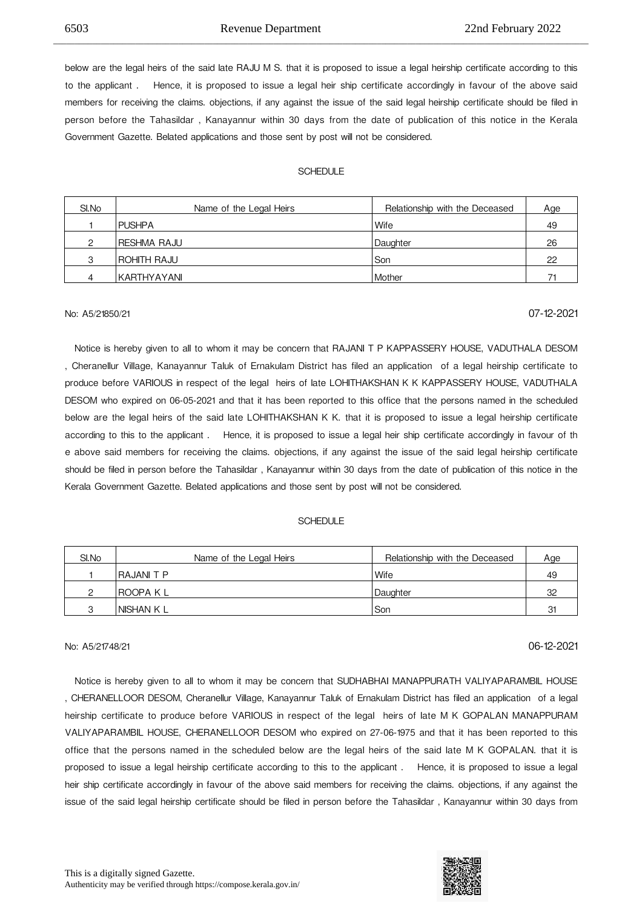below are the legal heirs of the said late RAJU M S. that it is proposed to issue a legal heirship certificate according to this to the applicant . Hence, it is proposed to issue a legal heir ship certificate accordingly in favour of the above said members for receiving the claims. objections, if any against the issue of the said legal heirship certificate should be filed in person before the Tahasildar , Kanayannur within 30 days from the date of publication of this notice in the Kerala Government Gazette. Belated applications and those sent by post will not be considered.

SCHEDULE

| Sl.No | Name of the Legal Heirs | Relationship with the Deceased | Age |
|---|---|---|---|
| 1 | PUSHPA | Wife | 49 |
| 2 | RESHMA RAJU | Daughter | 26 |
| 3 | ROHITH RAJU | Son | 22 |
| 4 | KARTHYAYANI | Mother | 71 |

No: A5/21850/21 07-12-2021

Notice is hereby given to all to whom it may be concern that RAJANI T P KAPPASSERY HOUSE, VADUTHALA DESOM , Cheranellur Village, Kanayannur Taluk of Ernakulam District has filed an application of a legal heirship certificate to produce before VARIOUS in respect of the legal heirs of late LOHITHAKSHAN K K KAPPASSERY HOUSE, VADUTHALA DESOM who expired on 06-05-2021 and that it has been reported to this office that the persons named in the scheduled below are the legal heirs of the said late LOHITHAKSHAN K K. that it is proposed to issue a legal heirship certificate according to this to the applicant . Hence, it is proposed to issue a legal heir ship certificate accordingly in favour of th e above said members for receiving the claims. objections, if any against the issue of the said legal heirship certificate should be filed in person before the Tahasildar , Kanayannur within 30 days from the date of publication of this notice in the Kerala Government Gazette. Belated applications and those sent by post will not be considered.

SCHEDULE

| Sl.No | Name of the Legal Heirs | Relationship with the Deceased | Age |
|---|---|---|---|
| 1 | RAJANI T P | Wife | 49 |
| 2 | ROOPA K L | Daughter | 32 |
| 3 | NISHAN K L | Son | 31 |

No: A5/21748/21 06-12-2021

Notice is hereby given to all to whom it may be concern that SUDHABHAI MANAPPURATH VALIYAPARAMBIL HOUSE , CHERANELLOOR DESOM, Cheranellur Village, Kanayannur Taluk of Ernakulam District has filed an application of a legal heirship certificate to produce before VARIOUS in respect of the legal heirs of late M K GOPALAN MANAPPURAM VALIYAPARAMBIL HOUSE, CHERANELLOOR DESOM who expired on 27-06-1975 and that it has been reported to this office that the persons named in the scheduled below are the legal heirs of the said late M K GOPALAN. that it is proposed to issue a legal heirship certificate according to this to the applicant . Hence, it is proposed to issue a legal heir ship certificate accordingly in favour of the above said members for receiving the claims. objections, if any against the issue of the said legal heirship certificate should be filed in person before the Tahasildar , Kanayannur within 30 days from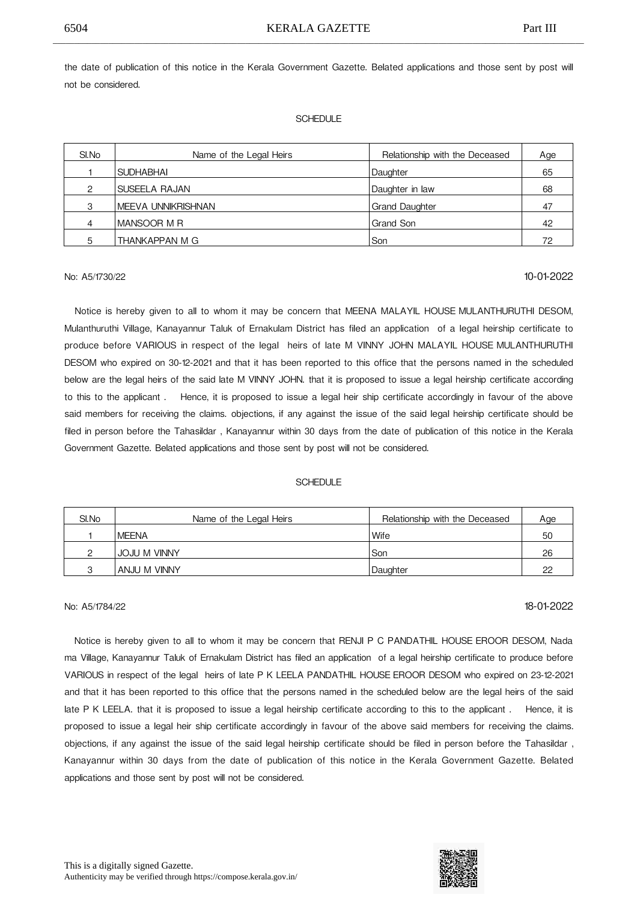the date of publication of this notice in the Kerala Government Gazette. Belated applications and those sent by post will not be considered.

SCHEDULE

| Sl.No | Name of the Legal Heirs | Relationship with the Deceased | Age |
|---|---|---|---|
| 1 | SUDHABHAI | Daughter | 65 |
| 2 | SUSEELA RAJAN | Daughter in law | 68 |
| 3 | MEEVA UNNIKRISHNAN | Grand Daughter | 47 |
| 4 | MANSOOR M R | Grand Son | 42 |
| 5 | THANKAPPAN M G | Son | 72 |

No: A5/1730/22 10-01-2022

Notice is hereby given to all to whom it may be concern that MEENA MALAYIL HOUSE MULANTHURUTHI DESOM, Mulanthuruthi Village, Kanayannur Taluk of Ernakulam District has filed an application of a legal heirship certificate to produce before VARIOUS in respect of the legal heirs of late M VINNY JOHN MALAYIL HOUSE MULANTHURUTHI DESOM who expired on 30-12-2021 and that it has been reported to this office that the persons named in the scheduled below are the legal heirs of the said late M VINNY JOHN. that it is proposed to issue a legal heirship certificate according to this to the applicant . Hence, it is proposed to issue a legal heir ship certificate accordingly in favour of the above said members for receiving the claims. objections, if any against the issue of the said legal heirship certificate should be filed in person before the Tahasildar , Kanayannur within 30 days from the date of publication of this notice in the Kerala Government Gazette. Belated applications and those sent by post will not be considered.

SCHEDULE

| Sl.No | Name of the Legal Heirs | Relationship with the Deceased | Age |
|---|---|---|---|
| 1 | MEENA | Wife | 50 |
| 2 | JOJU M VINNY | Son | 26 |
| 3 | ANJU M VINNY | Daughter | 22 |

No: A5/1784/22 18-01-2022

Notice is hereby given to all to whom it may be concern that RENJI P C PANDATHIL HOUSE EROOR DESOM, Nada ma Village, Kanayannur Taluk of Ernakulam District has filed an application of a legal heirship certificate to produce before VARIOUS in respect of the legal heirs of late P K LEELA PANDATHIL HOUSE EROOR DESOM who expired on 23-12-2021 and that it has been reported to this office that the persons named in the scheduled below are the legal heirs of the said late P K LEELA. that it is proposed to issue a legal heirship certificate according to this to the applicant . Hence, it is proposed to issue a legal heir ship certificate accordingly in favour of the above said members for receiving the claims. objections, if any against the issue of the said legal heirship certificate should be filed in person before the Tahasildar , Kanayannur within 30 days from the date of publication of this notice in the Kerala Government Gazette. Belated applications and those sent by post will not be considered.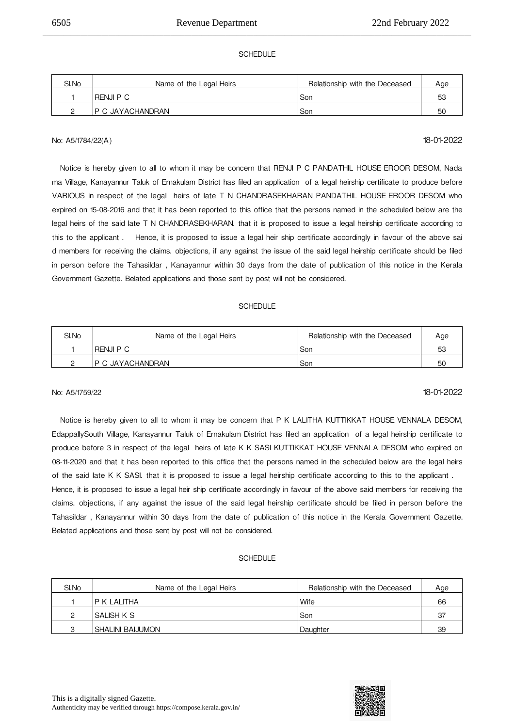SCHEDULE

| Sl.No | Name of the Legal Heirs | Relationship with the Deceased | Age |
|---|---|---|---|
| 1 | RENJI P C | Son | 53 |
| 2 | P C JAYACHANDRAN | Son | 50 |

No: A5/1784/22(A) 18-01-2022

Notice is hereby given to all to whom it may be concern that RENJI P C PANDATHIL HOUSE EROOR DESOM, Nada ma Village, Kanayannur Taluk of Ernakulam District has filed an application of a legal heirship certificate to produce before VARIOUS in respect of the legal heirs of late T N CHANDRASEKHARAN PANDATHIL HOUSE EROOR DESOM who expired on 15-08-2016 and that it has been reported to this office that the persons named in the scheduled below are the legal heirs of the said late T N CHANDRASEKHARAN. that it is proposed to issue a legal heirship certificate according to this to the applicant . Hence, it is proposed to issue a legal heir ship certificate accordingly in favour of the above sai d members for receiving the claims. objections, if any against the issue of the said legal heirship certificate should be filed in person before the Tahasildar , Kanayannur within 30 days from the date of publication of this notice in the Kerala Government Gazette. Belated applications and those sent by post will not be considered.

SCHEDULE

| Sl.No | Name of the Legal Heirs | Relationship with the Deceased | Age |
|---|---|---|---|
| 1 | RENJI P C | Son | 53 |
| 2 | P C JAYACHANDRAN | Son | 50 |

No: A5/1759/22 18-01-2022

Notice is hereby given to all to whom it may be concern that P K LALITHA KUTTIKKAT HOUSE VENNALA DESOM, EdappallySouth Village, Kanayannur Taluk of Ernakulam District has filed an application of a legal heirship certificate to produce before 3 in respect of the legal heirs of late K K SASI KUTTIKKAT HOUSE VENNALA DESOM who expired on 08-11-2020 and that it has been reported to this office that the persons named in the scheduled below are the legal heirs of the said late K K SASI. that it is proposed to issue a legal heirship certificate according to this to the applicant . Hence, it is proposed to issue a legal heir ship certificate accordingly in favour of the above said members for receiving the claims. objections, if any against the issue of the said legal heirship certificate should be filed in person before the Tahasildar , Kanayannur within 30 days from the date of publication of this notice in the Kerala Government Gazette. Belated applications and those sent by post will not be considered.

SCHEDULE

| Sl.No | Name of the Legal Heirs | Relationship with the Deceased | Age |
|---|---|---|---|
| 1 | P K LALITHA | Wife | 66 |
| 2 | SALISH K S | Son | 37 |
| 3 | SHALINI BAIJUMON | Daughter | 39 |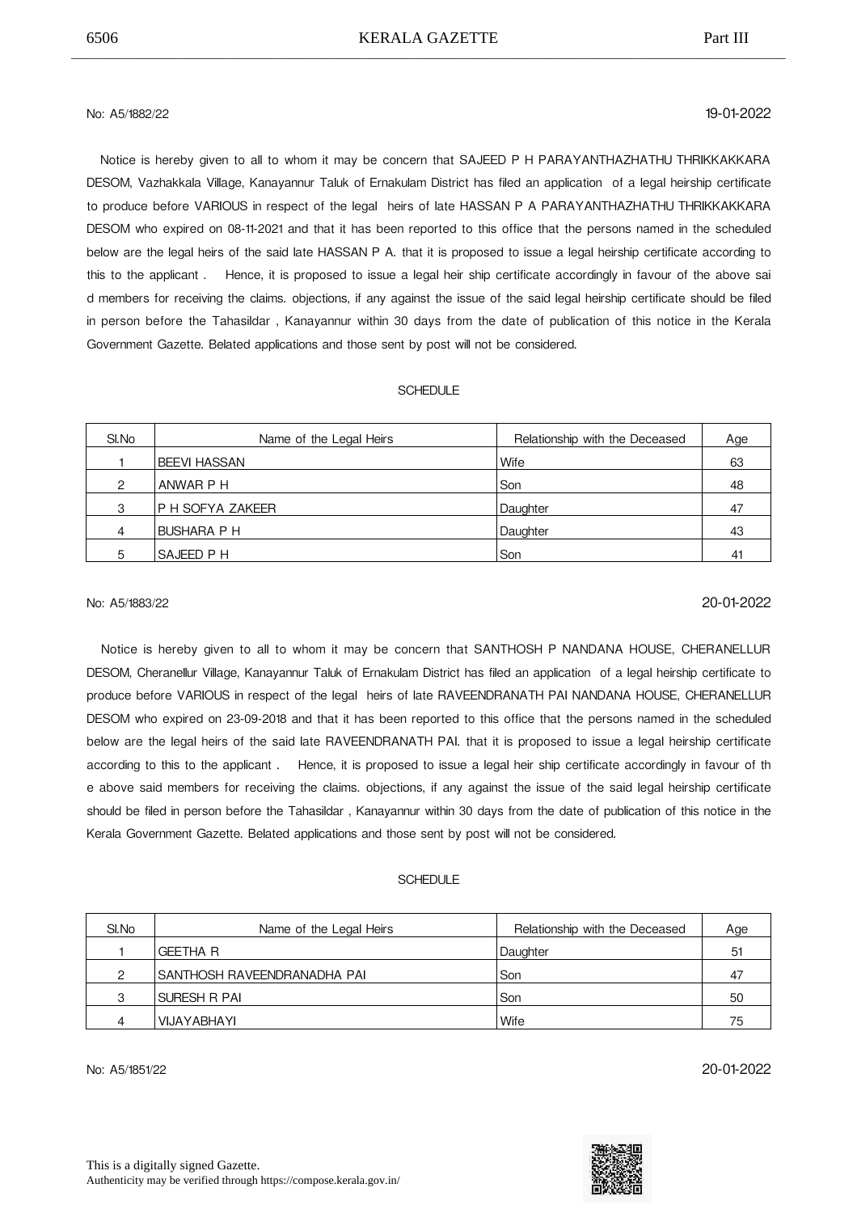No: A5/1882/22 19-01-2022

Notice is hereby given to all to whom it may be concern that SAJEED P H PARAYANTHAZHATHU THRIKKAKKARA DESOM, Vazhakkala Village, Kanayannur Taluk of Ernakulam District has filed an application of a legal heirship certificate to produce before VARIOUS in respect of the legal heirs of late HASSAN P A PARAYANTHAZHATHU THRIKKAKKARA DESOM who expired on 08-11-2021 and that it has been reported to this office that the persons named in the scheduled below are the legal heirs of the said late HASSAN P A. that it is proposed to issue a legal heirship certificate according to this to the applicant . Hence, it is proposed to issue a legal heir ship certificate accordingly in favour of the above sai d members for receiving the claims. objections, if any against the issue of the said legal heirship certificate should be filed in person before the Tahasildar , Kanayannur within 30 days from the date of publication of this notice in the Kerala Government Gazette. Belated applications and those sent by post will not be considered.

SCHEDULE

| Sl.No | Name of the Legal Heirs | Relationship with the Deceased | Age |
|---|---|---|---|
| 1 | BEEVI HASSAN | Wife | 63 |
| 2 | ANWAR P H | Son | 48 |
| 3 | P H SOFYA ZAKEER | Daughter | 47 |
| 4 | BUSHARA P H | Daughter | 43 |
| 5 | SAJEED P H | Son | 41 |

No: A5/1883/22 20-01-2022

Notice is hereby given to all to whom it may be concern that SANTHOSH P NANDANA HOUSE, CHERANELLUR DESOM, Cheranellur Village, Kanayannur Taluk of Ernakulam District has filed an application of a legal heirship certificate to produce before VARIOUS in respect of the legal heirs of late RAVEENDRANATH PAI NANDANA HOUSE, CHERANELLUR DESOM who expired on 23-09-2018 and that it has been reported to this office that the persons named in the scheduled below are the legal heirs of the said late RAVEENDRANATH PAI. that it is proposed to issue a legal heirship certificate according to this to the applicant . Hence, it is proposed to issue a legal heir ship certificate accordingly in favour of th e above said members for receiving the claims. objections, if any against the issue of the said legal heirship certificate should be filed in person before the Tahasildar , Kanayannur within 30 days from the date of publication of this notice in the Kerala Government Gazette. Belated applications and those sent by post will not be considered.

SCHEDULE

| Sl.No | Name of the Legal Heirs | Relationship with the Deceased | Age |
|---|---|---|---|
| 1 | GEETHA R | Daughter | 51 |
| 2 | SANTHOSH RAVEENDRANADHA PAI | Son | 47 |
| 3 | SURESH R PAI | Son | 50 |
| 4 | VIJAYABHAYI | Wife | 75 |

No: A5/1851/22 20-01-2022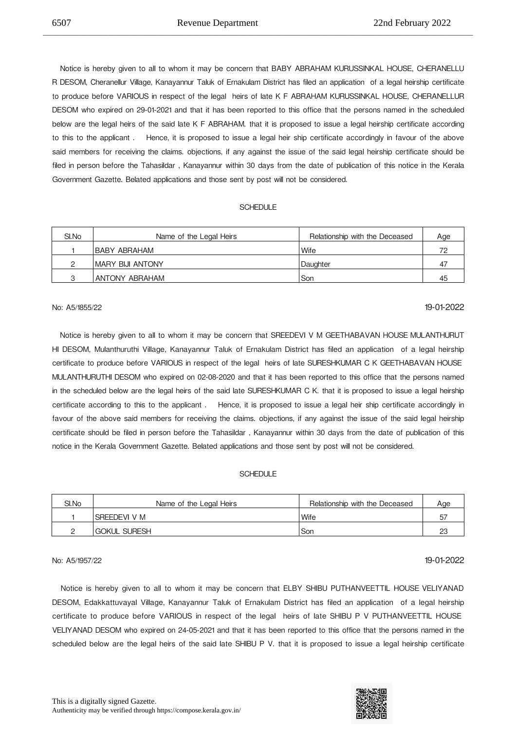Notice is hereby given to all to whom it may be concern that BABY ABRAHAM KURUSSINKAL HOUSE, CHERANELLU R DESOM, Cheranellur Village, Kanayannur Taluk of Ernakulam District has filed an application of a legal heirship certificate to produce before VARIOUS in respect of the legal heirs of late K F ABRAHAM KURUSSINKAL HOUSE, CHERANELLUR DESOM who expired on 29-01-2021 and that it has been reported to this office that the persons named in the scheduled below are the legal heirs of the said late K F ABRAHAM. that it is proposed to issue a legal heirship certificate according to this to the applicant . Hence, it is proposed to issue a legal heir ship certificate accordingly in favour of the above said members for receiving the claims. objections, if any against the issue of the said legal heirship certificate should be filed in person before the Tahasildar , Kanayannur within 30 days from the date of publication of this notice in the Kerala Government Gazette. Belated applications and those sent by post will not be considered.

SCHEDULE

| Sl.No | Name of the Legal Heirs | Relationship with the Deceased | Age |
|---|---|---|---|
| 1 | BABY ABRAHAM | Wife | 72 |
| 2 | MARY BIJI ANTONY | Daughter | 47 |
| 3 | ANTONY ABRAHAM | Son | 45 |

No: A5/1855/22 19-01-2022

Notice is hereby given to all to whom it may be concern that SREEDEVI V M GEETHABAVAN HOUSE MULANTHURUT HI DESOM, Mulanthuruthi Village, Kanayannur Taluk of Ernakulam District has filed an application of a legal heirship certificate to produce before VARIOUS in respect of the legal heirs of late SURESHKUMAR C K GEETHABAVAN HOUSE MULANTHURUTHI DESOM who expired on 02-08-2020 and that it has been reported to this office that the persons named in the scheduled below are the legal heirs of the said late SURESHKUMAR C K. that it is proposed to issue a legal heirship certificate according to this to the applicant . Hence, it is proposed to issue a legal heir ship certificate accordingly in favour of the above said members for receiving the claims. objections, if any against the issue of the said legal heirship certificate should be filed in person before the Tahasildar , Kanayannur within 30 days from the date of publication of this notice in the Kerala Government Gazette. Belated applications and those sent by post will not be considered.

SCHEDULE

| Sl.No | Name of the Legal Heirs | Relationship with the Deceased | Age |
|---|---|---|---|
| 1 | SREEDEVI V M | Wife | 57 |
| 2 | GOKUL SURESH | Son | 23 |

No: A5/1957/22 19-01-2022

Notice is hereby given to all to whom it may be concern that ELBY SHIBU PUTHANVEETTIL HOUSE VELIYANAD DESOM, Edakkattuvayal Village, Kanayannur Taluk of Ernakulam District has filed an application of a legal heirship certificate to produce before VARIOUS in respect of the legal heirs of late SHIBU P V PUTHANVEETTIL HOUSE VELIYANAD DESOM who expired on 24-05-2021 and that it has been reported to this office that the persons named in the scheduled below are the legal heirs of the said late SHIBU P V. that it is proposed to issue a legal heirship certificate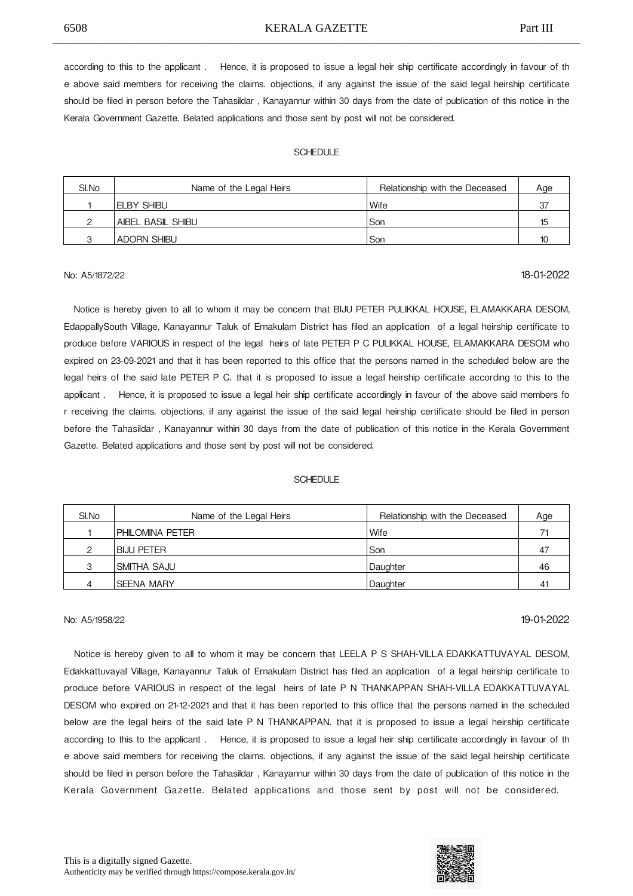according to this to the applicant . Hence, it is proposed to issue a legal heir ship certificate accordingly in favour of th e above said members for receiving the claims. objections, if any against the issue of the said legal heirship certificate should be filed in person before the Tahasildar , Kanayannur within 30 days from the date of publication of this notice in the Kerala Government Gazette. Belated applications and those sent by post will not be considered.

SCHEDULE

| Sl.No | Name of the Legal Heirs | Relationship with the Deceased | Age |
|---|---|---|---|
| 1 | ELBY SHIBU | Wife | 37 |
| 2 | AIBEL BASIL SHIBU | Son | 15 |
| 3 | ADORN SHIBU | Son | 10 |

No: A5/1872/22 18-01-2022

Notice is hereby given to all to whom it may be concern that BIJU PETER PULIKKAL HOUSE, ELAMAKKARA DESOM, EdappallySouth Village, Kanayannur Taluk of Ernakulam District has filed an application of a legal heirship certificate to produce before VARIOUS in respect of the legal heirs of late PETER P C PULIKKAL HOUSE, ELAMAKKARA DESOM who expired on 23-09-2021 and that it has been reported to this office that the persons named in the scheduled below are the legal heirs of the said late PETER P C. that it is proposed to issue a legal heirship certificate according to this to the applicant . Hence, it is proposed to issue a legal heir ship certificate accordingly in favour of the above said members fo r receiving the claims. objections, if any against the issue of the said legal heirship certificate should be filed in person before the Tahasildar , Kanayannur within 30 days from the date of publication of this notice in the Kerala Government Gazette. Belated applications and those sent by post will not be considered.

SCHEDULE

| Sl.No | Name of the Legal Heirs | Relationship with the Deceased | Age |
|---|---|---|---|
| 1 | PHILOMINA PETER | Wife | 71 |
| 2 | BIJU PETER | Son | 47 |
| 3 | SMITHA SAJU | Daughter | 46 |
| 4 | SEENA MARY | Daughter | 41 |

No: A5/1958/22 19-01-2022

Notice is hereby given to all to whom it may be concern that LEELA P S SHAH-VILLA EDAKKATTUVAYAL DESOM, Edakkattuvayal Village, Kanayannur Taluk of Ernakulam District has filed an application of a legal heirship certificate to produce before VARIOUS in respect of the legal heirs of late P N THANKAPPAN SHAH-VILLA EDAKKATTUVAYAL DESOM who expired on 21-12-2021 and that it has been reported to this office that the persons named in the scheduled below are the legal heirs of the said late P N THANKAPPAN. that it is proposed to issue a legal heirship certificate according to this to the applicant . Hence, it is proposed to issue a legal heir ship certificate accordingly in favour of th e above said members for receiving the claims. objections, if any against the issue of the said legal heirship certificate should be filed in person before the Tahasildar , Kanayannur within 30 days from the date of publication of this notice in the Kerala Government Gazette. Belated applications and those sent by post will not be considered.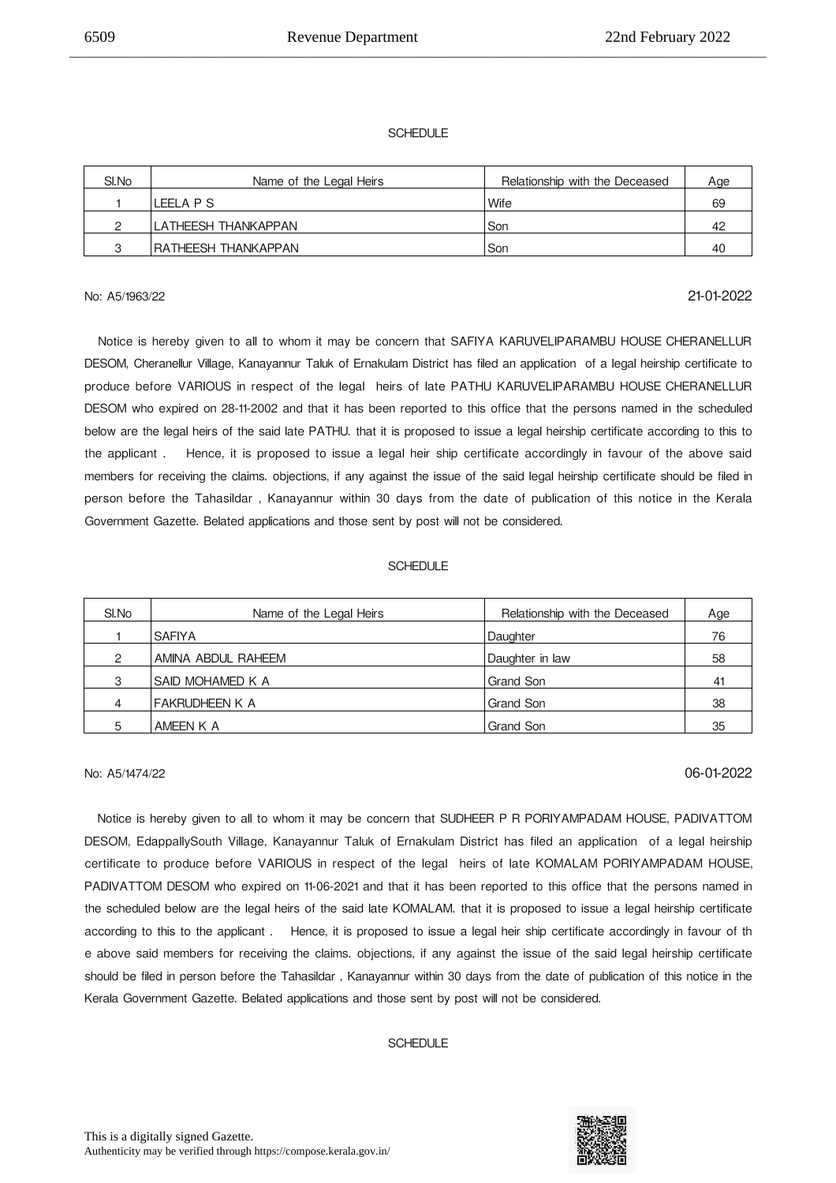SCHEDULE

| Sl.No | Name of the Legal Heirs | Relationship with the Deceased | Age |
|---|---|---|---|
| 1 | LEELA P S | Wife | 69 |
| 2 | LATHEESH THANKAPPAN | Son | 42 |
| 3 | RATHEESH THANKAPPAN | Son | 40 |

No: A5/1963/22 21-01-2022

Notice is hereby given to all to whom it may be concern that SAFIYA KARUVELIPARAMBU HOUSE CHERANELLUR DESOM, Cheranellur Village, Kanayannur Taluk of Ernakulam District has filed an application of a legal heirship certificate to produce before VARIOUS in respect of the legal heirs of late PATHU KARUVELIPARAMBU HOUSE CHERANELLUR DESOM who expired on 28-11-2002 and that it has been reported to this office that the persons named in the scheduled below are the legal heirs of the said late PATHU. that it is proposed to issue a legal heirship certificate according to this to the applicant . Hence, it is proposed to issue a legal heir ship certificate accordingly in favour of the above said members for receiving the claims. objections, if any against the issue of the said legal heirship certificate should be filed in person before the Tahasildar , Kanayannur within 30 days from the date of publication of this notice in the Kerala Government Gazette. Belated applications and those sent by post will not be considered.

SCHEDULE

| Sl.No | Name of the Legal Heirs | Relationship with the Deceased | Age |
|---|---|---|---|
| 1 | SAFIYA | Daughter | 76 |
| 2 | AMINA ABDUL RAHEEM | Daughter in law | 58 |
| 3 | SAID MOHAMED K A | Grand Son | 41 |
| 4 | FAKRUDHEEN K A | Grand Son | 38 |
| 5 | AMEEN K A | Grand Son | 35 |

No: A5/1474/22 06-01-2022

Notice is hereby given to all to whom it may be concern that SUDHEER P R PORIYAMPADAM HOUSE, PADIVATTOM DESOM, EdappallySouth Village, Kanayannur Taluk of Ernakulam District has filed an application of a legal heirship certificate to produce before VARIOUS in respect of the legal heirs of late KOMALAM PORIYAMPADAM HOUSE, PADIVATTOM DESOM who expired on 11-06-2021 and that it has been reported to this office that the persons named in the scheduled below are the legal heirs of the said late KOMALAM. that it is proposed to issue a legal heirship certificate according to this to the applicant . Hence, it is proposed to issue a legal heir ship certificate accordingly in favour of th e above said members for receiving the claims. objections, if any against the issue of the said legal heirship certificate should be filed in person before the Tahasildar , Kanayannur within 30 days from the date of publication of this notice in the Kerala Government Gazette. Belated applications and those sent by post will not be considered.

SCHEDULE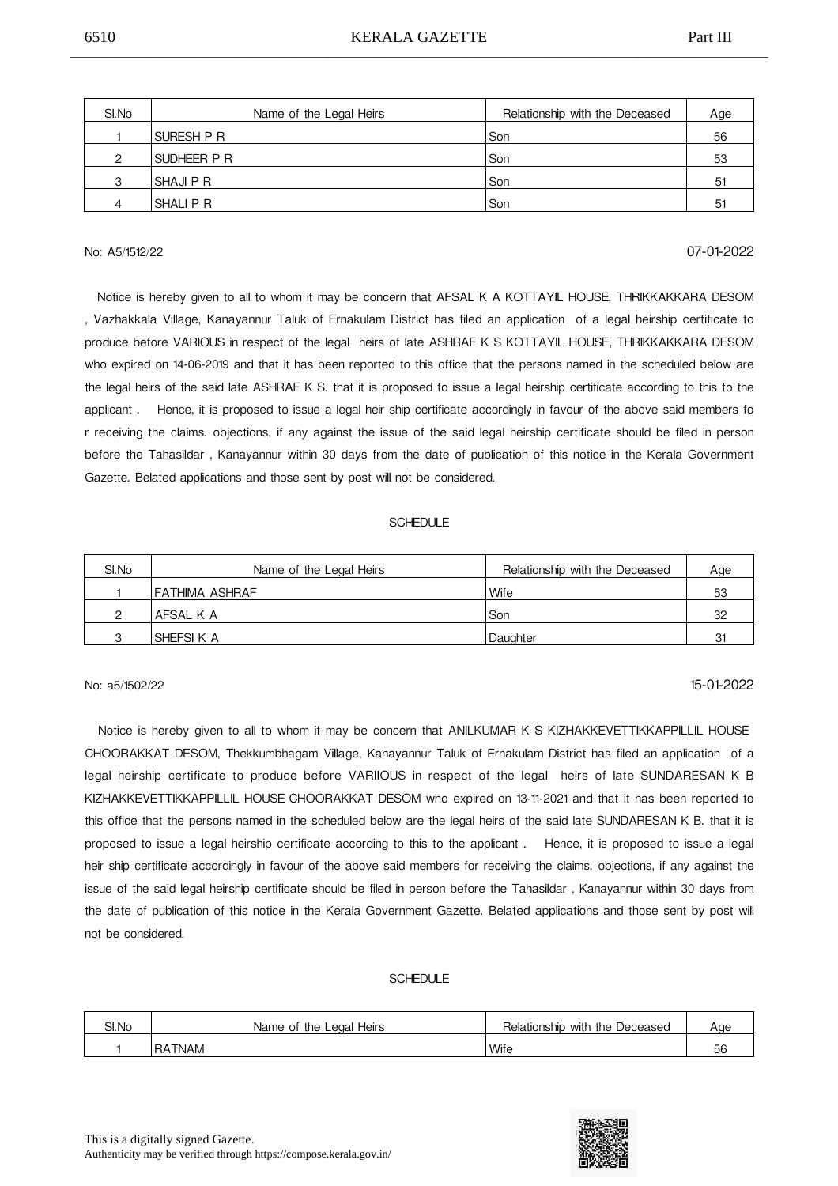| Sl.No | Name of the Legal Heirs | Relationship with the Deceased | Age |
|---|---|---|---|
| 1 | SURESH P R | Son | 56 |
| 2 | SUDHEER P R | Son | 53 |
| 3 | SHAJI P R | Son | 51 |
| 4 | SHALI P R | Son | 51 |

No: A5/1512/22 07-01-2022

Notice is hereby given to all to whom it may be concern that AFSAL K A KOTTAYIL HOUSE, THRIKKAKKARA DESOM , Vazhakkala Village, Kanayannur Taluk of Ernakulam District has filed an application of a legal heirship certificate to produce before VARIOUS in respect of the legal heirs of late ASHRAF K S KOTTAYIL HOUSE, THRIKKAKKARA DESOM who expired on 14-06-2019 and that it has been reported to this office that the persons named in the scheduled below are the legal heirs of the said late ASHRAF K S. that it is proposed to issue a legal heirship certificate according to this to the applicant . Hence, it is proposed to issue a legal heir ship certificate accordingly in favour of the above said members fo r receiving the claims. objections, if any against the issue of the said legal heirship certificate should be filed in person before the Tahasildar , Kanayannur within 30 days from the date of publication of this notice in the Kerala Government Gazette. Belated applications and those sent by post will not be considered.

SCHEDULE

| Sl.No | Name of the Legal Heirs | Relationship with the Deceased | Age |
|---|---|---|---|
| 1 | FATHIMA ASHRAF | Wife | 53 |
| 2 | AFSAL K A | Son | 32 |
| 3 | SHEFSI K A | Daughter | 31 |

No: a5/1502/22 15-01-2022

Notice is hereby given to all to whom it may be concern that ANILKUMAR K S KIZHAKKEVETTIKKAPPILLIL HOUSE CHOORAKKAT DESOM, Thekkumbhagam Village, Kanayannur Taluk of Ernakulam District has filed an application of a legal heirship certificate to produce before VARIIOUS in respect of the legal heirs of late SUNDARESAN K B KIZHAKKEVETTIKKAPPILLIL HOUSE CHOORAKKAT DESOM who expired on 13-11-2021 and that it has been reported to this office that the persons named in the scheduled below are the legal heirs of the said late SUNDARESAN K B. that it is proposed to issue a legal heirship certificate according to this to the applicant . Hence, it is proposed to issue a legal heir ship certificate accordingly in favour of the above said members for receiving the claims. objections, if any against the issue of the said legal heirship certificate should be filed in person before the Tahasildar , Kanayannur within 30 days from the date of publication of this notice in the Kerala Government Gazette. Belated applications and those sent by post will not be considered.

SCHEDULE

| Sl.No | Name of the Legal Heirs | Relationship with the Deceased | Age |
|---|---|---|---|
| 1 | RATNAM | Wife | 56 |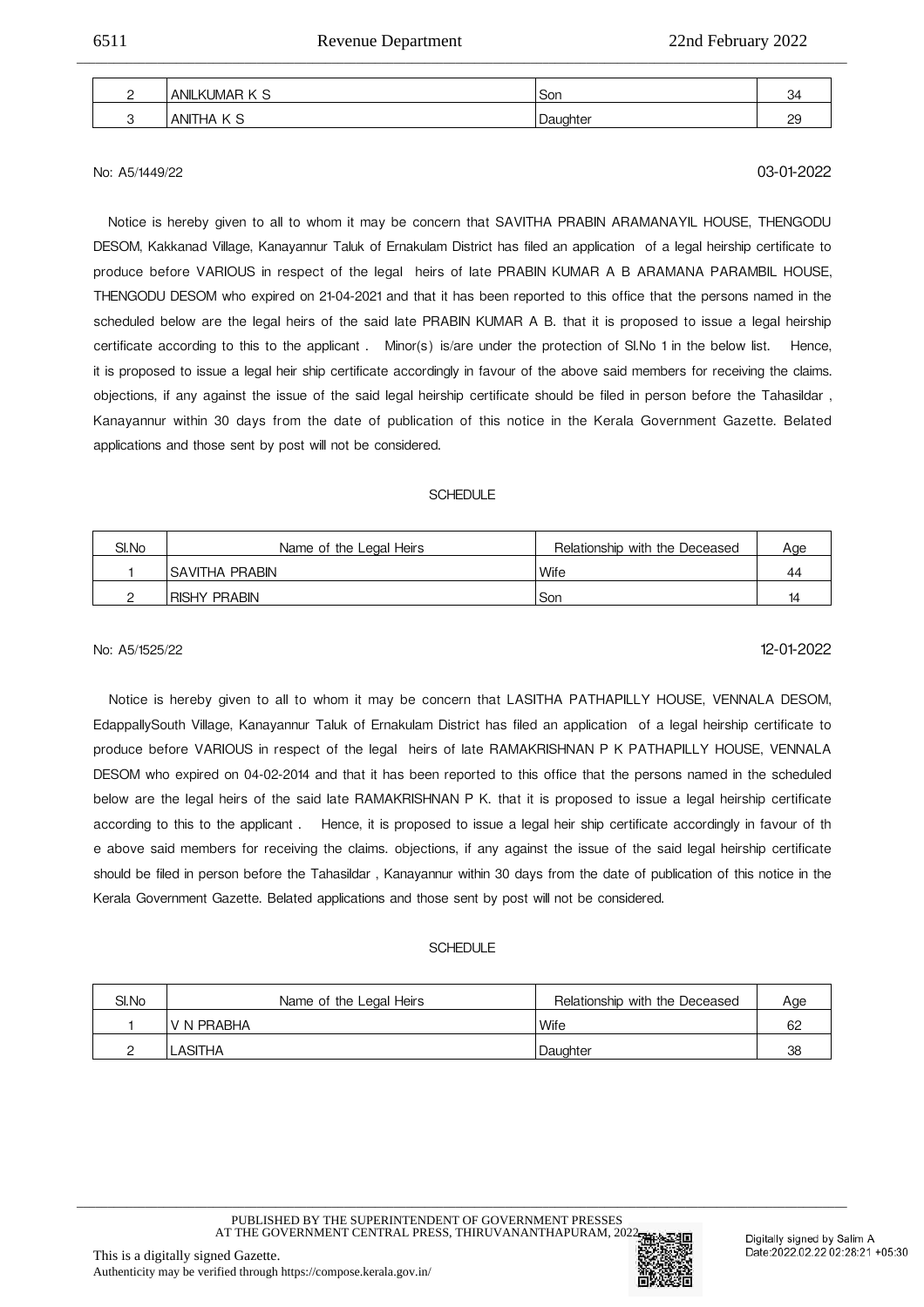| | | | |
|---|---|---|---|
| 2 | ANILKUMAR K S | Son | 34 |
| 3 | ANITHA K S | Daughter | 29 |

No: A5/1449/22 03-01-2022

Notice is hereby given to all to whom it may be concern that SAVITHA PRABIN ARAMANAYIL HOUSE, THENGODU DESOM, Kakkanad Village, Kanayannur Taluk of Ernakulam District has filed an application of a legal heirship certificate to produce before VARIOUS in respect of the legal heirs of late PRABIN KUMAR A B ARAMANA PARAMBIL HOUSE, THENGODU DESOM who expired on 21-04-2021 and that it has been reported to this office that the persons named in the scheduled below are the legal heirs of the said late PRABIN KUMAR A B. that it is proposed to issue a legal heirship certificate according to this to the applicant . Minor(s) is/are under the protection of Sl.No 1 in the below list. Hence, it is proposed to issue a legal heir ship certificate accordingly in favour of the above said members for receiving the claims. objections, if any against the issue of the said legal heirship certificate should be filed in person before the Tahasildar , Kanayannur within 30 days from the date of publication of this notice in the Kerala Government Gazette. Belated applications and those sent by post will not be considered.

SCHEDULE

| Sl.No | Name of the Legal Heirs | Relationship with the Deceased | Age |
|---|---|---|---|
| 1 | SAVITHA PRABIN | Wife | 44 |
| 2 | RISHY PRABIN | Son | 14 |

No: A5/1525/22 12-01-2022

Notice is hereby given to all to whom it may be concern that LASITHA PATHAPILLY HOUSE, VENNALA DESOM, EdappallySouth Village, Kanayannur Taluk of Ernakulam District has filed an application of a legal heirship certificate to produce before VARIOUS in respect of the legal heirs of late RAMAKRISHNAN P K PATHAPILLY HOUSE, VENNALA DESOM who expired on 04-02-2014 and that it has been reported to this office that the persons named in the scheduled below are the legal heirs of the said late RAMAKRISHNAN P K. that it is proposed to issue a legal heirship certificate according to this to the applicant . Hence, it is proposed to issue a legal heir ship certificate accordingly in favour of th e above said members for receiving the claims. objections, if any against the issue of the said legal heirship certificate should be filed in person before the Tahasildar , Kanayannur within 30 days from the date of publication of this notice in the Kerala Government Gazette. Belated applications and those sent by post will not be considered.

SCHEDULE

| Sl.No | Name of the Legal Heirs | Relationship with the Deceased | Age |
|---|---|---|---|
| 1 | V N PRABHA | Wife | 62 |
| 2 | LASITHA | Daughter | 38 |

PUBLISHED BY THE SUPERINTENDENT OF GOVERNMENT PRESSES
AT THE GOVERNMENT CENTRAL PRESS, THIRUVANANTHAPURAM, 2022

This is a digitally signed Gazette.
Authenticity may be verified through https://compose.kerala.gov.in/

Digitally signed by Salim A
Date:2022.02.22 02:28:21 +05:30